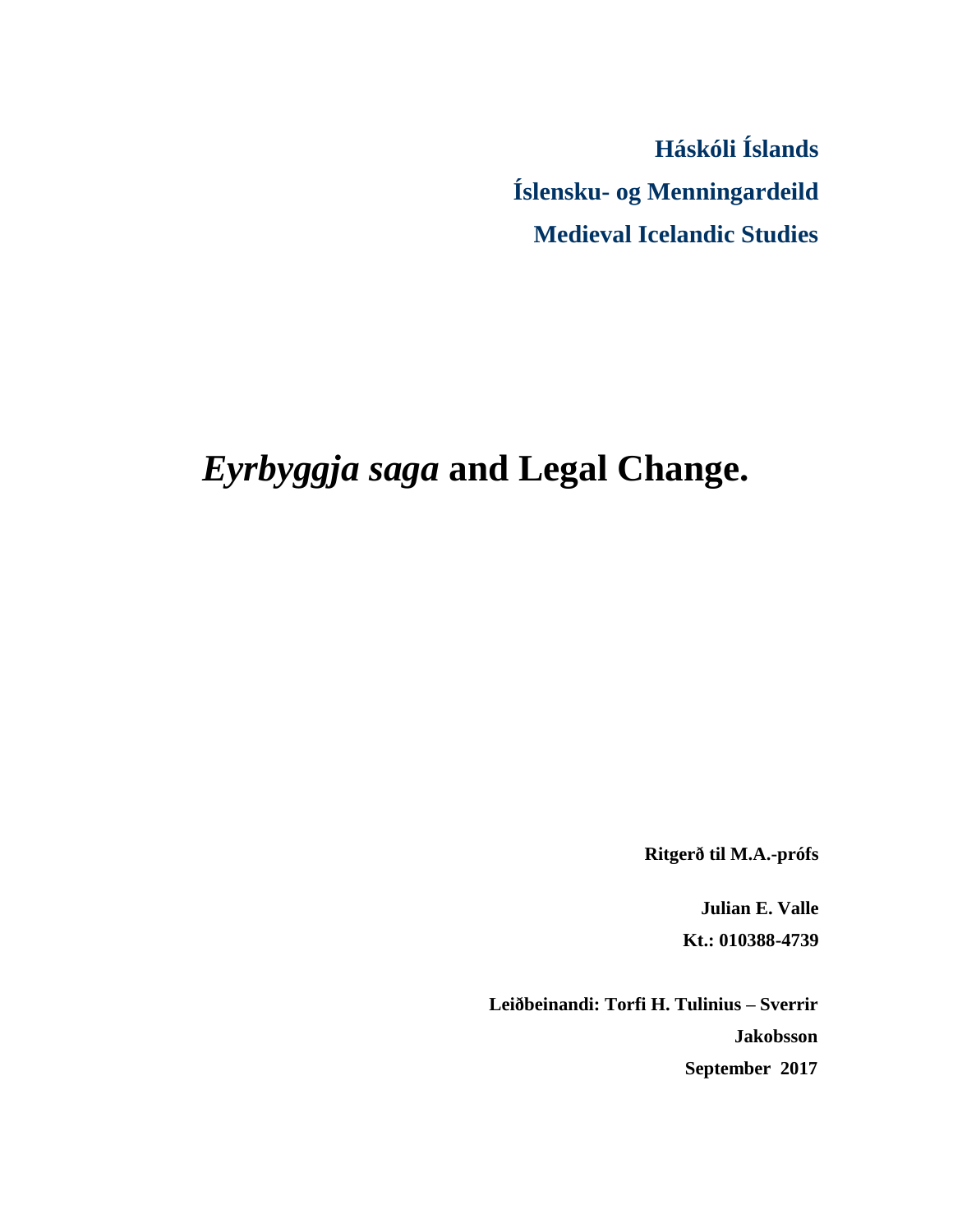**Háskóli Íslands**

**Íslensku- og Menningardeild**

**Medieval Icelandic Studies**

# *Eyrbyggja saga* and Legal Change.

**Ritgerð til M.A.-prófs**

**Julian E. Valle**

**Kt.: 010388-4739**

**Leiðbeinandi: Torfi H. Tulinius – Sverrir Jakobsson**

**September 2017**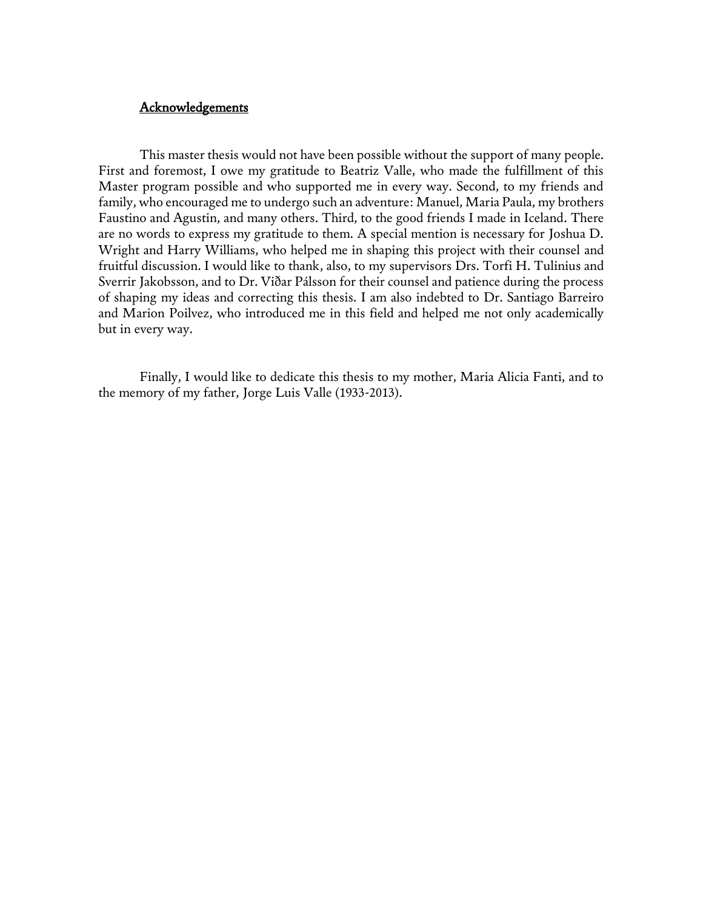## Acknowledgements

This master thesis would not have been possible without the support of many people. First and foremost, I owe my gratitude to Beatriz Valle, who made the fulfillment of this Master program possible and who supported me in every way. Second, to my friends and family, who encouraged me to undergo such an adventure: Manuel, Maria Paula, my brothers Faustino and Agustin, and many others. Third, to the good friends I made in Iceland. There are no words to express my gratitude to them. A special mention is necessary for Joshua D. Wright and Harry Williams, who helped me in shaping this project with their counsel and fruitful discussion. I would like to thank, also, to my supervisors Drs. Torfi H. Tulinius and Sverrir Jakobsson, and to Dr. Viðar Pálsson for their counsel and patience during the process of shaping my ideas and correcting this thesis. I am also indebted to Dr. Santiago Barreiro and Marion Poilvez, who introduced me in this field and helped me not only academically but in every way.

Finally, I would like to dedicate this thesis to my mother, Maria Alicia Fanti, and to the memory of my father, Jorge Luis Valle (1933-2013).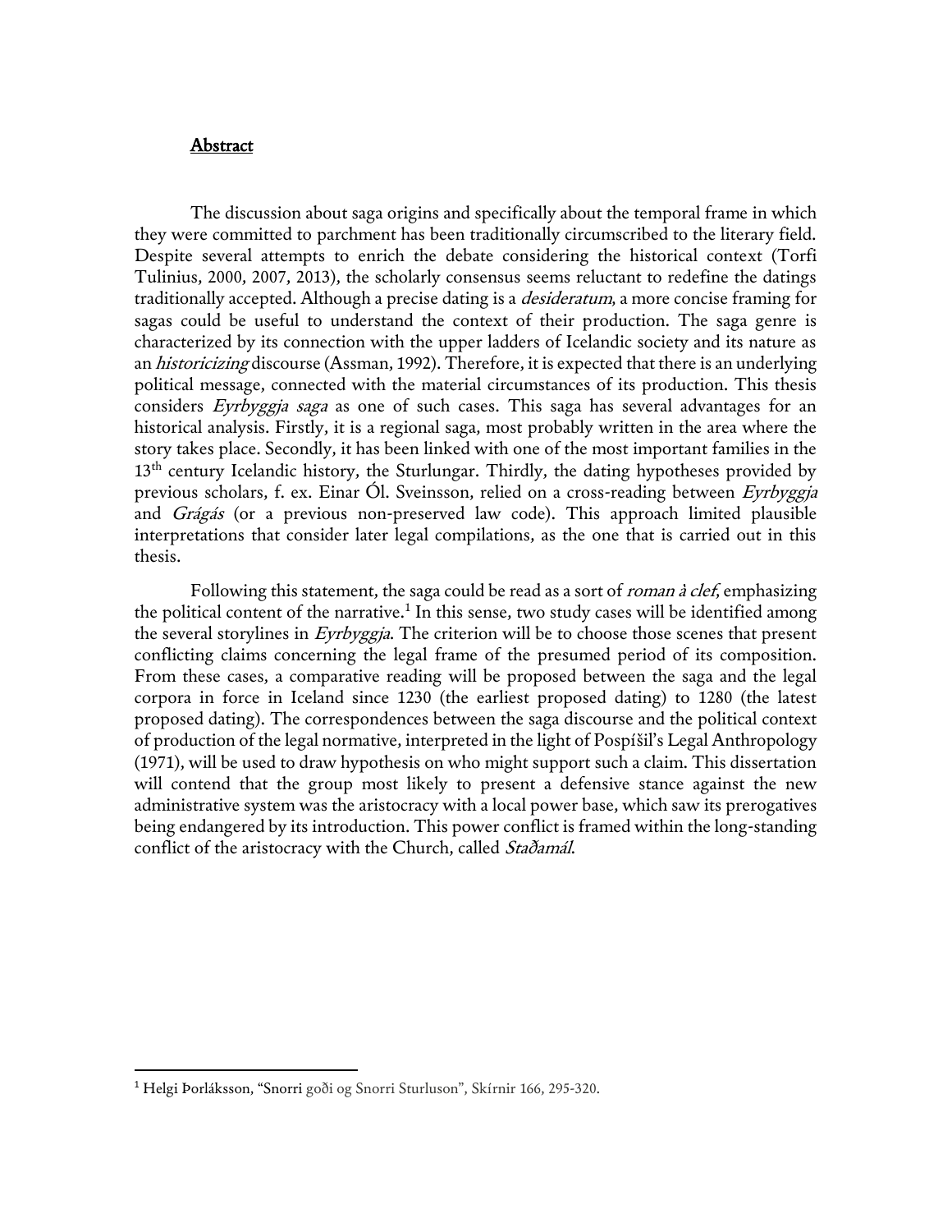## Abstract

The discussion about saga origins and specifically about the temporal frame in which they were committed to parchment has been traditionally circumscribed to the literary field. Despite several attempts to enrich the debate considering the historical context (Torfi Tulinius, 2000, 2007, 2013), the scholarly consensus seems reluctant to redefine the datings traditionally accepted. Although a precise dating is a *desideratum*, a more concise framing for sagas could be useful to understand the context of their production. The saga genre is characterized by its connection with the upper ladders of Icelandic society and its nature as an *historicizing* discourse (Assman, 1992). Therefore, it is expected that there is an underlying political message, connected with the material circumstances of its production. This thesis considers *Eyrbyggja saga* as one of such cases. This saga has several advantages for an historical analysis. Firstly, it is a regional saga, most probably written in the area where the story takes place. Secondly, it has been linked with one of the most important families in the 13th century Icelandic history, the Sturlungar. Thirdly, the dating hypotheses provided by previous scholars, f. ex. Einar Ól. Sveinsson, relied on a cross-reading between *Eyrbyggja* and *Grágás* (or a previous non-preserved law code). This approach limited plausible interpretations that consider later legal compilations, as the one that is carried out in this thesis.

Following this statement, the saga could be read as a sort of *roman à clef*, emphasizing the political content of the narrative.[1] In this sense, two study cases will be identified among the several storylines in *Eyrbyggja*. The criterion will be to choose those scenes that present conflicting claims concerning the legal frame of the presumed period of its composition. From these cases, a comparative reading will be proposed between the saga and the legal corpora in force in Iceland since 1230 (the earliest proposed dating) to 1280 (the latest proposed dating). The correspondences between the saga discourse and the political context of production of the legal normative, interpreted in the light of Pospíšil's Legal Anthropology (1971), will be used to draw hypothesis on who might support such a claim. This dissertation will contend that the group most likely to present a defensive stance against the new administrative system was the aristocracy with a local power base, which saw its prerogatives being endangered by its introduction. This power conflict is framed within the long-standing conflict of the aristocracy with the Church, called *Staðamál*.

[1] Helgi Þorláksson, "Snorri goði og Snorri Sturluson", Skírnir 166, 295-320.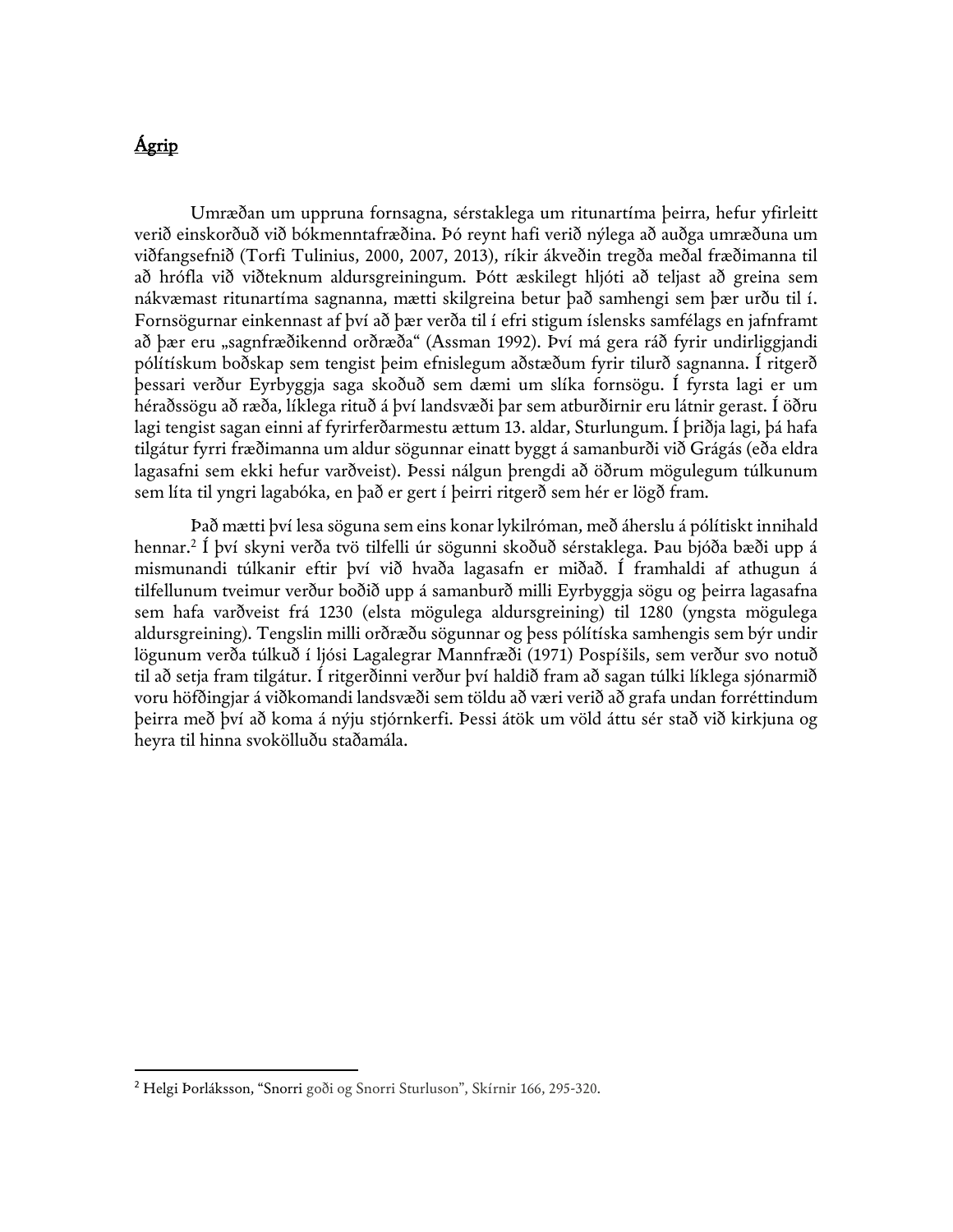# Ágrip

Umræðan um uppruna fornsagna, sérstaklega um ritunartíma þeirra, hefur yfirleitt verið einskorðuð við bókmenntafræðina. Þó reynt hafi verið nýlega að auðga umræðuna um viðfangsefnið (Torfi Tulinius, 2000, 2007, 2013), ríkir ákveðin tregða meðal fræðimanna til að hrófla við viðteknum aldursgreiningum. Þótt æskilegt hljóti að teljast að greina sem nákvæmast ritunartíma sagnanna, mætti skilgreina betur það samhengi sem þær urðu til í. Fornsögurnar einkennast af því að þær verða til í efri stigum íslensks samfélags en jafnframt að þær eru „sagnfræðikennd orðræða" (Assman 1992). Því má gera ráð fyrir undirliggjandi pólítískum boðskap sem tengist þeim efnislegum aðstæðum fyrir tilurð sagnanna. Í ritgerð þessari verður Eyrbyggja saga skoðuð sem dæmi um slíka fornsögu. Í fyrsta lagi er um héraðssögu að ræða, líklega rituð á því landsvæði þar sem atburðirnir eru látnir gerast. Í öðru lagi tengist sagan einni af fyrirferðarmestu ættum 13. aldar, Sturlungum. Í þriðja lagi, þá hafa tilgátur fyrri fræðimanna um aldur sögunnar einatt byggt á samanburði við Grágás (eða eldra lagasafni sem ekki hefur varðveist). Þessi nálgun þrengdi að öðrum mögulegum túlkunum sem líta til yngri lagabóka, en það er gert í þeirri ritgerð sem hér er lögð fram.

Það mætti því lesa söguna sem eins konar lykilróman, með áherslu á pólítískt innihald hennar.[2] Í því skyni verða tvö tilfelli úr sögunni skoðuð sérstaklega. Þau bjóða bæði upp á mismunandi túlkanir eftir því við hvaða lagasafn er miðað. Í framhaldi af athugun á tilfellunum tveimur verður boðið upp á samanburð milli Eyrbyggja sögu og þeirra lagasafna sem hafa varðveist frá 1230 (elsta mögulega aldursgreining) til 1280 (yngsta mögulega aldursgreining). Tengslin milli orðræðu sögunnar og þess pólítíska samhengis sem býr undir lögunum verða túlkuð í ljósi Lagalegrar Mannfræði (1971) Pospíšils, sem verður svo notuð til að setja fram tilgátur. Í ritgerðinni verður því haldið fram að sagan túlki líklega sjónarmið voru höfðingjar á viðkomandi landsvæði sem töldu að væri verið að grafa undan forréttindum þeirra með því að koma á nýju stjórnkerfi. Þessi átök um völd áttu sér stað við kirkjuna og heyra til hinna svokölluðu staðamála.

---

[2] Helgi Þorláksson, "Snorri goði og Snorri Sturluson", Skírnir 166, 295-320.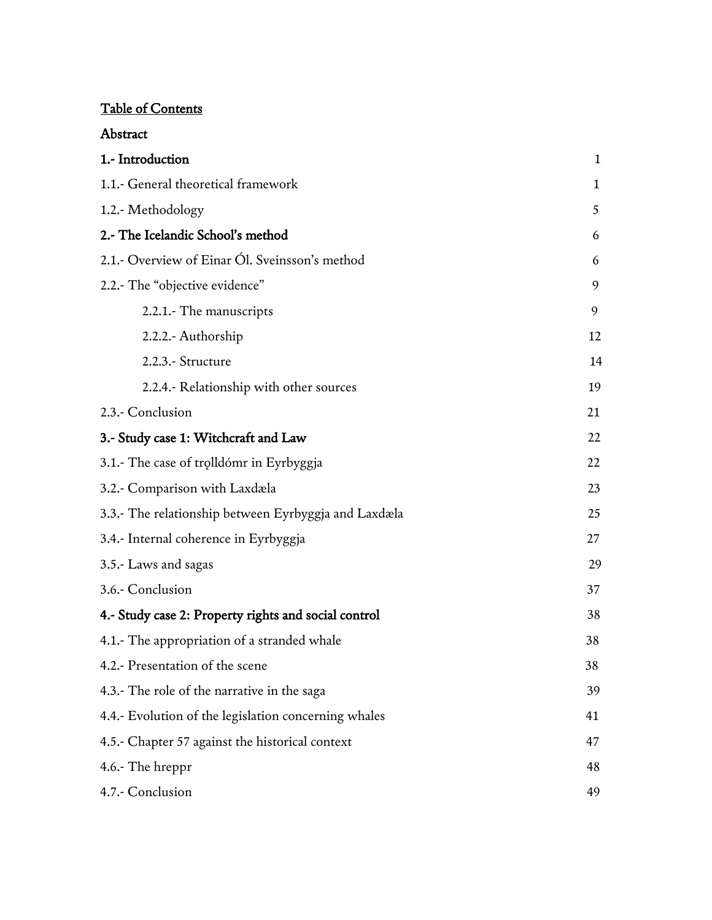Table of Contents

Abstract

| | |
|---|---|
| **1.- Introduction** | 1 |
| 1.1.- General theoretical framework | 1 |
| 1.2.- Methodology | 5 |
| **2.- The Icelandic School's method** | 6 |
| 2.1.- Overview of Einar Ól. Sveinsson's method | 6 |
| 2.2.- The "objective evidence" | 9 |
| 2.2.1.- The manuscripts | 9 |
| 2.2.2.- Authorship | 12 |
| 2.2.3.- Structure | 14 |
| 2.2.4.- Relationship with other sources | 19 |
| 2.3.- Conclusion | 21 |
| **3.- Study case 1: Witchcraft and Law** | 22 |
| 3.1.- The case of trǫlldómr in Eyrbyggja | 22 |
| 3.2.- Comparison with Laxdæla | 23 |
| 3.3.- The relationship between Eyrbyggja and Laxdæla | 25 |
| 3.4.- Internal coherence in Eyrbyggja | 27 |
| 3.5.- Laws and sagas | 29 |
| 3.6.- Conclusion | 37 |
| **4.- Study case 2: Property rights and social control** | 38 |
| 4.1.- The appropriation of a stranded whale | 38 |
| 4.2.- Presentation of the scene | 38 |
| 4.3.- The role of the narrative in the saga | 39 |
| 4.4.- Evolution of the legislation concerning whales | 41 |
| 4.5.- Chapter 57 against the historical context | 47 |
| 4.6.- The hreppr | 48 |
| 4.7.- Conclusion | 49 |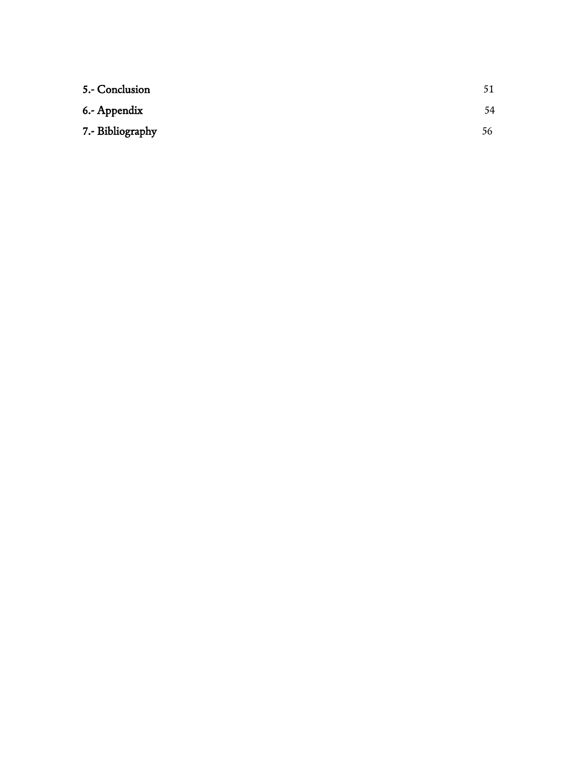**5.- Conclusion** 51

**6.- Appendix** 54

**7.- Bibliography** 56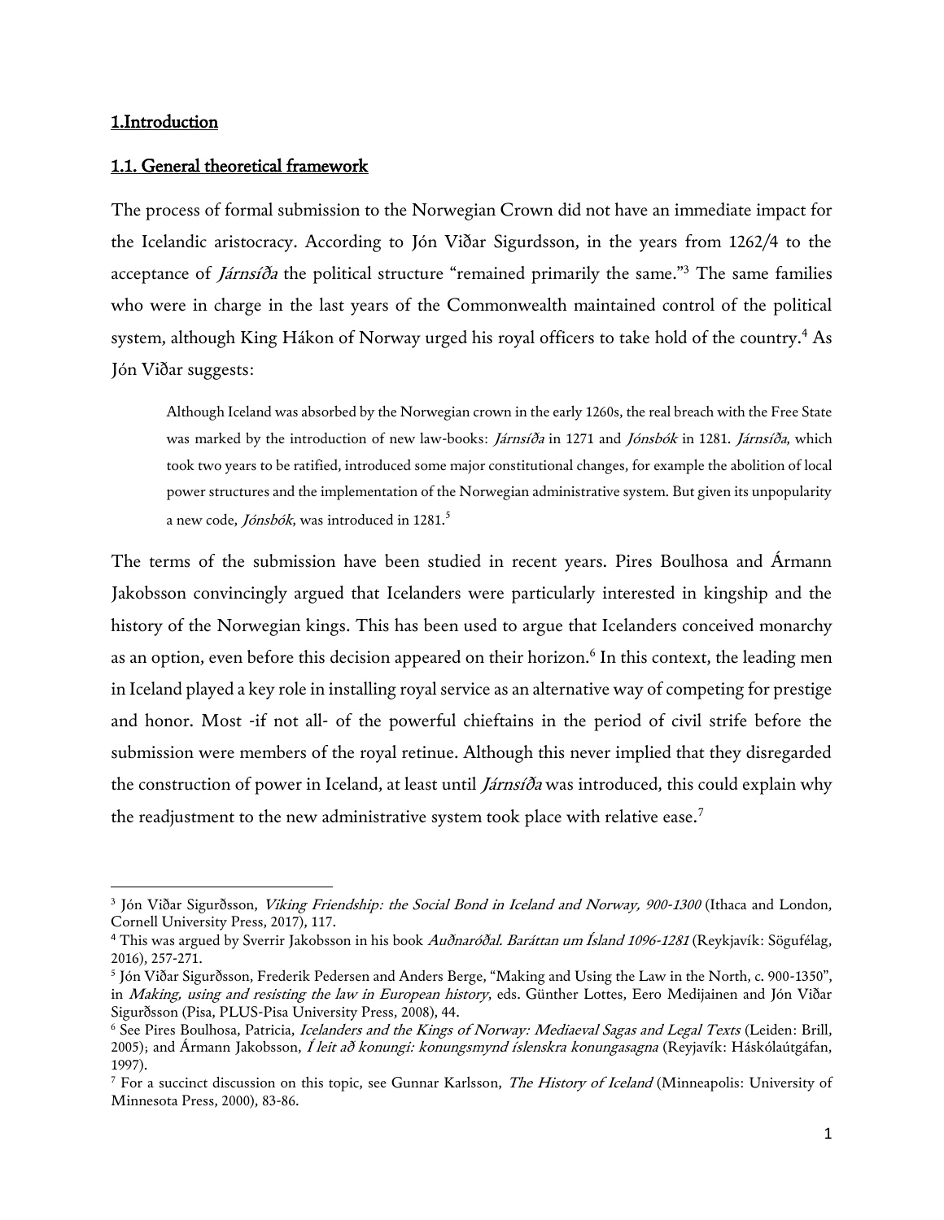# 1.Introduction

## 1.1. General theoretical framework

The process of formal submission to the Norwegian Crown did not have an immediate impact for the Icelandic aristocracy. According to Jón Viðar Sigurdsson, in the years from 1262/4 to the acceptance of *Járnsíða* the political structure "remained primarily the same."[3] The same families who were in charge in the last years of the Commonwealth maintained control of the political system, although King Hákon of Norway urged his royal officers to take hold of the country.[4] As Jón Viðar suggests:

> Although Iceland was absorbed by the Norwegian crown in the early 1260s, the real breach with the Free State was marked by the introduction of new law-books: *Járnsíða* in 1271 and *Jónsbók* in 1281. *Járnsíða*, which took two years to be ratified, introduced some major constitutional changes, for example the abolition of local power structures and the implementation of the Norwegian administrative system. But given its unpopularity a new code, *Jónsbók*, was introduced in 1281.[5]

The terms of the submission have been studied in recent years. Pires Boulhosa and Ármann Jakobsson convincingly argued that Icelanders were particularly interested in kingship and the history of the Norwegian kings. This has been used to argue that Icelanders conceived monarchy as an option, even before this decision appeared on their horizon.[6] In this context, the leading men in Iceland played a key role in installing royal service as an alternative way of competing for prestige and honor. Most -if not all- of the powerful chieftains in the period of civil strife before the submission were members of the royal retinue. Although this never implied that they disregarded the construction of power in Iceland, at least until *Járnsíða* was introduced, this could explain why the readjustment to the new administrative system took place with relative ease.[7]

---

[3] Jón Viðar Sigurðsson, *Viking Friendship: the Social Bond in Iceland and Norway, 900-1300* (Ithaca and London, Cornell University Press, 2017), 117.

[4] This was argued by Sverrir Jakobsson in his book *Auðnaróðal. Baráttan um Ísland 1096-1281* (Reykjavík: Sögufélag, 2016), 257-271.

[5] Jón Viðar Sigurðsson, Frederik Pedersen and Anders Berge, "Making and Using the Law in the North, c. 900-1350", in *Making, using and resisting the law in European history*, eds. Günther Lottes, Eero Medijainen and Jón Viðar Sigurðsson (Pisa, PLUS-Pisa University Press, 2008), 44.

[6] See Pires Boulhosa, Patricia, *Icelanders and the Kings of Norway: Mediaeval Sagas and Legal Texts* (Leiden: Brill, 2005); and Ármann Jakobsson, *Í leit að konungi: konungsmynd íslenskra konungasagna* (Reyjavík: Háskólaútgáfan, 1997).

[7] For a succinct discussion on this topic, see Gunnar Karlsson, *The History of Iceland* (Minneapolis: University of Minnesota Press, 2000), 83-86.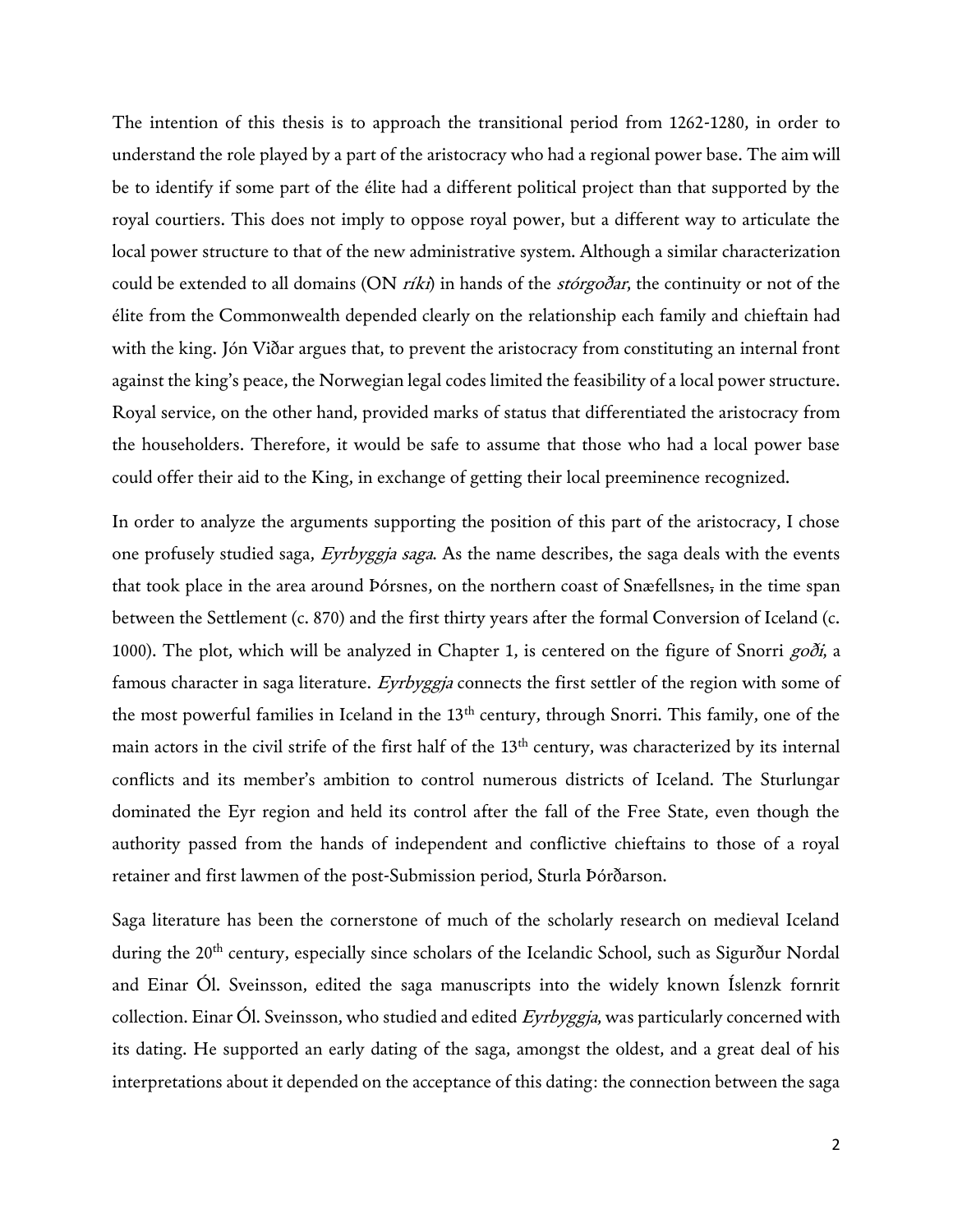The intention of this thesis is to approach the transitional period from 1262-1280, in order to understand the role played by a part of the aristocracy who had a regional power base. The aim will be to identify if some part of the élite had a different political project than that supported by the royal courtiers. This does not imply to oppose royal power, but a different way to articulate the local power structure to that of the new administrative system. Although a similar characterization could be extended to all domains (ON *ríki*) in hands of the *stórgoðar*, the continuity or not of the élite from the Commonwealth depended clearly on the relationship each family and chieftain had with the king. Jón Viðar argues that, to prevent the aristocracy from constituting an internal front against the king's peace, the Norwegian legal codes limited the feasibility of a local power structure. Royal service, on the other hand, provided marks of status that differentiated the aristocracy from the householders. Therefore, it would be safe to assume that those who had a local power base could offer their aid to the King, in exchange of getting their local preeminence recognized.

In order to analyze the arguments supporting the position of this part of the aristocracy, I chose one profusely studied saga, *Eyrbyggja saga*. As the name describes, the saga deals with the events that took place in the area around Þórsnes, on the northern coast of Snæfellsnes, in the time span between the Settlement (c. 870) and the first thirty years after the formal Conversion of Iceland (c. 1000). The plot, which will be analyzed in Chapter 1, is centered on the figure of Snorri *goði*, a famous character in saga literature. *Eyrbyggja* connects the first settler of the region with some of the most powerful families in Iceland in the 13th century, through Snorri. This family, one of the main actors in the civil strife of the first half of the 13th century, was characterized by its internal conflicts and its member's ambition to control numerous districts of Iceland. The Sturlungar dominated the Eyr region and held its control after the fall of the Free State, even though the authority passed from the hands of independent and conflictive chieftains to those of a royal retainer and first lawmen of the post-Submission period, Sturla Þórðarson.

Saga literature has been the cornerstone of much of the scholarly research on medieval Iceland during the 20th century, especially since scholars of the Icelandic School, such as Sigurður Nordal and Einar Ól. Sveinsson, edited the saga manuscripts into the widely known Íslenzk fornrit collection. Einar Ól. Sveinsson, who studied and edited *Eyrbyggja*, was particularly concerned with its dating. He supported an early dating of the saga, amongst the oldest, and a great deal of his interpretations about it depended on the acceptance of this dating: the connection between the saga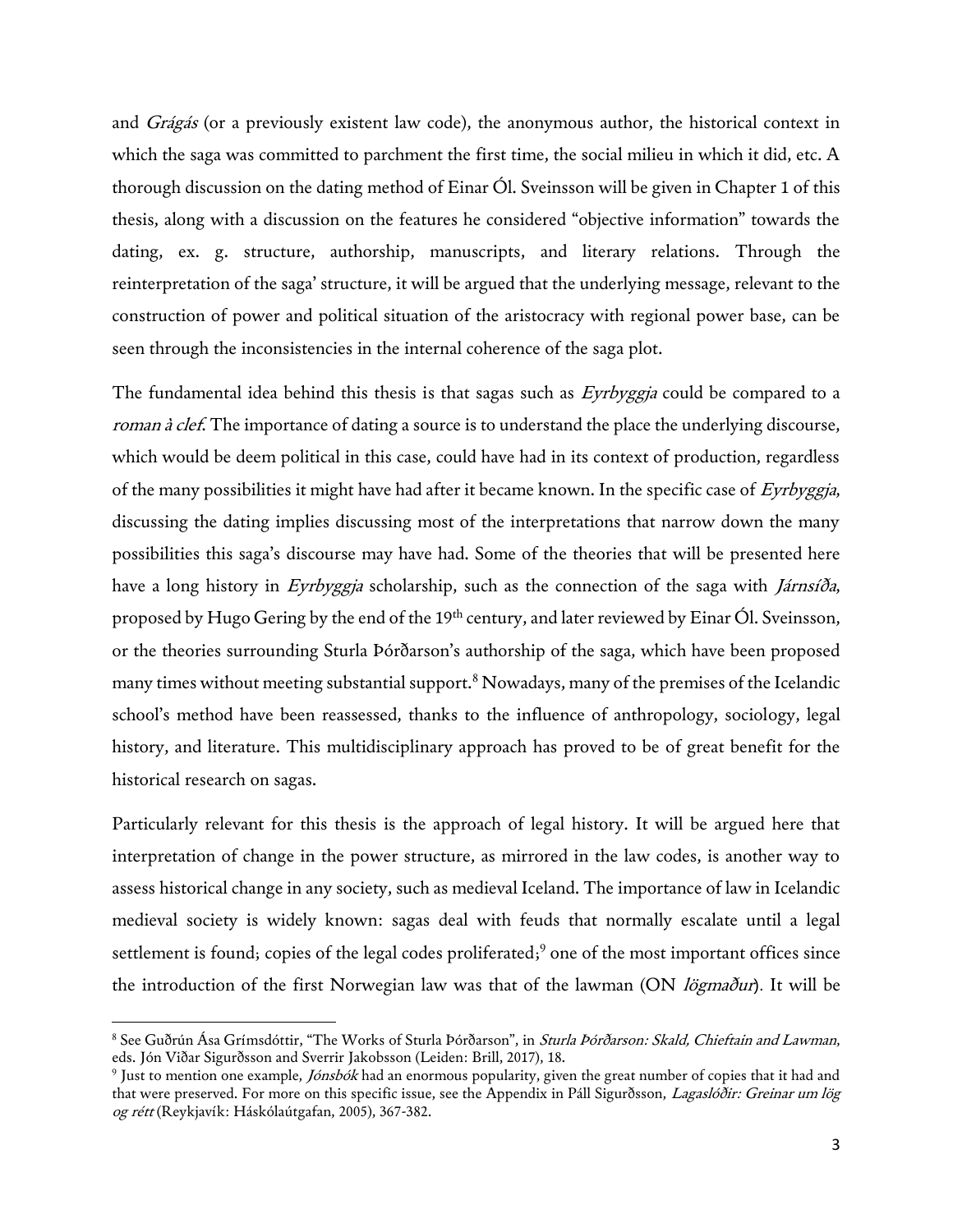and *Grágás* (or a previously existent law code), the anonymous author, the historical context in which the saga was committed to parchment the first time, the social milieu in which it did, etc. A thorough discussion on the dating method of Einar Ól. Sveinsson will be given in Chapter 1 of this thesis, along with a discussion on the features he considered "objective information" towards the dating, ex. g. structure, authorship, manuscripts, and literary relations. Through the reinterpretation of the saga' structure, it will be argued that the underlying message, relevant to the construction of power and political situation of the aristocracy with regional power base, can be seen through the inconsistencies in the internal coherence of the saga plot.

The fundamental idea behind this thesis is that sagas such as *Eyrbyggja* could be compared to a *roman à clef*. The importance of dating a source is to understand the place the underlying discourse, which would be deem political in this case, could have had in its context of production, regardless of the many possibilities it might have had after it became known. In the specific case of *Eyrbyggja*, discussing the dating implies discussing most of the interpretations that narrow down the many possibilities this saga's discourse may have had. Some of the theories that will be presented here have a long history in *Eyrbyggja* scholarship, such as the connection of the saga with *Járnsíða*, proposed by Hugo Gering by the end of the 19th century, and later reviewed by Einar Ól. Sveinsson, or the theories surrounding Sturla Þórðarson's authorship of the saga, which have been proposed many times without meeting substantial support.[8] Nowadays, many of the premises of the Icelandic school's method have been reassessed, thanks to the influence of anthropology, sociology, legal history, and literature. This multidisciplinary approach has proved to be of great benefit for the historical research on sagas.

Particularly relevant for this thesis is the approach of legal history. It will be argued here that interpretation of change in the power structure, as mirrored in the law codes, is another way to assess historical change in any society, such as medieval Iceland. The importance of law in Icelandic medieval society is widely known: sagas deal with feuds that normally escalate until a legal settlement is found; copies of the legal codes proliferated;[9] one of the most important offices since the introduction of the first Norwegian law was that of the lawman (ON *lögmaður*). It will be

---

[8] See Guðrún Ása Grímsdóttir, "The Works of Sturla Þórðarson", in *Sturla Þórðarson: Skald, Chieftain and Lawman*, eds. Jón Viðar Sigurðsson and Sverrir Jakobsson (Leiden: Brill, 2017), 18.

[9] Just to mention one example, *Jónsbók* had an enormous popularity, given the great number of copies that it had and that were preserved. For more on this specific issue, see the Appendix in Páll Sigurðsson, *Lagaslóðir: Greinar um lög og rétt* (Reykjavík: Háskólaútgafan, 2005), 367-382.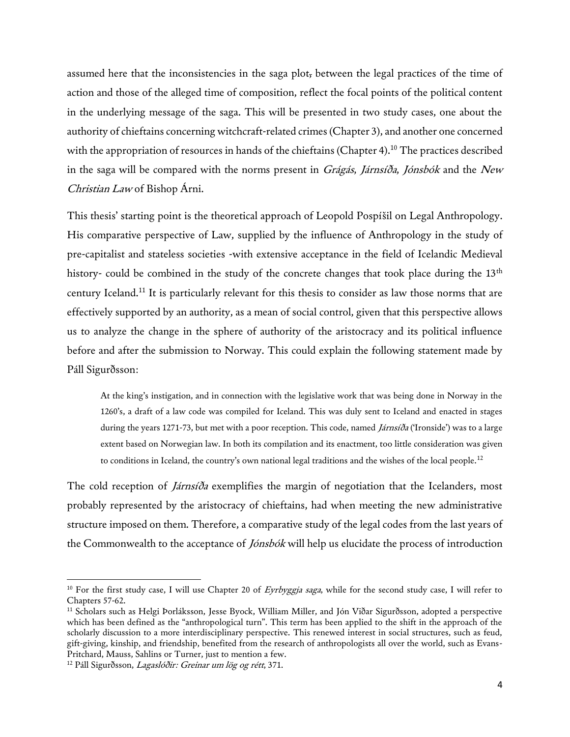assumed here that the inconsistencies in the saga plot, between the legal practices of the time of action and those of the alleged time of composition, reflect the focal points of the political content in the underlying message of the saga. This will be presented in two study cases, one about the authority of chieftains concerning witchcraft-related crimes (Chapter 3), and another one concerned with the appropriation of resources in hands of the chieftains (Chapter 4).[10] The practices described in the saga will be compared with the norms present in *Grágás*, *Járnsíða*, *Jónsbók* and the *New Christian Law* of Bishop Árni.

This thesis' starting point is the theoretical approach of Leopold Pospíšil on Legal Anthropology. His comparative perspective of Law, supplied by the influence of Anthropology in the study of pre-capitalist and stateless societies -with extensive acceptance in the field of Icelandic Medieval history- could be combined in the study of the concrete changes that took place during the 13th century Iceland.[11] It is particularly relevant for this thesis to consider as law those norms that are effectively supported by an authority, as a mean of social control, given that this perspective allows us to analyze the change in the sphere of authority of the aristocracy and its political influence before and after the submission to Norway. This could explain the following statement made by Páll Sigurðsson:

> At the king's instigation, and in connection with the legislative work that was being done in Norway in the 1260's, a draft of a law code was compiled for Iceland. This was duly sent to Iceland and enacted in stages during the years 1271-73, but met with a poor reception. This code, named *Járnsíða* ('Ironside') was to a large extent based on Norwegian law. In both its compilation and its enactment, too little consideration was given to conditions in Iceland, the country's own national legal traditions and the wishes of the local people.[12]

The cold reception of *Járnsíða* exemplifies the margin of negotiation that the Icelanders, most probably represented by the aristocracy of chieftains, had when meeting the new administrative structure imposed on them. Therefore, a comparative study of the legal codes from the last years of the Commonwealth to the acceptance of *Jónsbók* will help us elucidate the process of introduction

---

[10] For the first study case, I will use Chapter 20 of *Eyrbyggja saga*, while for the second study case, I will refer to Chapters 57-62.

[11] Scholars such as Helgi Þorláksson, Jesse Byock, William Miller, and Jón Viðar Sigurðsson, adopted a perspective which has been defined as the "anthropological turn". This term has been applied to the shift in the approach of the scholarly discussion to a more interdisciplinary perspective. This renewed interest in social structures, such as feud, gift-giving, kinship, and friendship, benefited from the research of anthropologists all over the world, such as Evans-Pritchard, Mauss, Sahlins or Turner, just to mention a few.

[12] Páll Sigurðsson, *Lagaslóðir: Greinar um lög og rétt*, 371.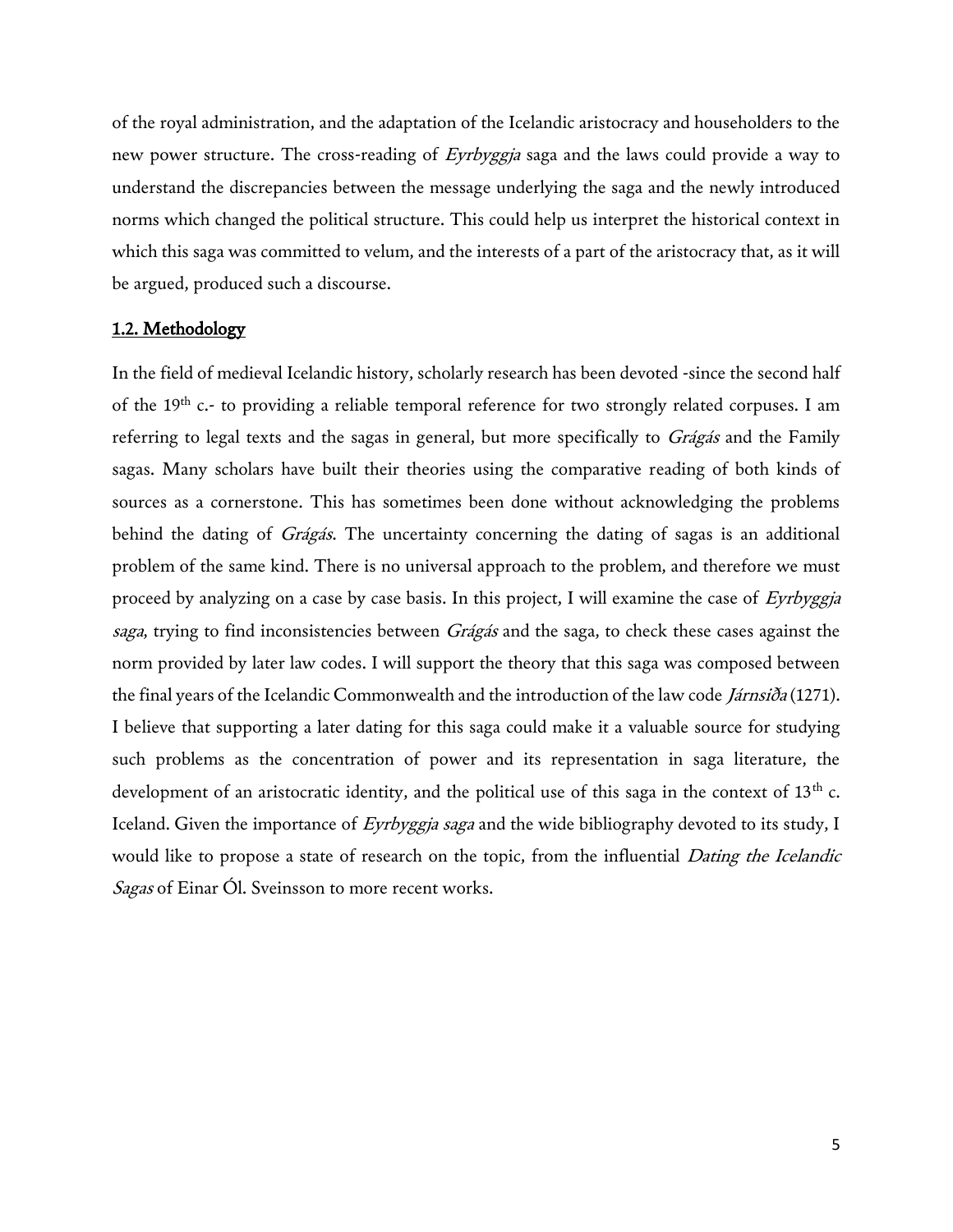of the royal administration, and the adaptation of the Icelandic aristocracy and householders to the new power structure. The cross-reading of *Eyrbyggja* saga and the laws could provide a way to understand the discrepancies between the message underlying the saga and the newly introduced norms which changed the political structure. This could help us interpret the historical context in which this saga was committed to velum, and the interests of a part of the aristocracy that, as it will be argued, produced such a discourse.

## 1.2. Methodology

In the field of medieval Icelandic history, scholarly research has been devoted -since the second half of the 19th c.- to providing a reliable temporal reference for two strongly related corpuses. I am referring to legal texts and the sagas in general, but more specifically to *Grágás* and the Family sagas. Many scholars have built their theories using the comparative reading of both kinds of sources as a cornerstone. This has sometimes been done without acknowledging the problems behind the dating of *Grágás*. The uncertainty concerning the dating of sagas is an additional problem of the same kind. There is no universal approach to the problem, and therefore we must proceed by analyzing on a case by case basis. In this project, I will examine the case of *Eyrbyggja saga*, trying to find inconsistencies between *Grágás* and the saga, to check these cases against the norm provided by later law codes. I will support the theory that this saga was composed between the final years of the Icelandic Commonwealth and the introduction of the law code *Járnsíða* (1271). I believe that supporting a later dating for this saga could make it a valuable source for studying such problems as the concentration of power and its representation in saga literature, the development of an aristocratic identity, and the political use of this saga in the context of 13th c. Iceland. Given the importance of *Eyrbyggja saga* and the wide bibliography devoted to its study, I would like to propose a state of research on the topic, from the influential *Dating the Icelandic Sagas* of Einar Ól. Sveinsson to more recent works.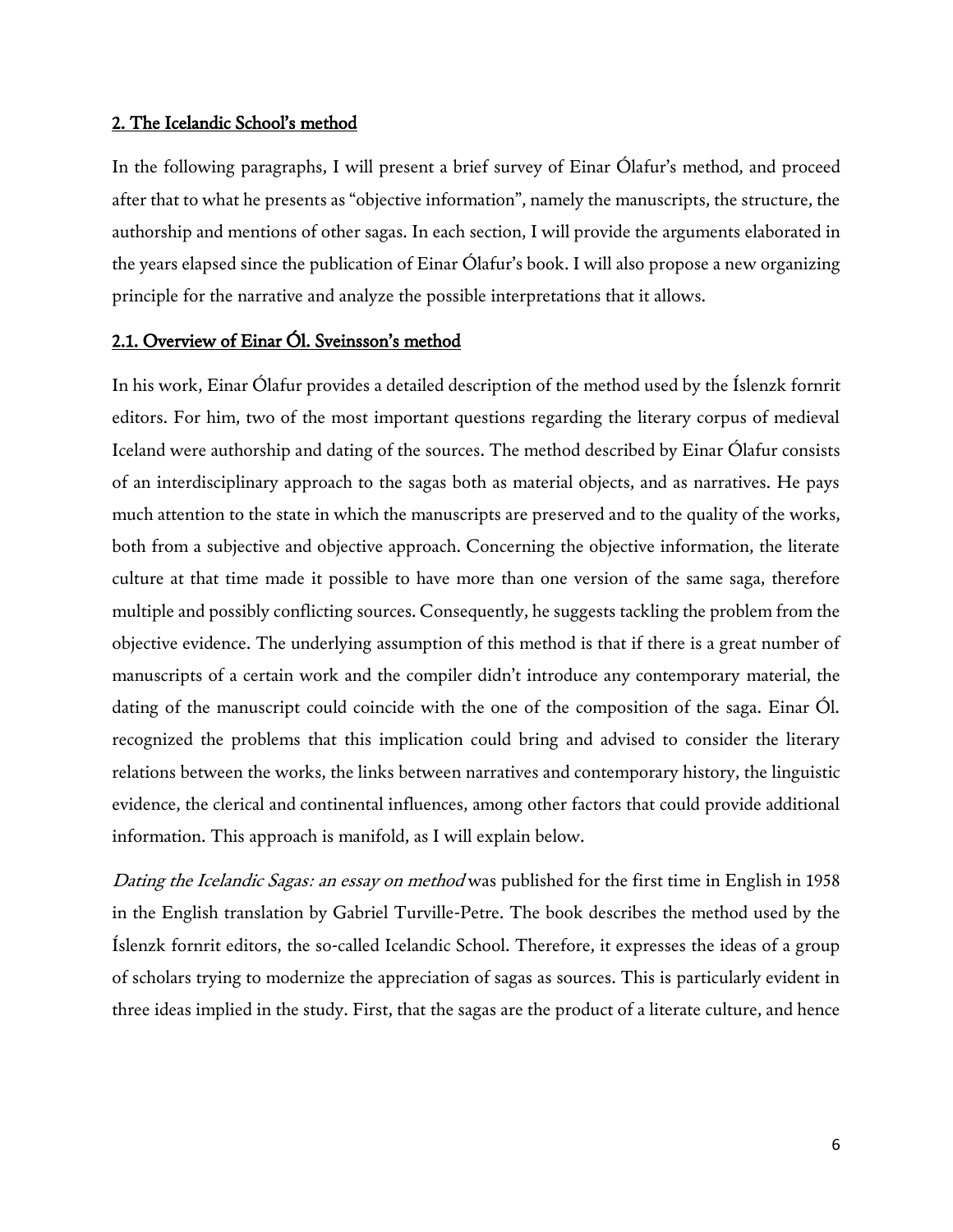## 2. The Icelandic School's method

In the following paragraphs, I will present a brief survey of Einar Ólafur's method, and proceed after that to what he presents as "objective information", namely the manuscripts, the structure, the authorship and mentions of other sagas. In each section, I will provide the arguments elaborated in the years elapsed since the publication of Einar Ólafur's book. I will also propose a new organizing principle for the narrative and analyze the possible interpretations that it allows.

### 2.1. Overview of Einar Ól. Sveinsson's method

In his work, Einar Ólafur provides a detailed description of the method used by the Íslenzk fornrit editors. For him, two of the most important questions regarding the literary corpus of medieval Iceland were authorship and dating of the sources. The method described by Einar Ólafur consists of an interdisciplinary approach to the sagas both as material objects, and as narratives. He pays much attention to the state in which the manuscripts are preserved and to the quality of the works, both from a subjective and objective approach. Concerning the objective information, the literate culture at that time made it possible to have more than one version of the same saga, therefore multiple and possibly conflicting sources. Consequently, he suggests tackling the problem from the objective evidence. The underlying assumption of this method is that if there is a great number of manuscripts of a certain work and the compiler didn't introduce any contemporary material, the dating of the manuscript could coincide with the one of the composition of the saga. Einar Ól. recognized the problems that this implication could bring and advised to consider the literary relations between the works, the links between narratives and contemporary history, the linguistic evidence, the clerical and continental influences, among other factors that could provide additional information. This approach is manifold, as I will explain below.

*Dating the Icelandic Sagas: an essay on method* was published for the first time in English in 1958 in the English translation by Gabriel Turville-Petre. The book describes the method used by the Íslenzk fornrit editors, the so-called Icelandic School. Therefore, it expresses the ideas of a group of scholars trying to modernize the appreciation of sagas as sources. This is particularly evident in three ideas implied in the study. First, that the sagas are the product of a literate culture, and hence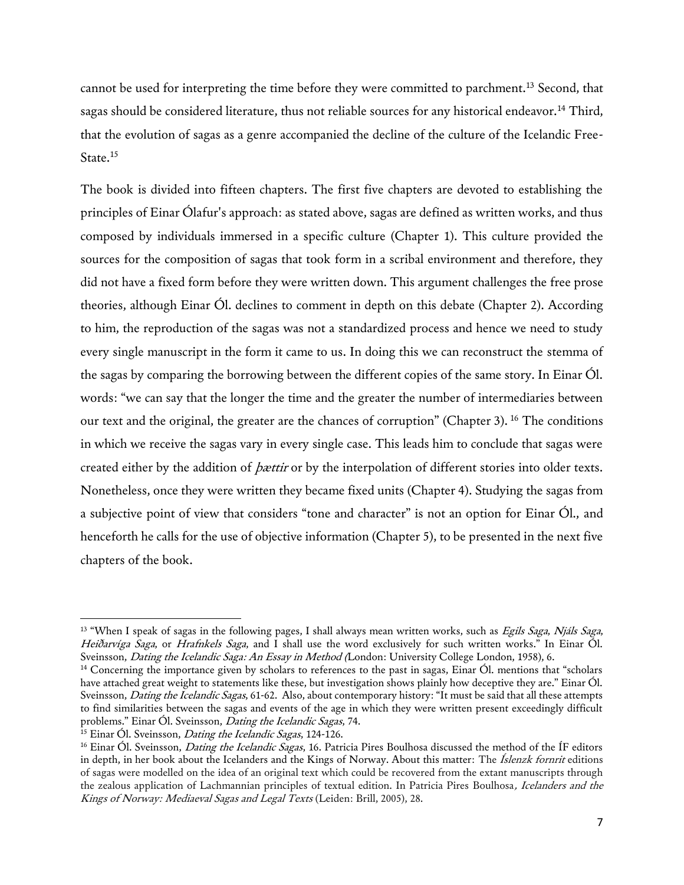cannot be used for interpreting the time before they were committed to parchment.[13] Second, that sagas should be considered literature, thus not reliable sources for any historical endeavor.[14] Third, that the evolution of sagas as a genre accompanied the decline of the culture of the Icelandic Free-State.[15]

The book is divided into fifteen chapters. The first five chapters are devoted to establishing the principles of Einar Ólafur's approach: as stated above, sagas are defined as written works, and thus composed by individuals immersed in a specific culture (Chapter 1). This culture provided the sources for the composition of sagas that took form in a scribal environment and therefore, they did not have a fixed form before they were written down. This argument challenges the free prose theories, although Einar Ól. declines to comment in depth on this debate (Chapter 2). According to him, the reproduction of the sagas was not a standardized process and hence we need to study every single manuscript in the form it came to us. In doing this we can reconstruct the stemma of the sagas by comparing the borrowing between the different copies of the same story. In Einar Ól. words: "we can say that the longer the time and the greater the number of intermediaries between our text and the original, the greater are the chances of corruption" (Chapter 3). [16] The conditions in which we receive the sagas vary in every single case. This leads him to conclude that sagas were created either by the addition of *þættir* or by the interpolation of different stories into older texts. Nonetheless, once they were written they became fixed units (Chapter 4). Studying the sagas from a subjective point of view that considers "tone and character" is not an option for Einar Ól., and henceforth he calls for the use of objective information (Chapter 5), to be presented in the next five chapters of the book.

---

[13] "When I speak of sagas in the following pages, I shall always mean written works, such as *Egils Saga, Njáls Saga, Heiðarvíga Saga*, or *Hrafnkels Saga*, and I shall use the word exclusively for such written works." In Einar Ól. Sveinsson, *Dating the Icelandic Saga: An Essay in Method* (London: University College London, 1958), 6.

[14] Concerning the importance given by scholars to references to the past in sagas, Einar Ól. mentions that "scholars have attached great weight to statements like these, but investigation shows plainly how deceptive they are." Einar Ól. Sveinsson, *Dating the Icelandic Sagas*, 61-62. Also, about contemporary history: "It must be said that all these attempts to find similarities between the sagas and events of the age in which they were written present exceedingly difficult problems." Einar Ól. Sveinsson, *Dating the Icelandic Sagas*, 74.

[15] Einar Ól. Sveinsson, *Dating the Icelandic Sagas*, 124-126.

[16] Einar Ól. Sveinsson, *Dating the Icelandic Sagas*, 16. Patricia Pires Boulhosa discussed the method of the ÍF editors in depth, in her book about the Icelanders and the Kings of Norway. About this matter: The *Íslenzk fornrit* editions of sagas were modelled on the idea of an original text which could be recovered from the extant manuscripts through the zealous application of Lachmannian principles of textual edition. In Patricia Pires Boulhosa, *Icelanders and the Kings of Norway: Mediaeval Sagas and Legal Texts* (Leiden: Brill, 2005), 28.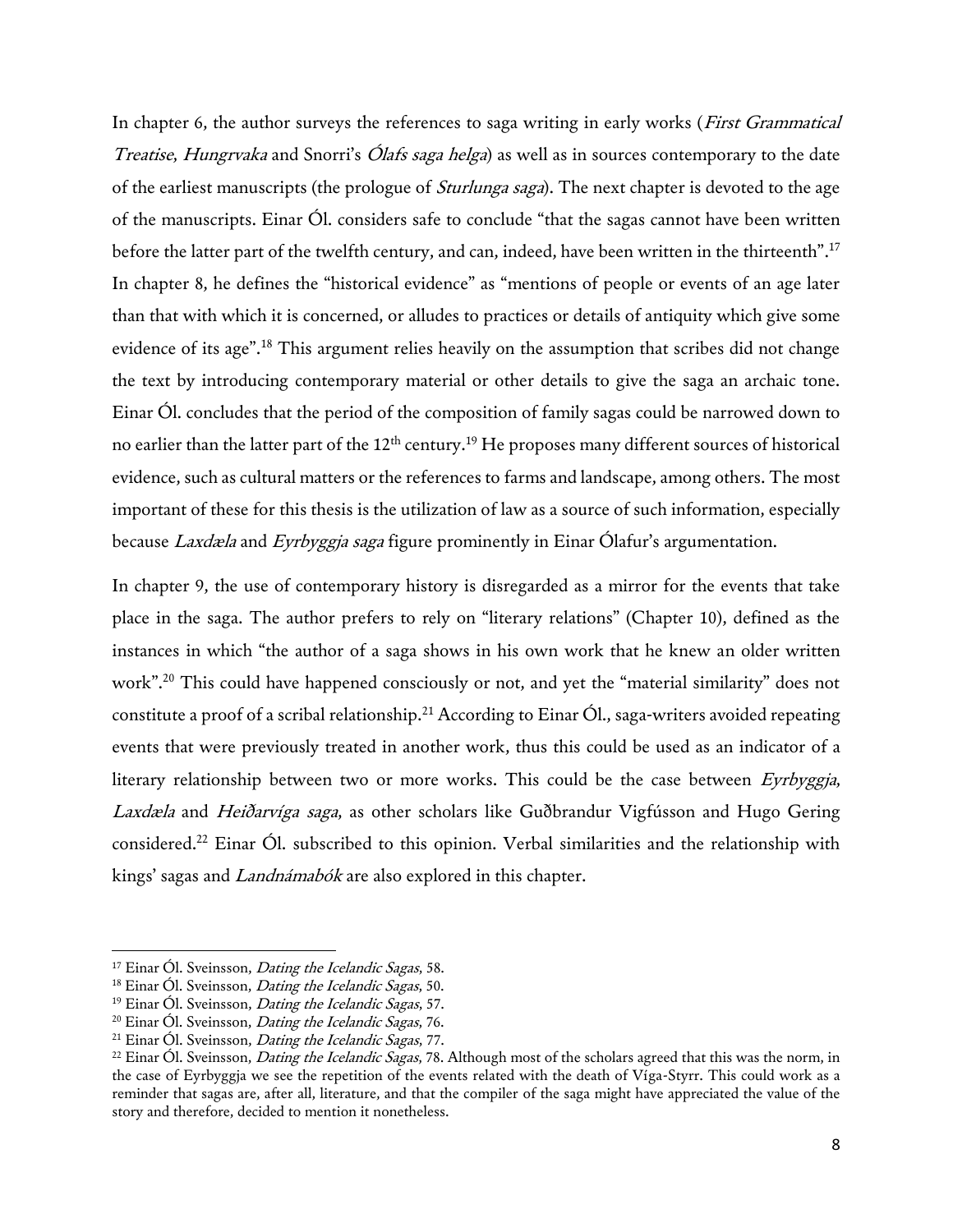In chapter 6, the author surveys the references to saga writing in early works (*First Grammatical Treatise*, *Hungrvaka* and Snorri's *Ólafs saga helga*) as well as in sources contemporary to the date of the earliest manuscripts (the prologue of *Sturlunga saga*). The next chapter is devoted to the age of the manuscripts. Einar Ól. considers safe to conclude "that the sagas cannot have been written before the latter part of the twelfth century, and can, indeed, have been written in the thirteenth".[17] In chapter 8, he defines the "historical evidence" as "mentions of people or events of an age later than that with which it is concerned, or alludes to practices or details of antiquity which give some evidence of its age".[18] This argument relies heavily on the assumption that scribes did not change the text by introducing contemporary material or other details to give the saga an archaic tone. Einar Ól. concludes that the period of the composition of family sagas could be narrowed down to no earlier than the latter part of the 12th century.[19] He proposes many different sources of historical evidence, such as cultural matters or the references to farms and landscape, among others. The most important of these for this thesis is the utilization of law as a source of such information, especially because *Laxdæla* and *Eyrbyggja saga* figure prominently in Einar Ólafur's argumentation.

In chapter 9, the use of contemporary history is disregarded as a mirror for the events that take place in the saga. The author prefers to rely on "literary relations" (Chapter 10), defined as the instances in which "the author of a saga shows in his own work that he knew an older written work".[20] This could have happened consciously or not, and yet the "material similarity" does not constitute a proof of a scribal relationship.[21] According to Einar Ól., saga-writers avoided repeating events that were previously treated in another work, thus this could be used as an indicator of a literary relationship between two or more works. This could be the case between *Eyrbyggja*, *Laxdæla* and *Heiðarvíga saga*, as other scholars like Guðbrandur Vigfússon and Hugo Gering considered.[22] Einar Ól. subscribed to this opinion. Verbal similarities and the relationship with kings' sagas and *Landnámabók* are also explored in this chapter.

---

[17] Einar Ól. Sveinsson, *Dating the Icelandic Sagas*, 58.

[18] Einar Ól. Sveinsson, *Dating the Icelandic Sagas*, 50.

[19] Einar Ól. Sveinsson, *Dating the Icelandic Sagas*, 57.

[20] Einar Ól. Sveinsson, *Dating the Icelandic Sagas*, 76.

[21] Einar Ól. Sveinsson, *Dating the Icelandic Sagas*, 77.

[22] Einar Ól. Sveinsson, *Dating the Icelandic Sagas*, 78. Although most of the scholars agreed that this was the norm, in the case of Eyrbyggja we see the repetition of the events related with the death of Víga-Styrr. This could work as a reminder that sagas are, after all, literature, and that the compiler of the saga might have appreciated the value of the story and therefore, decided to mention it nonetheless.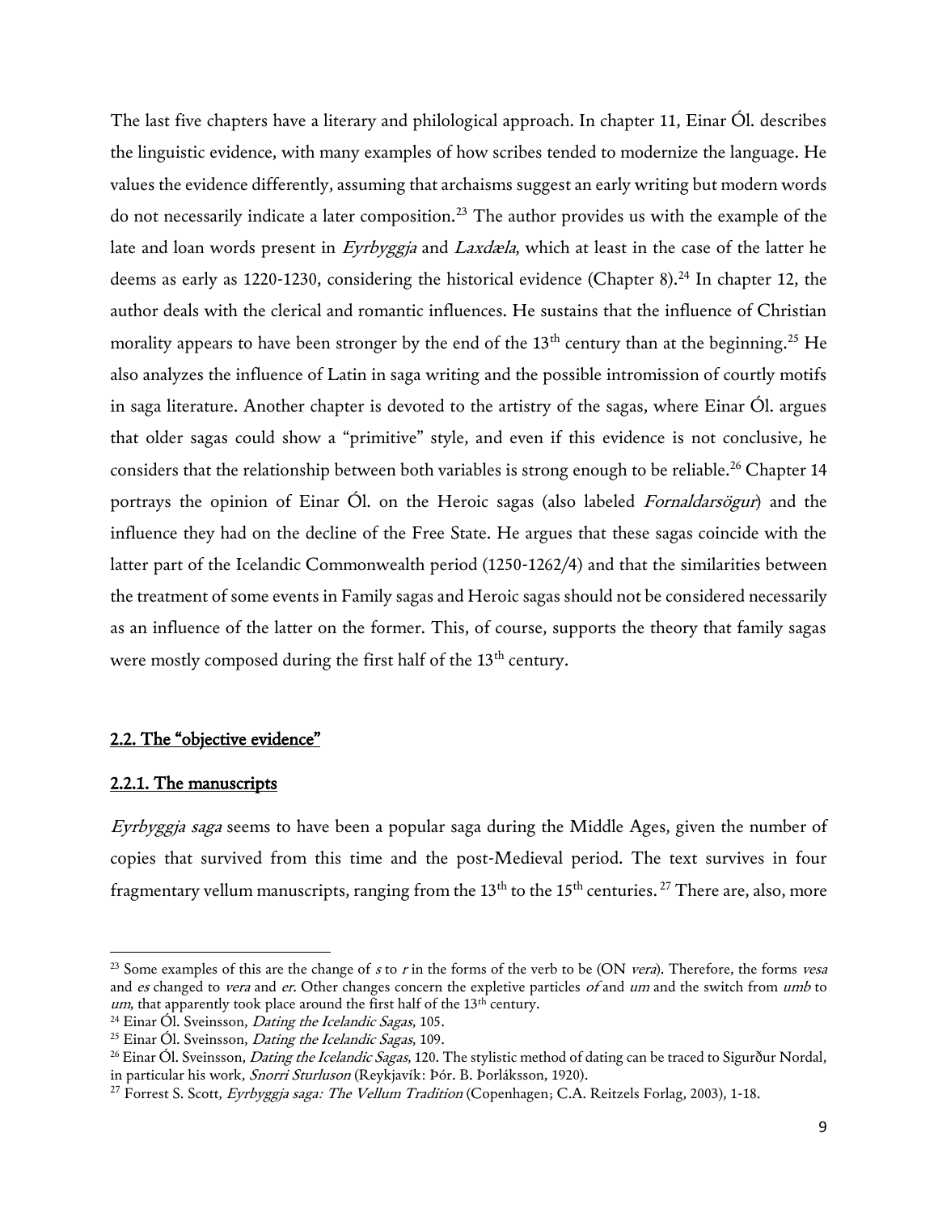The last five chapters have a literary and philological approach. In chapter 11, Einar Ól. describes the linguistic evidence, with many examples of how scribes tended to modernize the language. He values the evidence differently, assuming that archaisms suggest an early writing but modern words do not necessarily indicate a later composition.[23] The author provides us with the example of the late and loan words present in *Eyrbyggja* and *Laxdæla,* which at least in the case of the latter he deems as early as 1220-1230, considering the historical evidence (Chapter 8).[24] In chapter 12, the author deals with the clerical and romantic influences. He sustains that the influence of Christian morality appears to have been stronger by the end of the 13th century than at the beginning.[25] He also analyzes the influence of Latin in saga writing and the possible intromission of courtly motifs in saga literature. Another chapter is devoted to the artistry of the sagas, where Einar Ól. argues that older sagas could show a "primitive" style, and even if this evidence is not conclusive, he considers that the relationship between both variables is strong enough to be reliable.[26] Chapter 14 portrays the opinion of Einar Ól. on the Heroic sagas (also labeled *Fornaldarsögur*) and the influence they had on the decline of the Free State. He argues that these sagas coincide with the latter part of the Icelandic Commonwealth period (1250-1262/4) and that the similarities between the treatment of some events in Family sagas and Heroic sagas should not be considered necessarily as an influence of the latter on the former. This, of course, supports the theory that family sagas were mostly composed during the first half of the 13th century.

### 2.2. The "objective evidence"

#### 2.2.1. The manuscripts

*Eyrbyggja saga* seems to have been a popular saga during the Middle Ages, given the number of copies that survived from this time and the post-Medieval period. The text survives in four fragmentary vellum manuscripts, ranging from the 13th to the 15th centuries. [27] There are, also, more

---

[23] Some examples of this are the change of *s* to *r* in the forms of the verb to be (ON *vera*). Therefore, the forms *vesa* and *es* changed to *vera* and *er*. Other changes concern the expletive particles *of* and *um* and the switch from *umb* to *um*, that apparently took place around the first half of the 13th century.

[24] Einar Ól. Sveinsson, *Dating the Icelandic Sagas*, 105.

[25] Einar Ól. Sveinsson, *Dating the Icelandic Sagas*, 109.

[26] Einar Ól. Sveinsson, *Dating the Icelandic Sagas*, 120. The stylistic method of dating can be traced to Sigurður Nordal, in particular his work, *Snorri Sturluson* (Reykjavík: Þór. B. Þorláksson, 1920).

[27] Forrest S. Scott, *Eyrbyggja saga: The Vellum Tradition* (Copenhagen; C.A. Reitzels Forlag, 2003), 1-18.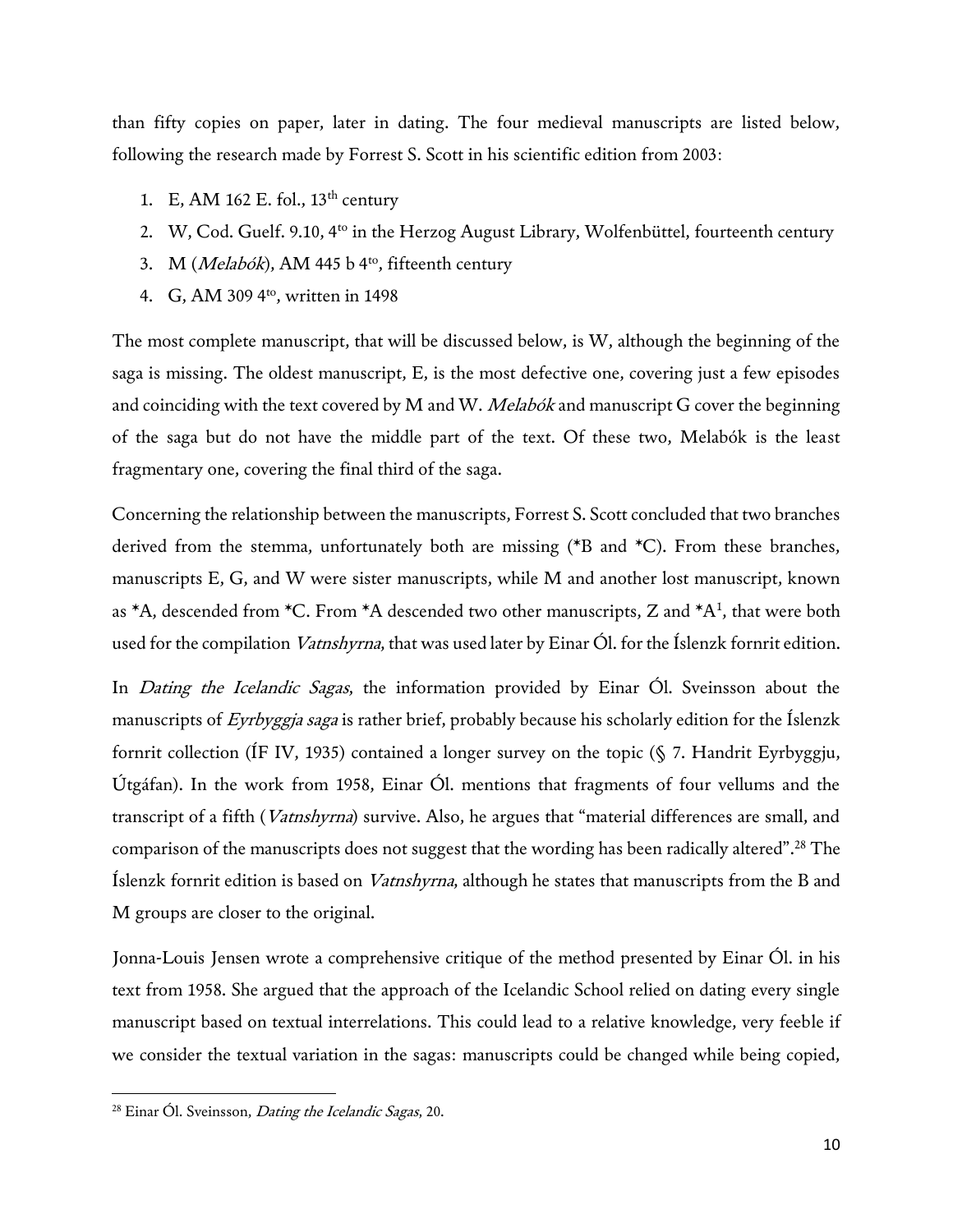than fifty copies on paper, later in dating. The four medieval manuscripts are listed below, following the research made by Forrest S. Scott in his scientific edition from 2003:

1. E, AM 162 E. fol., 13th century
2. W, Cod. Guelf. 9.10, 4to in the Herzog August Library, Wolfenbüttel, fourteenth century
3. M (*Melabók*), AM 445 b 4to, fifteenth century
4. G, AM 309 4to, written in 1498

The most complete manuscript, that will be discussed below, is W, although the beginning of the saga is missing. The oldest manuscript, E, is the most defective one, covering just a few episodes and coinciding with the text covered by M and W. *Melabók* and manuscript G cover the beginning of the saga but do not have the middle part of the text. Of these two, Melabók is the least fragmentary one, covering the final third of the saga.

Concerning the relationship between the manuscripts, Forrest S. Scott concluded that two branches derived from the stemma, unfortunately both are missing (*B and *C). From these branches, manuscripts E, G, and W were sister manuscripts, while M and another lost manuscript, known as *A, descended from *C. From *A descended two other manuscripts, Z and *A1, that were both used for the compilation *Vatnshyrna*, that was used later by Einar Ól. for the Íslenzk fornrit edition.

In *Dating the Icelandic Sagas*, the information provided by Einar Ól. Sveinsson about the manuscripts of *Eyrbyggja saga* is rather brief, probably because his scholarly edition for the Íslenzk fornrit collection (ÍF IV, 1935) contained a longer survey on the topic (§ 7. Handrit Eyrbyggju, Útgáfan). In the work from 1958, Einar Ól. mentions that fragments of four vellums and the transcript of a fifth (*Vatnshyrna*) survive. Also, he argues that "material differences are small, and comparison of the manuscripts does not suggest that the wording has been radically altered".[28] The Íslenzk fornrit edition is based on *Vatnshyrna*, although he states that manuscripts from the B and M groups are closer to the original.

Jonna-Louis Jensen wrote a comprehensive critique of the method presented by Einar Ól. in his text from 1958. She argued that the approach of the Icelandic School relied on dating every single manuscript based on textual interrelations. This could lead to a relative knowledge, very feeble if we consider the textual variation in the sagas: manuscripts could be changed while being copied,

---

[28] Einar Ól. Sveinsson, *Dating the Icelandic Sagas*, 20.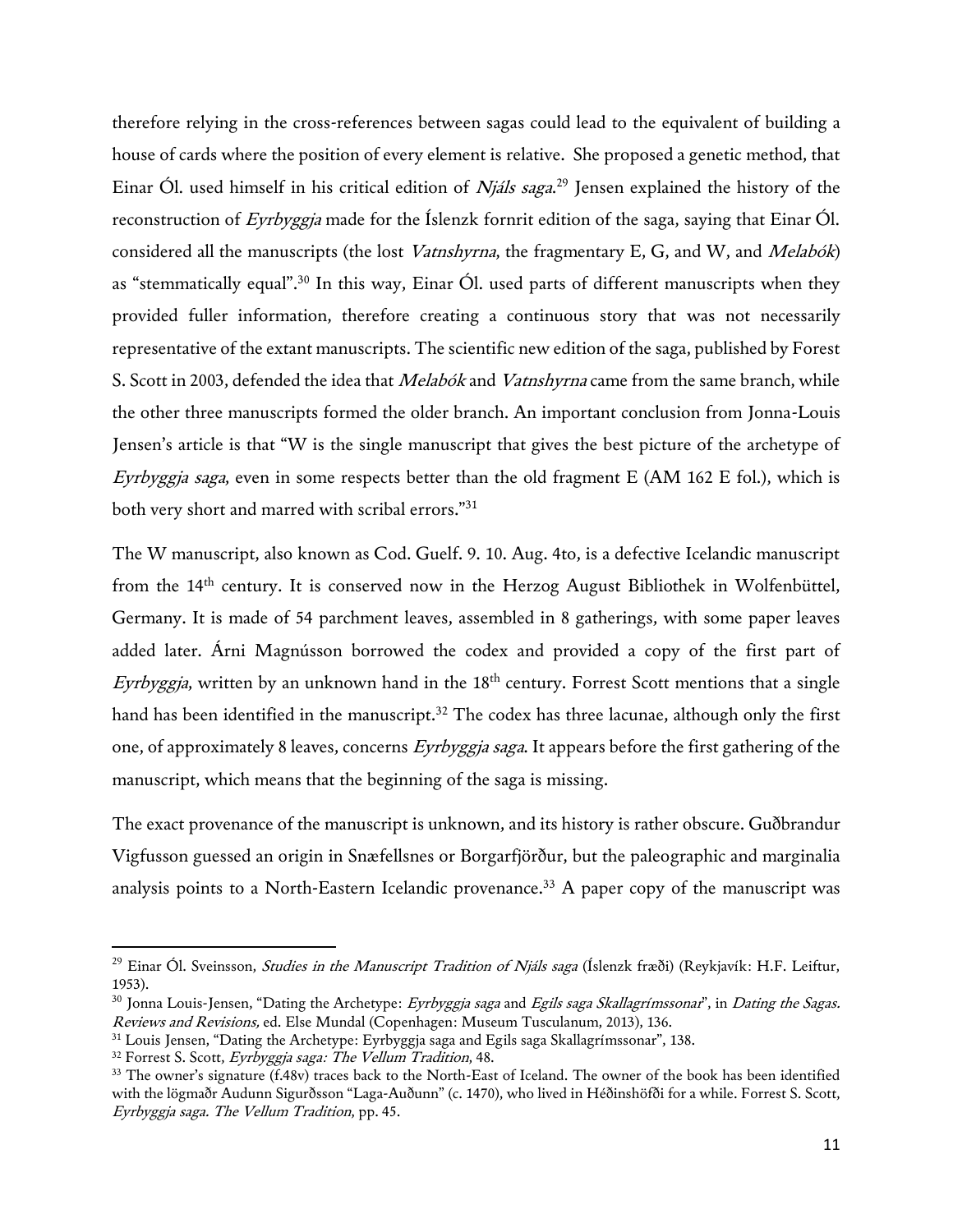therefore relying in the cross-references between sagas could lead to the equivalent of building a house of cards where the position of every element is relative. She proposed a genetic method, that Einar Ól. used himself in his critical edition of *Njáls saga*.[29] Jensen explained the history of the reconstruction of *Eyrbyggja* made for the Íslenzk fornrit edition of the saga, saying that Einar Ól. considered all the manuscripts (the lost *Vatnshyrna*, the fragmentary E, G, and W, and *Melabók*) as "stemmatically equal".[30] In this way, Einar Ól. used parts of different manuscripts when they provided fuller information, therefore creating a continuous story that was not necessarily representative of the extant manuscripts. The scientific new edition of the saga, published by Forest S. Scott in 2003, defended the idea that *Melabók* and *Vatnshyrna* came from the same branch, while the other three manuscripts formed the older branch. An important conclusion from Jonna-Louis Jensen's article is that "W is the single manuscript that gives the best picture of the archetype of *Eyrbyggja saga*, even in some respects better than the old fragment E (AM 162 E fol.), which is both very short and marred with scribal errors."[31]

The W manuscript, also known as Cod. Guelf. 9. 10. Aug. 4to, is a defective Icelandic manuscript from the 14th century. It is conserved now in the Herzog August Bibliothek in Wolfenbüttel, Germany. It is made of 54 parchment leaves, assembled in 8 gatherings, with some paper leaves added later. Árni Magnússon borrowed the codex and provided a copy of the first part of *Eyrbyggja*, written by an unknown hand in the 18th century. Forrest Scott mentions that a single hand has been identified in the manuscript.[32] The codex has three lacunae, although only the first one, of approximately 8 leaves, concerns *Eyrbyggja saga*. It appears before the first gathering of the manuscript, which means that the beginning of the saga is missing.

The exact provenance of the manuscript is unknown, and its history is rather obscure. Guðbrandur Vigfusson guessed an origin in Snæfellsnes or Borgarfjörður, but the paleographic and marginalia analysis points to a North-Eastern Icelandic provenance.[33] A paper copy of the manuscript was

---

[29] Einar Ól. Sveinsson, *Studies in the Manuscript Tradition of Njáls saga* (Íslenzk fræði) (Reykjavík: H.F. Leiftur, 1953).

[30] Jonna Louis-Jensen, "Dating the Archetype: *Eyrbyggja saga* and *Egils saga Skallagrímssonar*", in *Dating the Sagas. Reviews and Revisions,* ed. Else Mundal (Copenhagen: Museum Tusculanum, 2013), 136.

[31] Louis Jensen, "Dating the Archetype: Eyrbyggja saga and Egils saga Skallagrímssonar", 138.

[32] Forrest S. Scott, *Eyrbyggja saga: The Vellum Tradition,* 48.

[33] The owner's signature (f.48v) traces back to the North-East of Iceland. The owner of the book has been identified with the lögmaðr Audunn Sigurðsson "Laga-Auðunn" (c. 1470), who lived in Héðinshöfði for a while. Forrest S. Scott, *Eyrbyggja saga. The Vellum Tradition*, pp. 45.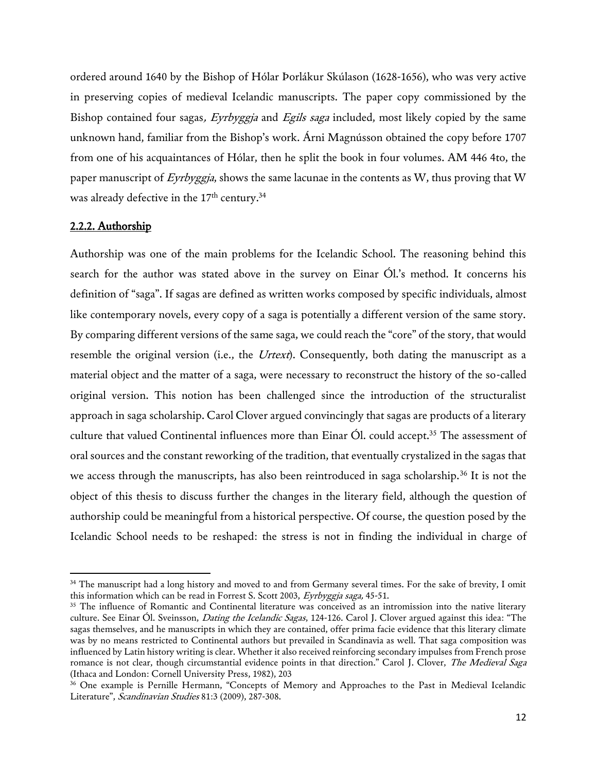ordered around 1640 by the Bishop of Hólar Þorlákur Skúlason (1628-1656), who was very active in preserving copies of medieval Icelandic manuscripts. The paper copy commissioned by the Bishop contained four sagas, *Eyrbyggja* and *Egils saga* included, most likely copied by the same unknown hand, familiar from the Bishop's work. Árni Magnússon obtained the copy before 1707 from one of his acquaintances of Hólar, then he split the book in four volumes. AM 446 4to, the paper manuscript of *Eyrbyggja*, shows the same lacunae in the contents as W, thus proving that W was already defective in the 17th century.[34]

### 2.2.2. Authorship

Authorship was one of the main problems for the Icelandic School. The reasoning behind this search for the author was stated above in the survey on Einar Ól.'s method. It concerns his definition of "saga". If sagas are defined as written works composed by specific individuals, almost like contemporary novels, every copy of a saga is potentially a different version of the same story. By comparing different versions of the same saga, we could reach the "core" of the story, that would resemble the original version (i.e., the *Urtext*). Consequently, both dating the manuscript as a material object and the matter of a saga, were necessary to reconstruct the history of the so-called original version. This notion has been challenged since the introduction of the structuralist approach in saga scholarship. Carol Clover argued convincingly that sagas are products of a literary culture that valued Continental influences more than Einar Ól. could accept.[35] The assessment of oral sources and the constant reworking of the tradition, that eventually crystalized in the sagas that we access through the manuscripts, has also been reintroduced in saga scholarship.[36] It is not the object of this thesis to discuss further the changes in the literary field, although the question of authorship could be meaningful from a historical perspective. Of course, the question posed by the Icelandic School needs to be reshaped: the stress is not in finding the individual in charge of

---

[34] The manuscript had a long history and moved to and from Germany several times. For the sake of brevity, I omit this information which can be read in Forrest S. Scott 2003, *Eyrbyggja saga*, 45-51.

[35] The influence of Romantic and Continental literature was conceived as an intromission into the native literary culture. See Einar Ól. Sveinsson, *Dating the Icelandic Sagas*, 124-126. Carol J. Clover argued against this idea: "The sagas themselves, and he manuscripts in which they are contained, offer prima facie evidence that this literary climate was by no means restricted to Continental authors but prevailed in Scandinavia as well. That saga composition was influenced by Latin history writing is clear. Whether it also received reinforcing secondary impulses from French prose romance is not clear, though circumstantial evidence points in that direction." Carol J. Clover, *The Medieval Saga* (Ithaca and London: Cornell University Press, 1982), 203

[36] One example is Pernille Hermann, "Concepts of Memory and Approaches to the Past in Medieval Icelandic Literature", *Scandinavian Studies* 81:3 (2009), 287-308.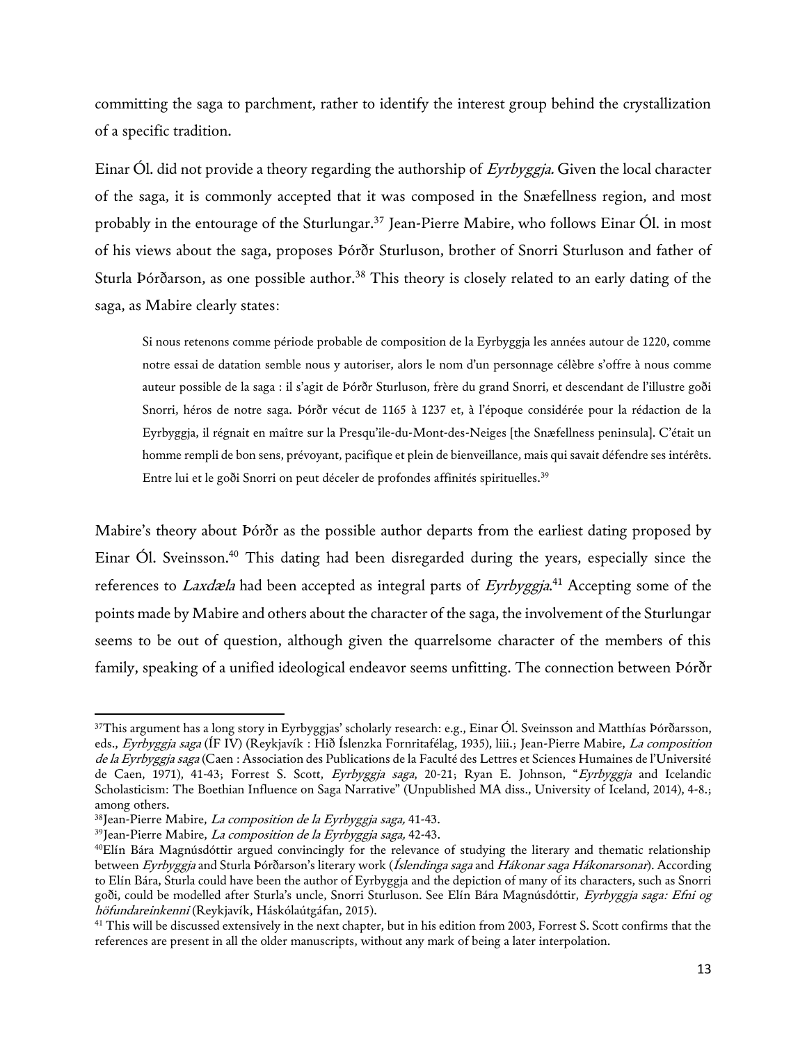committing the saga to parchment, rather to identify the interest group behind the crystallization of a specific tradition.

Einar Ól. did not provide a theory regarding the authorship of *Eyrbyggja.* Given the local character of the saga, it is commonly accepted that it was composed in the Snæfellness region, and most probably in the entourage of the Sturlungar.[37] Jean-Pierre Mabire, who follows Einar Ól. in most of his views about the saga, proposes Þórðr Sturluson, brother of Snorri Sturluson and father of Sturla Þórðarson, as one possible author.[38] This theory is closely related to an early dating of the saga, as Mabire clearly states:

> Si nous retenons comme période probable de composition de la Eyrbyggja les années autour de 1220, comme notre essai de datation semble nous y autoriser, alors le nom d'un personnage célèbre s'offre à nous comme auteur possible de la saga : il s'agit de Þórðr Sturluson, frère du grand Snorri, et descendant de l'illustre goði Snorri, héros de notre saga. Þórðr vécut de 1165 à 1237 et, à l'époque considérée pour la rédaction de la Eyrbyggja, il régnait en maître sur la Presqu'ile-du-Mont-des-Neiges [the Snæfellness peninsula]. C'était un homme rempli de bon sens, prévoyant, pacifique et plein de bienveillance, mais qui savait défendre ses intérêts. Entre lui et le goði Snorri on peut déceler de profondes affinités spirituelles.[39]

Mabire's theory about Þórðr as the possible author departs from the earliest dating proposed by Einar Ól. Sveinsson.[40] This dating had been disregarded during the years, especially since the references to *Laxdæla* had been accepted as integral parts of *Eyrbyggja*.[41] Accepting some of the points made by Mabire and others about the character of the saga, the involvement of the Sturlungar seems to be out of question, although given the quarrelsome character of the members of this family, speaking of a unified ideological endeavor seems unfitting. The connection between Þórðr

---

[37]This argument has a long story in Eyrbyggjas' scholarly research: e.g., Einar Ól. Sveinsson and Matthías Þórðarsson, eds., *Eyrbyggja saga* (ÍF IV) (Reykjavík : Hið Íslenzka Fornritafélag, 1935), liii.; Jean-Pierre Mabire, *La composition de la Eyrbyggja saga* (Caen : Association des Publications de la Faculté des Lettres et Sciences Humaines de l'Université de Caen, 1971), 41-43; Forrest S. Scott, *Eyrbyggja saga*, 20-21; Ryan E. Johnson, "*Eyrbyggja* and Icelandic Scholasticism: The Boethian Influence on Saga Narrative" (Unpublished MA diss., University of Iceland, 2014), 4-8.; among others.

[38]Jean-Pierre Mabire, *La composition de la Eyrbyggja saga,* 41-43.

[39]Jean-Pierre Mabire, *La composition de la Eyrbyggja saga,* 42-43.

[40]Elín Bára Magnúsdóttir argued convincingly for the relevance of studying the literary and thematic relationship between *Eyrbyggja* and Sturla Þórðarson's literary work (*Íslendinga saga* and *Hákonar saga Hákonarsonar*). According to Elín Bára, Sturla could have been the author of Eyrbyggja and the depiction of many of its characters, such as Snorri goði, could be modelled after Sturla's uncle, Snorri Sturluson. See Elín Bára Magnúsdóttir, *Eyrbyggja saga: Efni og höfundareinkenni* (Reykjavík, Háskólaútgáfan, 2015).

[41] This will be discussed extensively in the next chapter, but in his edition from 2003, Forrest S. Scott confirms that the references are present in all the older manuscripts, without any mark of being a later interpolation.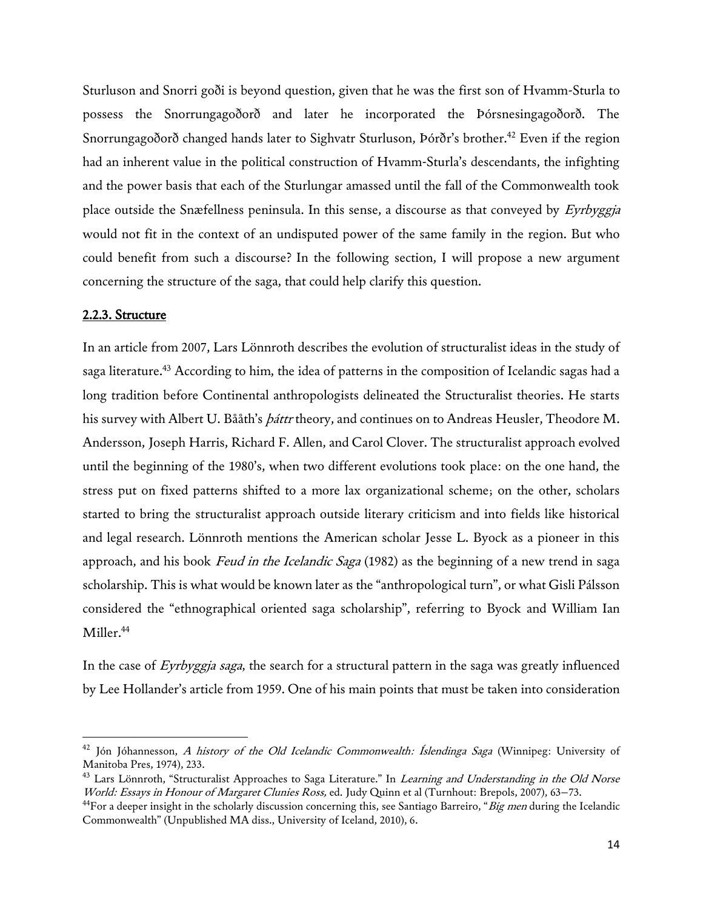Sturluson and Snorri goði is beyond question, given that he was the first son of Hvamm-Sturla to possess the Snorrungagoðorð and later he incorporated the Þórsnesingagoðorð. The Snorrungagoðorð changed hands later to Sighvatr Sturluson, Þórðr's brother.[42] Even if the region had an inherent value in the political construction of Hvamm-Sturla's descendants, the infighting and the power basis that each of the Sturlungar amassed until the fall of the Commonwealth took place outside the Snæfellness peninsula. In this sense, a discourse as that conveyed by *Eyrbyggja* would not fit in the context of an undisputed power of the same family in the region. But who could benefit from such a discourse? In the following section, I will propose a new argument concerning the structure of the saga, that could help clarify this question.

### 2.2.3. Structure

In an article from 2007, Lars Lönnroth describes the evolution of structuralist ideas in the study of saga literature.[43] According to him, the idea of patterns in the composition of Icelandic sagas had a long tradition before Continental anthropologists delineated the Structuralist theories. He starts his survey with Albert U. Bååth's *þáttr* theory, and continues on to Andreas Heusler, Theodore M. Andersson, Joseph Harris, Richard F. Allen, and Carol Clover. The structuralist approach evolved until the beginning of the 1980's, when two different evolutions took place: on the one hand, the stress put on fixed patterns shifted to a more lax organizational scheme; on the other, scholars started to bring the structuralist approach outside literary criticism and into fields like historical and legal research. Lönnroth mentions the American scholar Jesse L. Byock as a pioneer in this approach, and his book *Feud in the Icelandic Saga* (1982) as the beginning of a new trend in saga scholarship. This is what would be known later as the "anthropological turn", or what Gisli Pálsson considered the "ethnographical oriented saga scholarship", referring to Byock and William Ian Miller.[44]

In the case of *Eyrbyggja saga*, the search for a structural pattern in the saga was greatly influenced by Lee Hollander's article from 1959. One of his main points that must be taken into consideration

---

[42] Jón Jóhannesson, *A history of the Old Icelandic Commonwealth: Íslendinga Saga* (Winnipeg: University of Manitoba Pres, 1974), 233.

[43] Lars Lönnroth, "Structuralist Approaches to Saga Literature." In *Learning and Understanding in the Old Norse World: Essays in Honour of Margaret Clunies Ross,* ed. Judy Quinn et al (Turnhout: Brepols, 2007), 63–73.

[44] For a deeper insight in the scholarly discussion concerning this, see Santiago Barreiro, "*Big men* during the Icelandic Commonwealth" (Unpublished MA diss., University of Iceland, 2010), 6.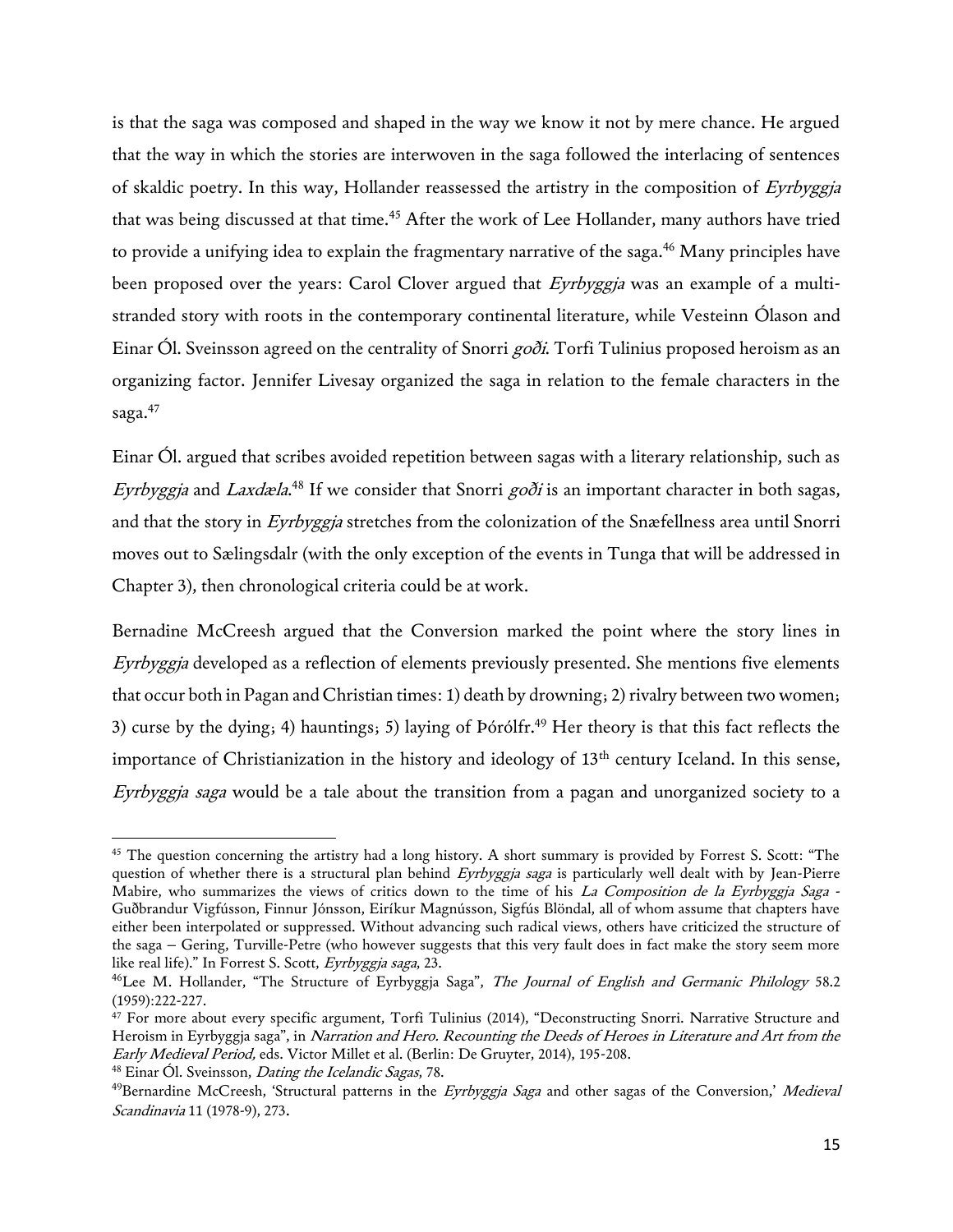is that the saga was composed and shaped in the way we know it not by mere chance. He argued that the way in which the stories are interwoven in the saga followed the interlacing of sentences of skaldic poetry. In this way, Hollander reassessed the artistry in the composition of *Eyrbyggja* that was being discussed at that time.[45] After the work of Lee Hollander, many authors have tried to provide a unifying idea to explain the fragmentary narrative of the saga.[46] Many principles have been proposed over the years: Carol Clover argued that *Eyrbyggja* was an example of a multi-stranded story with roots in the contemporary continental literature, while Vesteinn Ólason and Einar Ól. Sveinsson agreed on the centrality of Snorri *goði*. Torfi Tulinius proposed heroism as an organizing factor. Jennifer Livesay organized the saga in relation to the female characters in the saga.[47]

Einar Ól. argued that scribes avoided repetition between sagas with a literary relationship, such as *Eyrbyggja* and *Laxdæla*.[48] If we consider that Snorri *goði* is an important character in both sagas, and that the story in *Eyrbyggja* stretches from the colonization of the Snæfellness area until Snorri moves out to Sælingsdalr (with the only exception of the events in Tunga that will be addressed in Chapter 3), then chronological criteria could be at work.

Bernadine McCreesh argued that the Conversion marked the point where the story lines in *Eyrbyggja* developed as a reflection of elements previously presented. She mentions five elements that occur both in Pagan and Christian times: 1) death by drowning; 2) rivalry between two women; 3) curse by the dying; 4) hauntings; 5) laying of Þórólfr.[49] Her theory is that this fact reflects the importance of Christianization in the history and ideology of 13th century Iceland. In this sense, *Eyrbyggja saga* would be a tale about the transition from a pagan and unorganized society to a

---

[45] The question concerning the artistry had a long history. A short summary is provided by Forrest S. Scott: "The question of whether there is a structural plan behind *Eyrbyggja saga* is particularly well dealt with by Jean-Pierre Mabire, who summarizes the views of critics down to the time of his *La Composition de la Eyrbyggja Saga* - Guðbrandur Vigfússon, Finnur Jónsson, Eiríkur Magnússon, Sigfús Blöndal, all of whom assume that chapters have either been interpolated or suppressed. Without advancing such radical views, others have criticized the structure of the saga – Gering, Turville-Petre (who however suggests that this very fault does in fact make the story seem more like real life)." In Forrest S. Scott, *Eyrbyggja saga*, 23.

[46] Lee M. Hollander, "The Structure of Eyrbyggja Saga", *The Journal of English and Germanic Philology* 58.2 (1959):222-227.

[47] For more about every specific argument, Torfi Tulinius (2014), "Deconstructing Snorri. Narrative Structure and Heroism in Eyrbyggja saga", in *Narration and Hero. Recounting the Deeds of Heroes in Literature and Art from the Early Medieval Period,* eds. Victor Millet et al. (Berlin: De Gruyter, 2014), 195-208.

[48] Einar Ól. Sveinsson, *Dating the Icelandic Sagas*, 78.

[49] Bernardine McCreesh, 'Structural patterns in the *Eyrbyggja Saga* and other sagas of the Conversion,' *Medieval Scandinavia* 11 (1978-9), 273.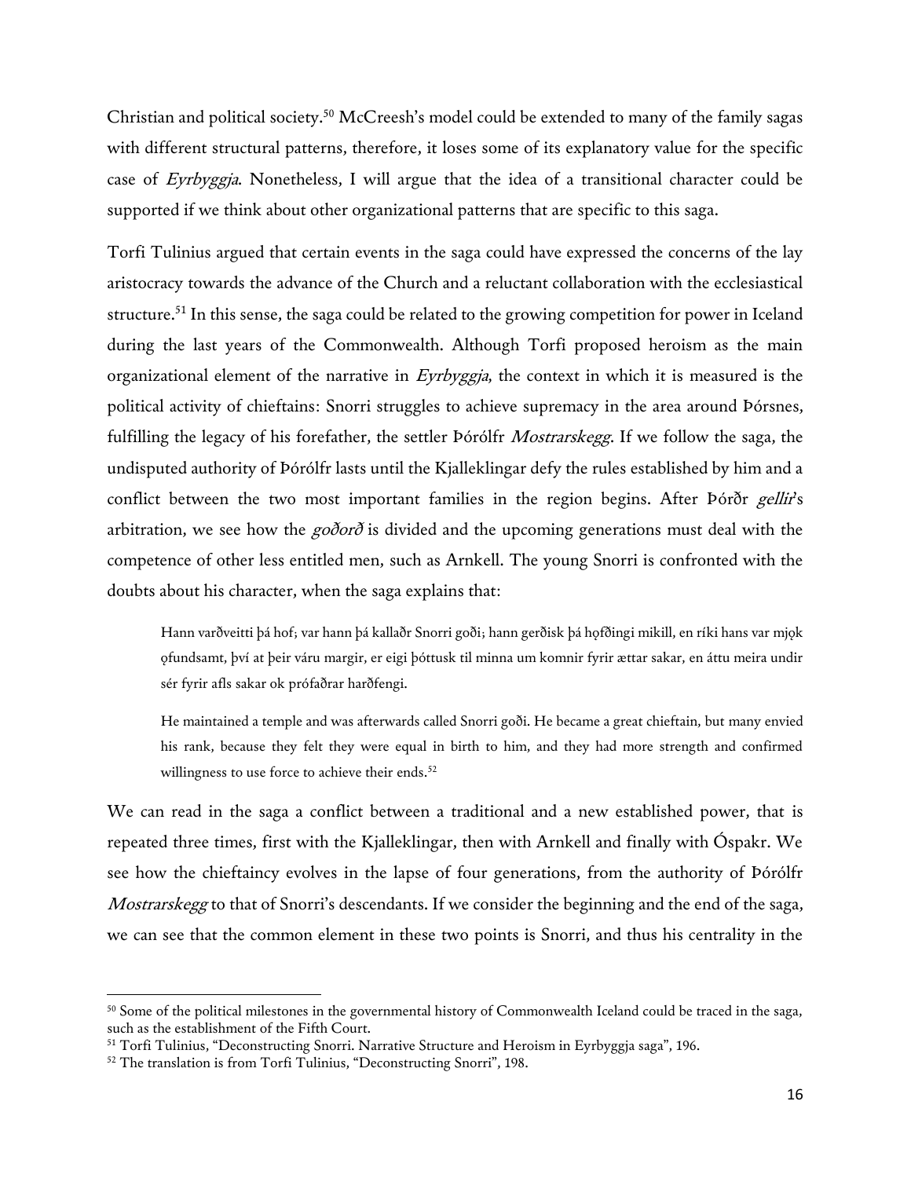Christian and political society.[50] McCreesh's model could be extended to many of the family sagas with different structural patterns, therefore, it loses some of its explanatory value for the specific case of *Eyrbyggja*. Nonetheless, I will argue that the idea of a transitional character could be supported if we think about other organizational patterns that are specific to this saga.

Torfi Tulinius argued that certain events in the saga could have expressed the concerns of the lay aristocracy towards the advance of the Church and a reluctant collaboration with the ecclesiastical structure.[51] In this sense, the saga could be related to the growing competition for power in Iceland during the last years of the Commonwealth. Although Torfi proposed heroism as the main organizational element of the narrative in *Eyrbyggja*, the context in which it is measured is the political activity of chieftains: Snorri struggles to achieve supremacy in the area around Þórsnes, fulfilling the legacy of his forefather, the settler Þórólfr *Mostrarskegg*. If we follow the saga, the undisputed authority of Þórólfr lasts until the Kjalleklingar defy the rules established by him and a conflict between the two most important families in the region begins. After Þórðr *gellir*'s arbitration, we see how the *goðorð* is divided and the upcoming generations must deal with the competence of other less entitled men, such as Arnkell. The young Snorri is confronted with the doubts about his character, when the saga explains that:

> Hann varðveitti þá hof; var hann þá kallaðr Snorri goði; hann gerðisk þá hǫfðingi mikill, en ríki hans var mjǫk ǫfundsamt, því at þeir váru margir, er eigi þóttusk til minna um komnir fyrir ættar sakar, en áttu meira undir sér fyrir afls sakar ok prófaðrar harðfengi.
>
> He maintained a temple and was afterwards called Snorri goði. He became a great chieftain, but many envied his rank, because they felt they were equal in birth to him, and they had more strength and confirmed willingness to use force to achieve their ends.[52]

We can read in the saga a conflict between a traditional and a new established power, that is repeated three times, first with the Kjalleklingar, then with Arnkell and finally with Óspakr. We see how the chieftaincy evolves in the lapse of four generations, from the authority of Þórólfr *Mostrarskegg* to that of Snorri's descendants. If we consider the beginning and the end of the saga, we can see that the common element in these two points is Snorri, and thus his centrality in the

---

[50] Some of the political milestones in the governmental history of Commonwealth Iceland could be traced in the saga, such as the establishment of the Fifth Court.

[51] Torfi Tulinius, "Deconstructing Snorri. Narrative Structure and Heroism in Eyrbyggja saga", 196.

[52] The translation is from Torfi Tulinius, "Deconstructing Snorri", 198.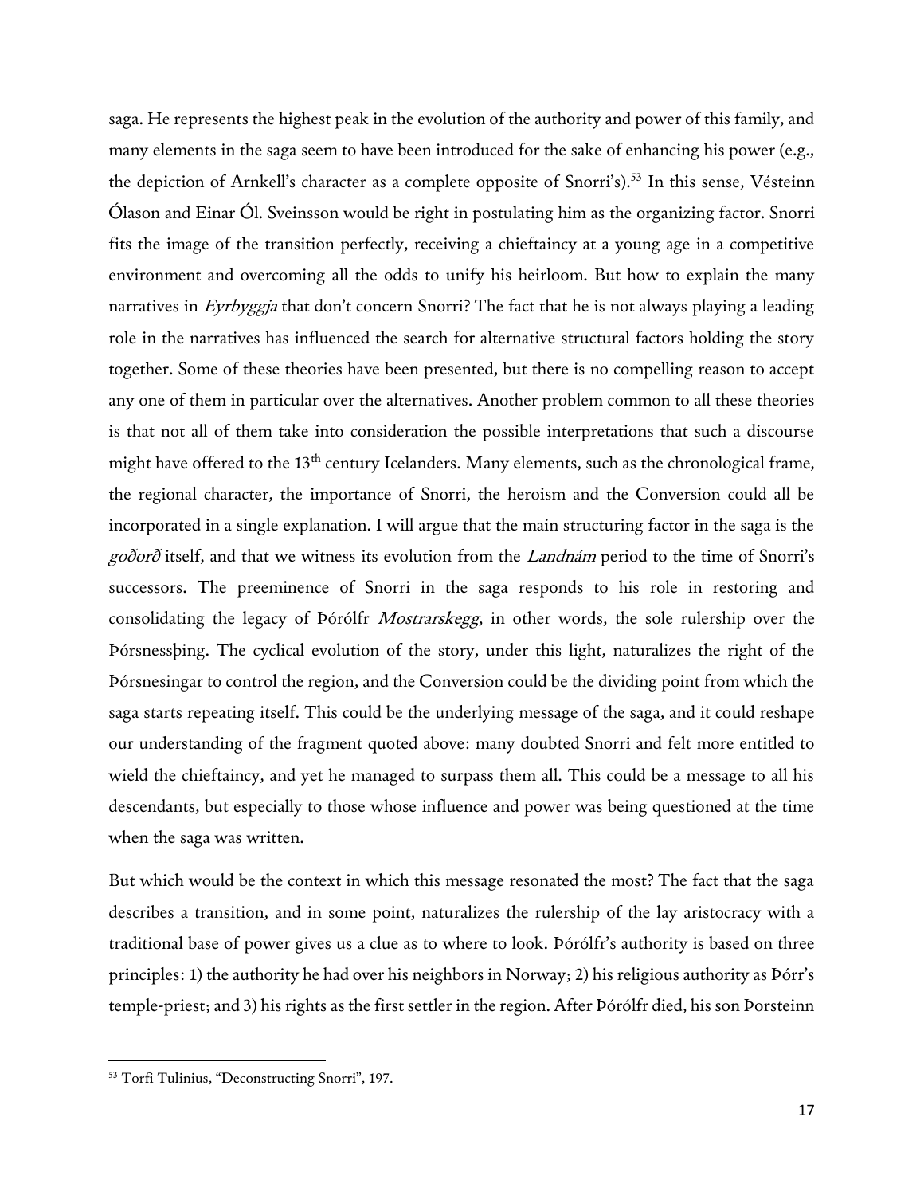saga. He represents the highest peak in the evolution of the authority and power of this family, and many elements in the saga seem to have been introduced for the sake of enhancing his power (e.g., the depiction of Arnkell's character as a complete opposite of Snorri's).[53] In this sense, Vésteinn Ólason and Einar Ól. Sveinsson would be right in postulating him as the organizing factor. Snorri fits the image of the transition perfectly, receiving a chieftaincy at a young age in a competitive environment and overcoming all the odds to unify his heirloom. But how to explain the many narratives in *Eyrbyggja* that don't concern Snorri? The fact that he is not always playing a leading role in the narratives has influenced the search for alternative structural factors holding the story together. Some of these theories have been presented, but there is no compelling reason to accept any one of them in particular over the alternatives. Another problem common to all these theories is that not all of them take into consideration the possible interpretations that such a discourse might have offered to the 13th century Icelanders. Many elements, such as the chronological frame, the regional character, the importance of Snorri, the heroism and the Conversion could all be incorporated in a single explanation. I will argue that the main structuring factor in the saga is the *goðorð* itself, and that we witness its evolution from the *Landnám* period to the time of Snorri's successors. The preeminence of Snorri in the saga responds to his role in restoring and consolidating the legacy of Þórólfr *Mostrarskegg*, in other words, the sole rulership over the Þórsnessþing. The cyclical evolution of the story, under this light, naturalizes the right of the Þórsnesingar to control the region, and the Conversion could be the dividing point from which the saga starts repeating itself. This could be the underlying message of the saga, and it could reshape our understanding of the fragment quoted above: many doubted Snorri and felt more entitled to wield the chieftaincy, and yet he managed to surpass them all. This could be a message to all his descendants, but especially to those whose influence and power was being questioned at the time when the saga was written.

But which would be the context in which this message resonated the most? The fact that the saga describes a transition, and in some point, naturalizes the rulership of the lay aristocracy with a traditional base of power gives us a clue as to where to look. Þórólfr's authority is based on three principles: 1) the authority he had over his neighbors in Norway; 2) his religious authority as Þórr's temple-priest; and 3) his rights as the first settler in the region. After Þórólfr died, his son Þorsteinn

[53] Torfi Tulinius, "Deconstructing Snorri", 197.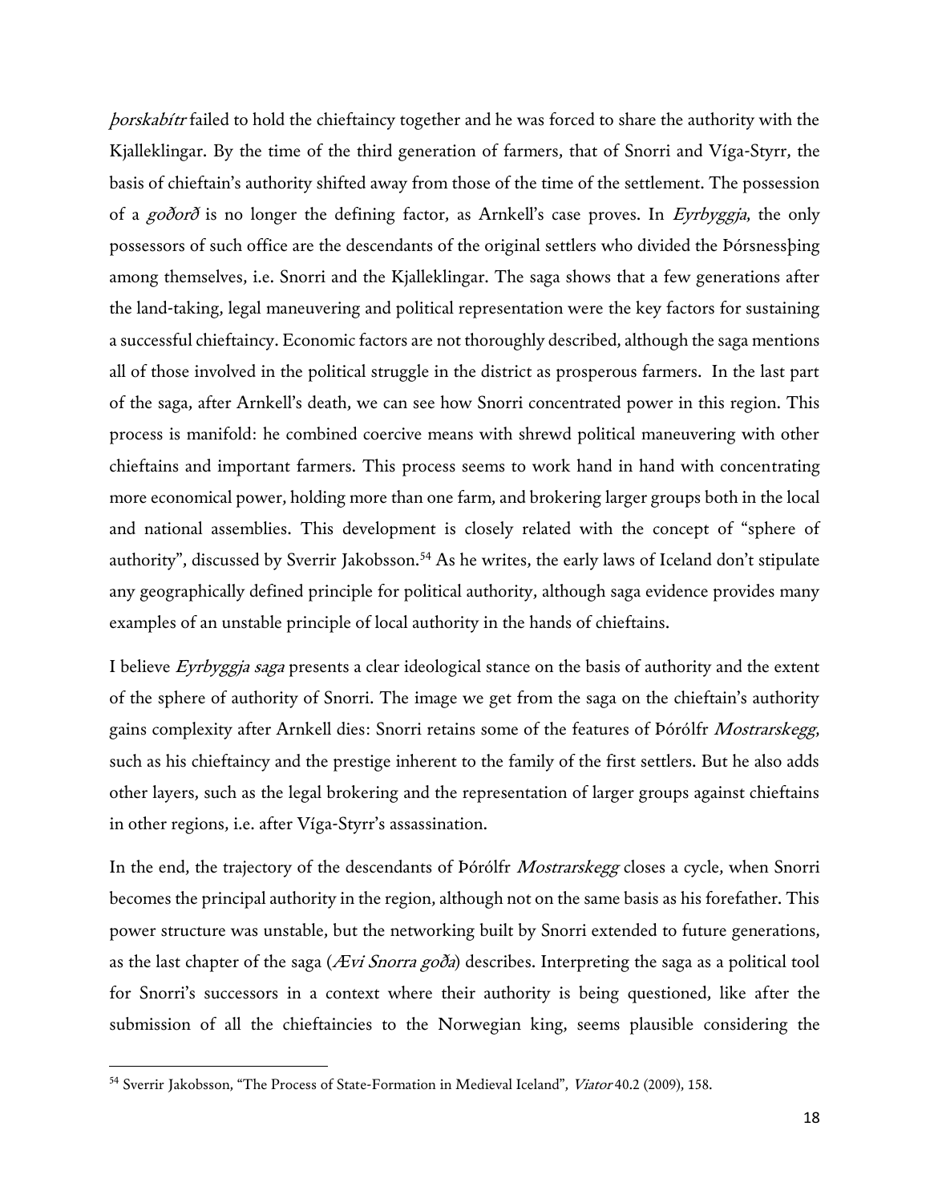*þorskabítr* failed to hold the chieftaincy together and he was forced to share the authority with the Kjalleklingar. By the time of the third generation of farmers, that of Snorri and Víga-Styrr, the basis of chieftain's authority shifted away from those of the time of the settlement. The possession of a *goðorð* is no longer the defining factor, as Arnkell's case proves. In *Eyrbyggja*, the only possessors of such office are the descendants of the original settlers who divided the Þórsnessþing among themselves, i.e. Snorri and the Kjalleklingar. The saga shows that a few generations after the land-taking, legal maneuvering and political representation were the key factors for sustaining a successful chieftaincy. Economic factors are not thoroughly described, although the saga mentions all of those involved in the political struggle in the district as prosperous farmers. In the last part of the saga, after Arnkell's death, we can see how Snorri concentrated power in this region. This process is manifold: he combined coercive means with shrewd political maneuvering with other chieftains and important farmers. This process seems to work hand in hand with concentrating more economical power, holding more than one farm, and brokering larger groups both in the local and national assemblies. This development is closely related with the concept of "sphere of authority", discussed by Sverrir Jakobsson.[54] As he writes, the early laws of Iceland don't stipulate any geographically defined principle for political authority, although saga evidence provides many examples of an unstable principle of local authority in the hands of chieftains.

I believe *Eyrbyggja saga* presents a clear ideological stance on the basis of authority and the extent of the sphere of authority of Snorri. The image we get from the saga on the chieftain's authority gains complexity after Arnkell dies: Snorri retains some of the features of Þórólfr *Mostrarskegg*, such as his chieftaincy and the prestige inherent to the family of the first settlers. But he also adds other layers, such as the legal brokering and the representation of larger groups against chieftains in other regions, i.e. after Víga-Styrr's assassination.

In the end, the trajectory of the descendants of Þórólfr *Mostrarskegg* closes a cycle, when Snorri becomes the principal authority in the region, although not on the same basis as his forefather. This power structure was unstable, but the networking built by Snorri extended to future generations, as the last chapter of the saga (*Ævi Snorra goða*) describes. Interpreting the saga as a political tool for Snorri's successors in a context where their authority is being questioned, like after the submission of all the chieftaincies to the Norwegian king, seems plausible considering the

[54] Sverrir Jakobsson, "The Process of State-Formation in Medieval Iceland", *Viator* 40.2 (2009), 158.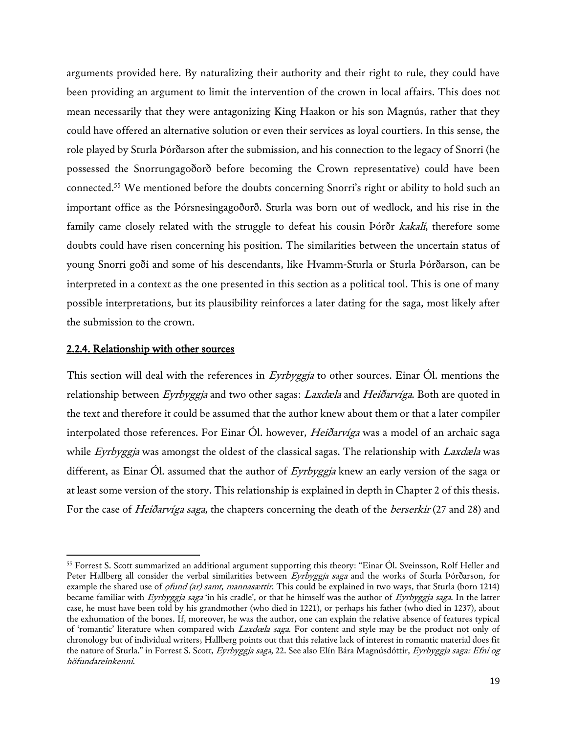arguments provided here. By naturalizing their authority and their right to rule, they could have been providing an argument to limit the intervention of the crown in local affairs. This does not mean necessarily that they were antagonizing King Haakon or his son Magnús, rather that they could have offered an alternative solution or even their services as loyal courtiers. In this sense, the role played by Sturla Þórðarson after the submission, and his connection to the legacy of Snorri (he possessed the Snorrungagoðorð before becoming the Crown representative) could have been connected.[55] We mentioned before the doubts concerning Snorri's right or ability to hold such an important office as the Þórsnesingagoðorð. Sturla was born out of wedlock, and his rise in the family came closely related with the struggle to defeat his cousin Þórðr *kakali*, therefore some doubts could have risen concerning his position. The similarities between the uncertain status of young Snorri goði and some of his descendants, like Hvamm-Sturla or Sturla Þórðarson, can be interpreted in a context as the one presented in this section as a political tool. This is one of many possible interpretations, but its plausibility reinforces a later dating for the saga, most likely after the submission to the crown.

### 2.2.4. Relationship with other sources

This section will deal with the references in *Eyrbyggja* to other sources. Einar Ól. mentions the relationship between *Eyrbyggja* and two other sagas: *Laxdæla* and *Heiðarvíga*. Both are quoted in the text and therefore it could be assumed that the author knew about them or that a later compiler interpolated those references. For Einar Ól. however, *Heiðarvíga* was a model of an archaic saga while *Eyrbyggja* was amongst the oldest of the classical sagas. The relationship with *Laxdæla* was different, as Einar Ól. assumed that the author of *Eyrbyggja* knew an early version of the saga or at least some version of the story. This relationship is explained in depth in Chapter 2 of this thesis. For the case of *Heiðarvíga saga*, the chapters concerning the death of the *berserkir* (27 and 28) and

---

[55] Forrest S. Scott summarized an additional argument supporting this theory: "Einar Ól. Sveinsson, Rolf Heller and Peter Hallberg all consider the verbal similarities between *Eyrbyggja saga* and the works of Sturla Þórðarson, for example the shared use of *ǫfund (ar) samt*, *mannasættir*. This could be explained in two ways, that Sturla (born 1214) became familiar with *Eyrbyggja saga* 'in his cradle', or that he himself was the author of *Eyrbyggja saga*. In the latter case, he must have been told by his grandmother (who died in 1221), or perhaps his father (who died in 1237), about the exhumation of the bones. If, moreover, he was the author, one can explain the relative absence of features typical of 'romantic' literature when compared with *Laxdæla saga*. For content and style may be the product not only of chronology but of individual writers; Hallberg points out that this relative lack of interest in romantic material does fit the nature of Sturla." in Forrest S. Scott, *Eyrbyggja saga*, 22. See also Elín Bára Magnúsdóttir, *Eyrbyggja saga: Efni og höfundareinkenni*.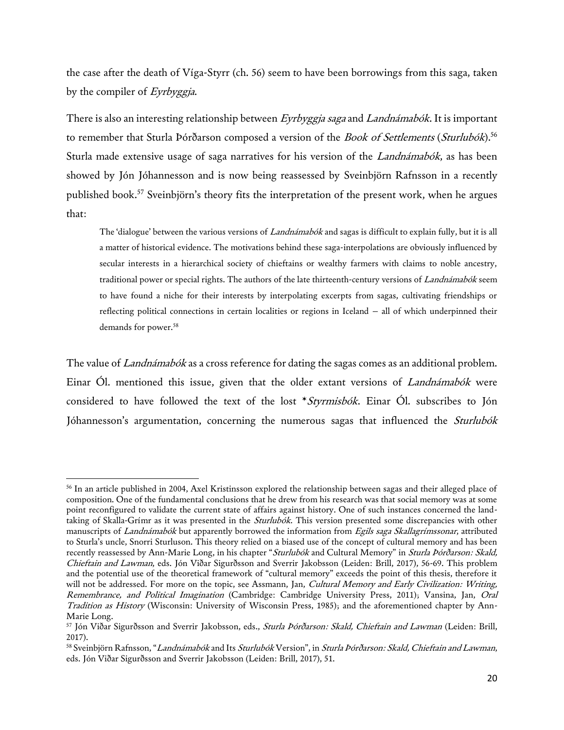the case after the death of Víga-Styrr (ch. 56) seem to have been borrowings from this saga, taken by the compiler of *Eyrbyggja*.

There is also an interesting relationship between *Eyrbyggja saga* and *Landnámabók*. It is important to remember that Sturla Þórðarson composed a version of the *Book of Settlements* (*Sturlubók*).[56] Sturla made extensive usage of saga narratives for his version of the *Landnámabók*, as has been showed by Jón Jóhannesson and is now being reassessed by Sveinbjörn Rafnsson in a recently published book.[57] Sveinbjörn's theory fits the interpretation of the present work, when he argues that:

> The 'dialogue' between the various versions of *Landnámabók* and sagas is difficult to explain fully, but it is all a matter of historical evidence. The motivations behind these saga-interpolations are obviously influenced by secular interests in a hierarchical society of chieftains or wealthy farmers with claims to noble ancestry, traditional power or special rights. The authors of the late thirteenth-century versions of *Landnámabók* seem to have found a niche for their interests by interpolating excerpts from sagas, cultivating friendships or reflecting political connections in certain localities or regions in Iceland – all of which underpinned their demands for power.[58]

The value of *Landnámabók* as a cross reference for dating the sagas comes as an additional problem. Einar Ól. mentioned this issue, given that the older extant versions of *Landnámabók* were considered to have followed the text of the lost \**Styrmisbók*. Einar Ól. subscribes to Jón Jóhannesson's argumentation, concerning the numerous sagas that influenced the *Sturlubók*

---

[56] In an article published in 2004, Axel Kristinsson explored the relationship between sagas and their alleged place of composition. One of the fundamental conclusions that he drew from his research was that social memory was at some point reconfigured to validate the current state of affairs against history. One of such instances concerned the land-taking of Skalla-Grímr as it was presented in the *Sturlubók*. This version presented some discrepancies with other manuscripts of *Landnámabók* but apparently borrowed the information from *Egils saga Skallagrímssonar*, attributed to Sturla's uncle, Snorri Sturluson. This theory relied on a biased use of the concept of cultural memory and has been recently reassessed by Ann-Marie Long, in his chapter "*Sturlubók* and Cultural Memory" in *Sturla Þórðarson: Skald, Chieftain and Lawman*, eds. Jón Viðar Sigurðsson and Sverrir Jakobsson (Leiden: Brill, 2017), 56-69. This problem and the potential use of the theoretical framework of "cultural memory" exceeds the point of this thesis, therefore it will not be addressed. For more on the topic, see Assmann, Jan, *Cultural Memory and Early Civilization: Writing, Remembrance, and Political Imagination* (Cambridge: Cambridge University Press, 2011); Vansina, Jan, *Oral Tradition as History* (Wisconsin: University of Wisconsin Press, 1985); and the aforementioned chapter by Ann-Marie Long.

[57] Jón Viðar Sigurðsson and Sverrir Jakobsson, eds., *Sturla Þórðarson: Skald, Chieftain and Lawman* (Leiden: Brill, 2017).

[58] Sveinbjörn Rafnsson, "*Landnámabók* and Its *Sturlubók* Version", in *Sturla Þórðarson: Skald, Chieftain and Lawman*, eds. Jón Viðar Sigurðsson and Sverrir Jakobsson (Leiden: Brill, 2017), 51.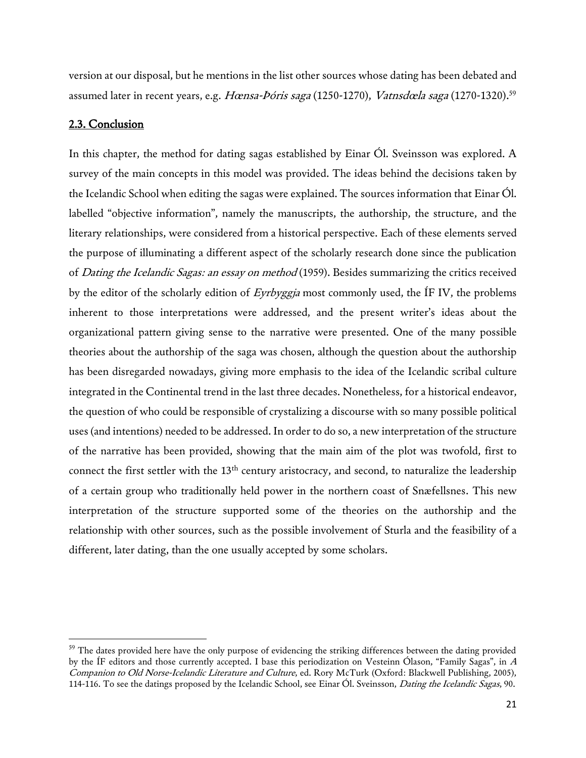version at our disposal, but he mentions in the list other sources whose dating has been debated and assumed later in recent years, e.g. *Hœnsa-Þóris saga* (1250-1270), *Vatnsdœla saga* (1270-1320).[59]

## 2.3. Conclusion

In this chapter, the method for dating sagas established by Einar Ól. Sveinsson was explored. A survey of the main concepts in this model was provided. The ideas behind the decisions taken by the Icelandic School when editing the sagas were explained. The sources information that Einar Ól. labelled "objective information", namely the manuscripts, the authorship, the structure, and the literary relationships, were considered from a historical perspective. Each of these elements served the purpose of illuminating a different aspect of the scholarly research done since the publication of *Dating the Icelandic Sagas: an essay on method* (1959). Besides summarizing the critics received by the editor of the scholarly edition of *Eyrbyggja* most commonly used, the ÍF IV, the problems inherent to those interpretations were addressed, and the present writer's ideas about the organizational pattern giving sense to the narrative were presented. One of the many possible theories about the authorship of the saga was chosen, although the question about the authorship has been disregarded nowadays, giving more emphasis to the idea of the Icelandic scribal culture integrated in the Continental trend in the last three decades. Nonetheless, for a historical endeavor, the question of who could be responsible of crystalizing a discourse with so many possible political uses (and intentions) needed to be addressed. In order to do so, a new interpretation of the structure of the narrative has been provided, showing that the main aim of the plot was twofold, first to connect the first settler with the 13th century aristocracy, and second, to naturalize the leadership of a certain group who traditionally held power in the northern coast of Snæfellsnes. This new interpretation of the structure supported some of the theories on the authorship and the relationship with other sources, such as the possible involvement of Sturla and the feasibility of a different, later dating, than the one usually accepted by some scholars.

---

[59] The dates provided here have the only purpose of evidencing the striking differences between the dating provided by the ÍF editors and those currently accepted. I base this periodization on Vesteinn Ólason, "Family Sagas", in *A Companion to Old Norse-Icelandic Literature and Culture*, ed. Rory McTurk (Oxford: Blackwell Publishing, 2005), 114-116. To see the datings proposed by the Icelandic School, see Einar Ól. Sveinsson, *Dating the Icelandic Sagas*, 90.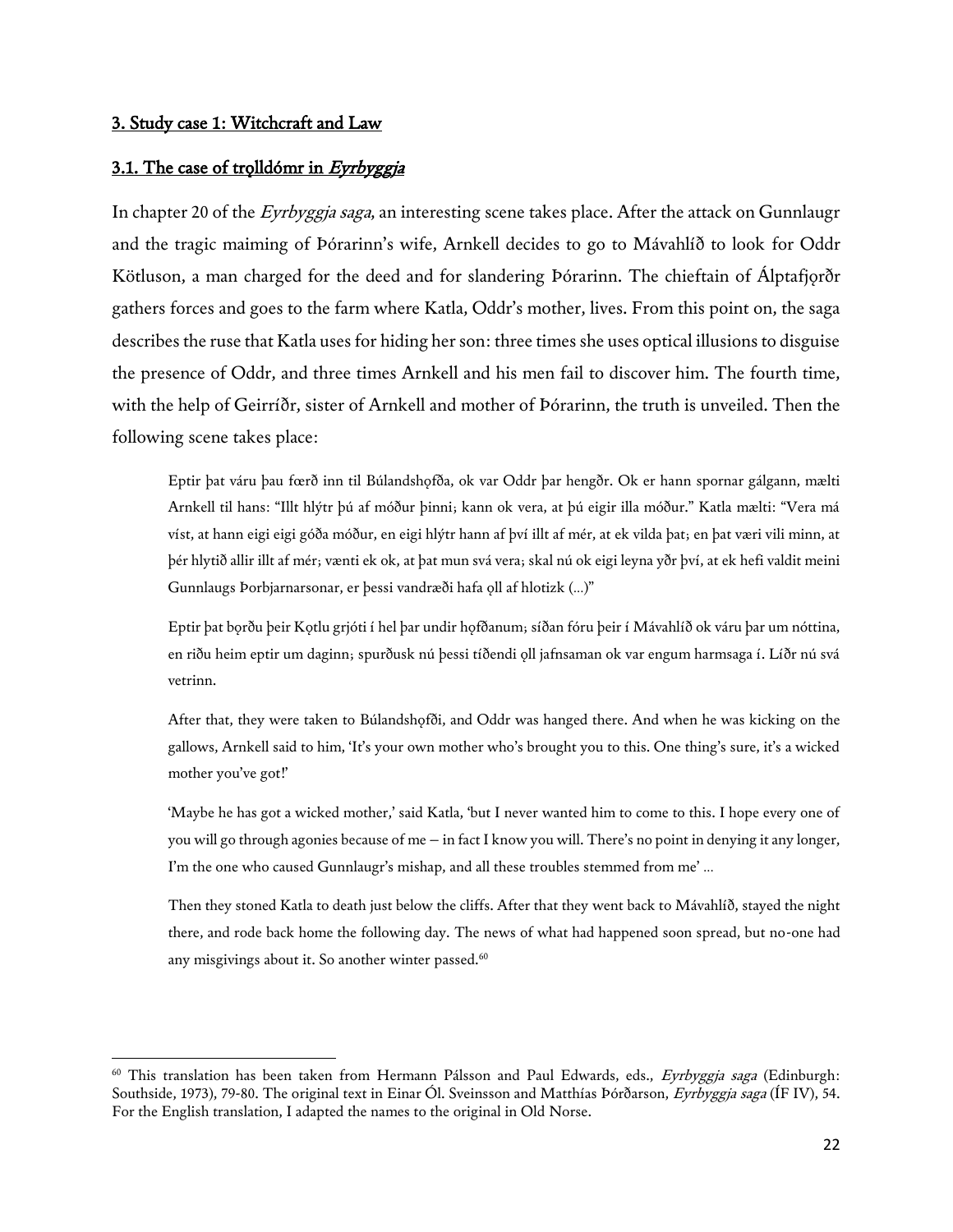## 3. Study case 1: Witchcraft and Law

### 3.1. The case of trǫlldómr in *Eyrbyggja*

In chapter 20 of the *Eyrbyggja saga*, an interesting scene takes place. After the attack on Gunnlaugr and the tragic maiming of Þórarinn's wife, Arnkell decides to go to Mávahlíð to look for Oddr Kötluson, a man charged for the deed and for slandering Þórarinn. The chieftain of Álptafjǫrðr gathers forces and goes to the farm where Katla, Oddr's mother, lives. From this point on, the saga describes the ruse that Katla uses for hiding her son: three times she uses optical illusions to disguise the presence of Oddr, and three times Arnkell and his men fail to discover him. The fourth time, with the help of Geirríðr, sister of Arnkell and mother of Þórarinn, the truth is unveiled. Then the following scene takes place:

> Eptir þat váru þau fœrð inn til Búlandshǫfða, ok var Oddr þar hengðr. Ok er hann spornar gálgann, mælti Arnkell til hans: "Illt hlýtr þú af móður þinni; kann ok vera, at þú eigir illa móður." Katla mælti: "Vera má víst, at hann eigi eigi góða móður, en eigi hlýtr hann af því illt af mér, at ek vilda þat; en þat væri vili minn, at þér hlytið allir illt af mér; vænti ek ok, at þat mun svá vera; skal nú ok eigi leyna yðr því, at ek hefi valdit meini Gunnlaugs Þorbjarnarsonar, er þessi vandræði hafa ǫll af hlotizk (...)"
>
> Eptir þat bǫrðu þeir Kǫtlu grjóti í hel þar undir hǫfðanum; síðan fóru þeir í Mávahlíð ok váru þar um nóttina, en riðu heim eptir um daginn; spurðusk nú þessi tíðendi ǫll jafnsaman ok var engum harmsaga í. Líðr nú svá vetrinn.
>
> After that, they were taken to Búlandshǫfði, and Oddr was hanged there. And when he was kicking on the gallows, Arnkell said to him, 'It's your own mother who's brought you to this. One thing's sure, it's a wicked mother you've got!'
>
> 'Maybe he has got a wicked mother,' said Katla, 'but I never wanted him to come to this. I hope every one of you will go through agonies because of me – in fact I know you will. There's no point in denying it any longer, I'm the one who caused Gunnlaugr's mishap, and all these troubles stemmed from me' ...
>
> Then they stoned Katla to death just below the cliffs. After that they went back to Mávahlíð, stayed the night there, and rode back home the following day. The news of what had happened soon spread, but no-one had any misgivings about it. So another winter passed.[60]

---

[60] This translation has been taken from Hermann Pálsson and Paul Edwards, eds., *Eyrbyggja saga* (Edinburgh: Southside, 1973), 79-80. The original text in Einar Ól. Sveinsson and Matthías Þórðarson, *Eyrbyggja saga* (ÍF IV), 54. For the English translation, I adapted the names to the original in Old Norse.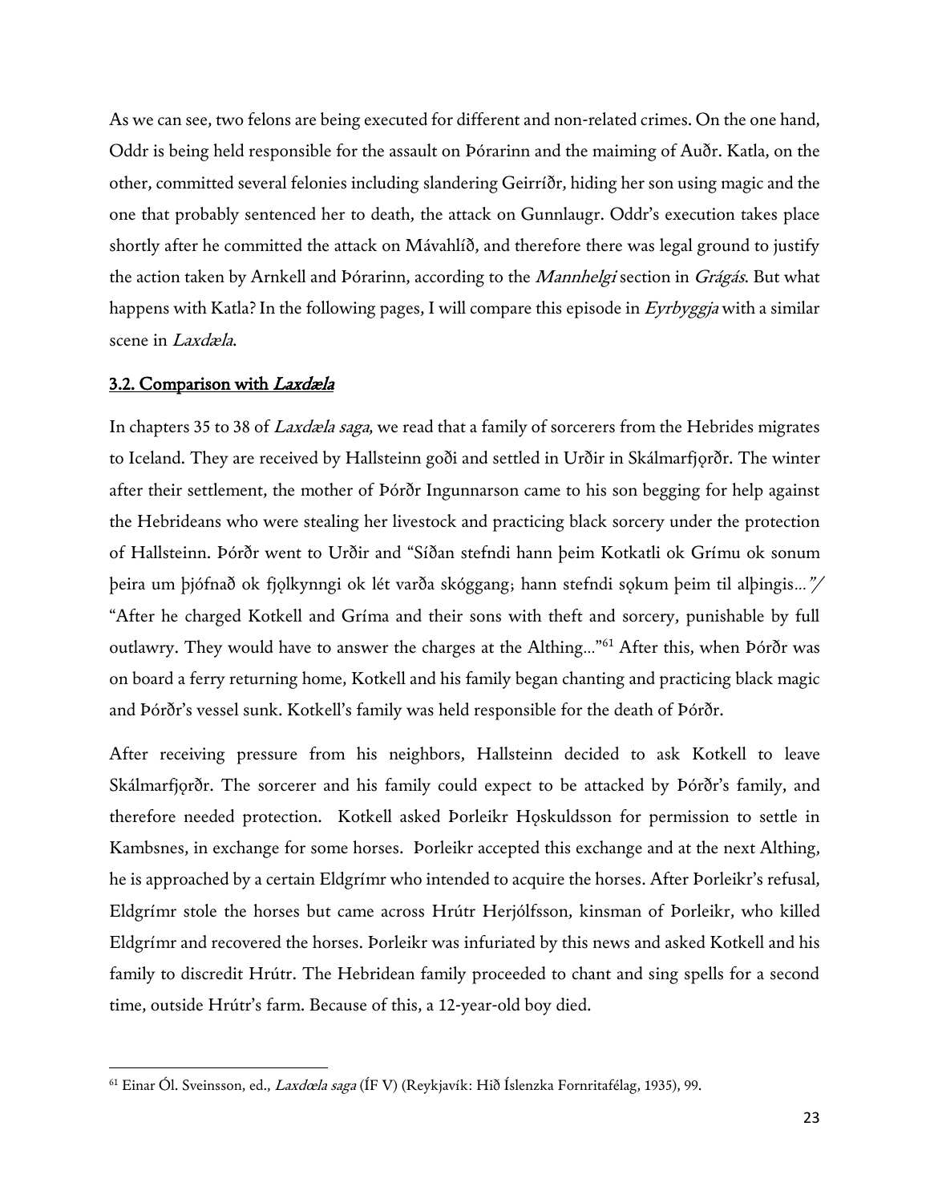As we can see, two felons are being executed for different and non-related crimes. On the one hand, Oddr is being held responsible for the assault on Þórarinn and the maiming of Auðr. Katla, on the other, committed several felonies including slandering Geirríðr, hiding her son using magic and the one that probably sentenced her to death, the attack on Gunnlaugr. Oddr's execution takes place shortly after he committed the attack on Mávahlíð, and therefore there was legal ground to justify the action taken by Arnkell and Þórarinn, according to the *Mannhelgi* section in *Grágás*. But what happens with Katla? In the following pages, I will compare this episode in *Eyrbyggja* with a similar scene in *Laxdæla*.

### 3.2. Comparison with *Laxdæla*

In chapters 35 to 38 of *Laxdæla saga*, we read that a family of sorcerers from the Hebrides migrates to Iceland. They are received by Hallsteinn goði and settled in Urðir in Skálmarfjǫrðr. The winter after their settlement, the mother of Þórðr Ingunnarson came to his son begging for help against the Hebrideans who were stealing her livestock and practicing black sorcery under the protection of Hallsteinn. Þórðr went to Urðir and "Síðan stefndi hann þeim Kotkatli ok Grímu ok sonum þeira um þjófnað ok fjǫlkynngi ok lét varða skóggang; hann stefndi sǫkum þeim til alþingis…"/ "After he charged Kotkell and Gríma and their sons with theft and sorcery, punishable by full outlawry. They would have to answer the charges at the Althing…"[61] After this, when Þórðr was on board a ferry returning home, Kotkell and his family began chanting and practicing black magic and Þórðr's vessel sunk. Kotkell's family was held responsible for the death of Þórðr.

After receiving pressure from his neighbors, Hallsteinn decided to ask Kotkell to leave Skálmarfjǫrðr. The sorcerer and his family could expect to be attacked by Þórðr's family, and therefore needed protection. Kotkell asked Þorleikr Hǫskuldsson for permission to settle in Kambsnes, in exchange for some horses. Þorleikr accepted this exchange and at the next Althing, he is approached by a certain Eldgrímr who intended to acquire the horses. After Þorleikr's refusal, Eldgrímr stole the horses but came across Hrútr Herjólfsson, kinsman of Þorleikr, who killed Eldgrímr and recovered the horses. Þorleikr was infuriated by this news and asked Kotkell and his family to discredit Hrútr. The Hebridean family proceeded to chant and sing spells for a second time, outside Hrútr's farm. Because of this, a 12-year-old boy died.

---

[61] Einar Ól. Sveinsson, ed., *Laxdœla saga* (ÍF V) (Reykjavík: Hið Íslenzka Fornritafélag, 1935), 99.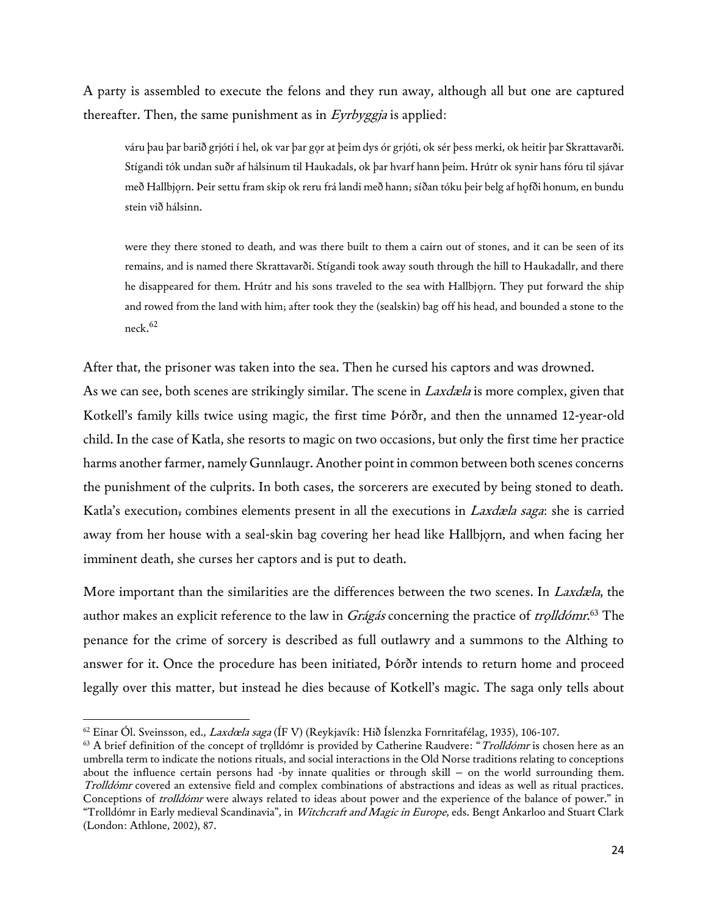A party is assembled to execute the felons and they run away, although all but one are captured thereafter. Then, the same punishment as in *Eyrbyggja* is applied:

> váru þau þar barið grjóti í hel, ok var þar gǫr at þeim dys ór grjóti, ok sér þess merki, ok heitir þar Skrattavarði. Stígandi tók undan suðr af hálsinum til Haukadals, ok þar hvarf hann þeim. Hrútr ok synir hans fóru til sjávar með Hallbjǫrn. Þeir settu fram skip ok reru frá landi með hann; síðan tóku þeir belg af hǫfði honum, en bundu stein við hálsinn.
>
> were they there stoned to death, and was there built to them a cairn out of stones, and it can be seen of its remains, and is named there Skrattavarði. Stígandi took away south through the hill to Haukadallr, and there he disappeared for them. Hrútr and his sons traveled to the sea with Hallbjǫrn. They put forward the ship and rowed from the land with him; after took they the (sealskin) bag off his head, and bounded a stone to the neck.[62]

After that, the prisoner was taken into the sea. Then he cursed his captors and was drowned.

As we can see, both scenes are strikingly similar. The scene in *Laxdæla* is more complex, given that Kotkell's family kills twice using magic, the first time Þórðr, and then the unnamed 12-year-old child. In the case of Katla, she resorts to magic on two occasions, but only the first time her practice harms another farmer, namely Gunnlaugr. Another point in common between both scenes concerns the punishment of the culprits. In both cases, the sorcerers are executed by being stoned to death. Katla's execution, combines elements present in all the executions in *Laxdæla saga*: she is carried away from her house with a seal-skin bag covering her head like Hallbjǫrn, and when facing her imminent death, she curses her captors and is put to death.

More important than the similarities are the differences between the two scenes. In *Laxdæla*, the author makes an explicit reference to the law in *Grágás* concerning the practice of *trǫlldómr*.[63] The penance for the crime of sorcery is described as full outlawry and a summons to the Althing to answer for it. Once the procedure has been initiated, Þórðr intends to return home and proceed legally over this matter, but instead he dies because of Kotkell's magic. The saga only tells about

---

[62] Einar Ól. Sveinsson, ed., *Laxdœla saga* (ÍF V) (Reykjavík: Hið Íslenzka Fornritafélag, 1935), 106-107.

[63] A brief definition of the concept of trǫlldómr is provided by Catherine Raudvere: "*Trolldómr* is chosen here as an umbrella term to indicate the notions rituals, and social interactions in the Old Norse traditions relating to conceptions about the influence certain persons had -by innate qualities or through skill – on the world surrounding them. *Trolldómr* covered an extensive field and complex combinations of abstractions and ideas as well as ritual practices. Conceptions of *trolldómr* were always related to ideas about power and the experience of the balance of power." in "Trolldómr in Early medieval Scandinavia", in *Witchcraft and Magic in Europe*, eds. Bengt Ankarloo and Stuart Clark (London: Athlone, 2002), 87.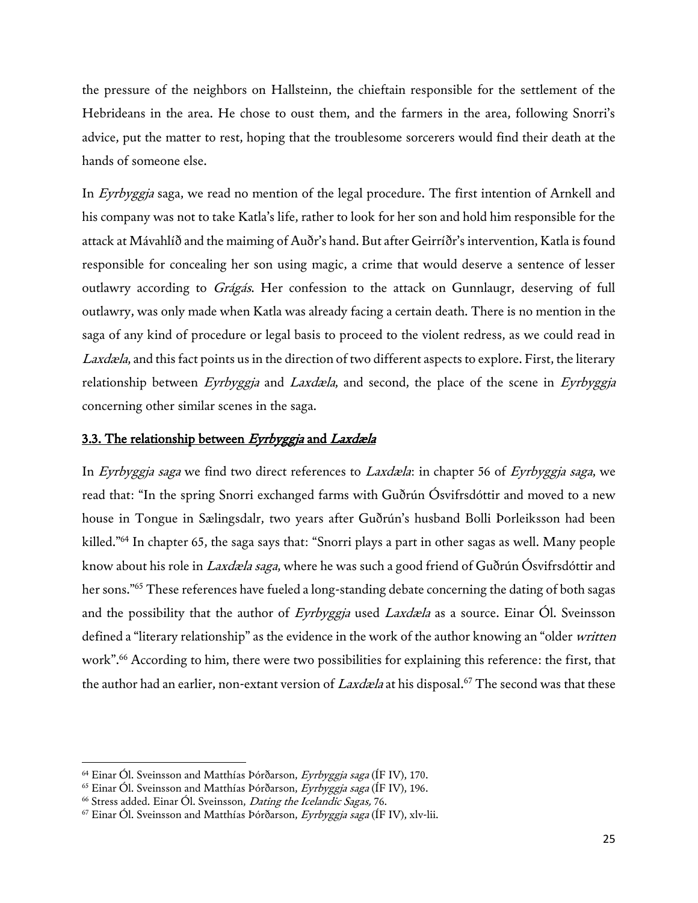the pressure of the neighbors on Hallsteinn, the chieftain responsible for the settlement of the Hebrideans in the area. He chose to oust them, and the farmers in the area, following Snorri's advice, put the matter to rest, hoping that the troublesome sorcerers would find their death at the hands of someone else.

In *Eyrbyggja* saga, we read no mention of the legal procedure. The first intention of Arnkell and his company was not to take Katla's life, rather to look for her son and hold him responsible for the attack at Mávahlíð and the maiming of Auðr's hand. But after Geirríðr's intervention, Katla is found responsible for concealing her son using magic, a crime that would deserve a sentence of lesser outlawry according to *Grágás*. Her confession to the attack on Gunnlaugr, deserving of full outlawry, was only made when Katla was already facing a certain death. There is no mention in the saga of any kind of procedure or legal basis to proceed to the violent redress, as we could read in *Laxdæla*, and this fact points us in the direction of two different aspects to explore. First, the literary relationship between *Eyrbyggja* and *Laxdæla*, and second, the place of the scene in *Eyrbyggja* concerning other similar scenes in the saga.

### 3.3. The relationship between *Eyrbyggja* and *Laxdæla*

In *Eyrbyggja saga* we find two direct references to *Laxdæla*: in chapter 56 of *Eyrbyggja saga*, we read that: "In the spring Snorri exchanged farms with Guðrún Ósvifrsdóttir and moved to a new house in Tongue in Sælingsdalr, two years after Guðrún's husband Bolli Þorleiksson had been killed."[64] In chapter 65, the saga says that: "Snorri plays a part in other sagas as well. Many people know about his role in *Laxdæla saga*, where he was such a good friend of Guðrún Ósvifrsdóttir and her sons."[65] These references have fueled a long-standing debate concerning the dating of both sagas and the possibility that the author of *Eyrbyggja* used *Laxdæla* as a source. Einar Ól. Sveinsson defined a "literary relationship" as the evidence in the work of the author knowing an "older *written* work".[66] According to him, there were two possibilities for explaining this reference: the first, that the author had an earlier, non-extant version of *Laxdæla* at his disposal.[67] The second was that these

---

[64] Einar Ól. Sveinsson and Matthías Þórðarson, *Eyrbyggja saga* (ÍF IV), 170.

[65] Einar Ól. Sveinsson and Matthías Þórðarson, *Eyrbyggja saga* (ÍF IV), 196.

[66] Stress added. Einar Ól. Sveinsson, *Dating the Icelandic Sagas,* 76.

[67] Einar Ól. Sveinsson and Matthías Þórðarson, *Eyrbyggja saga* (ÍF IV), xlv-lii.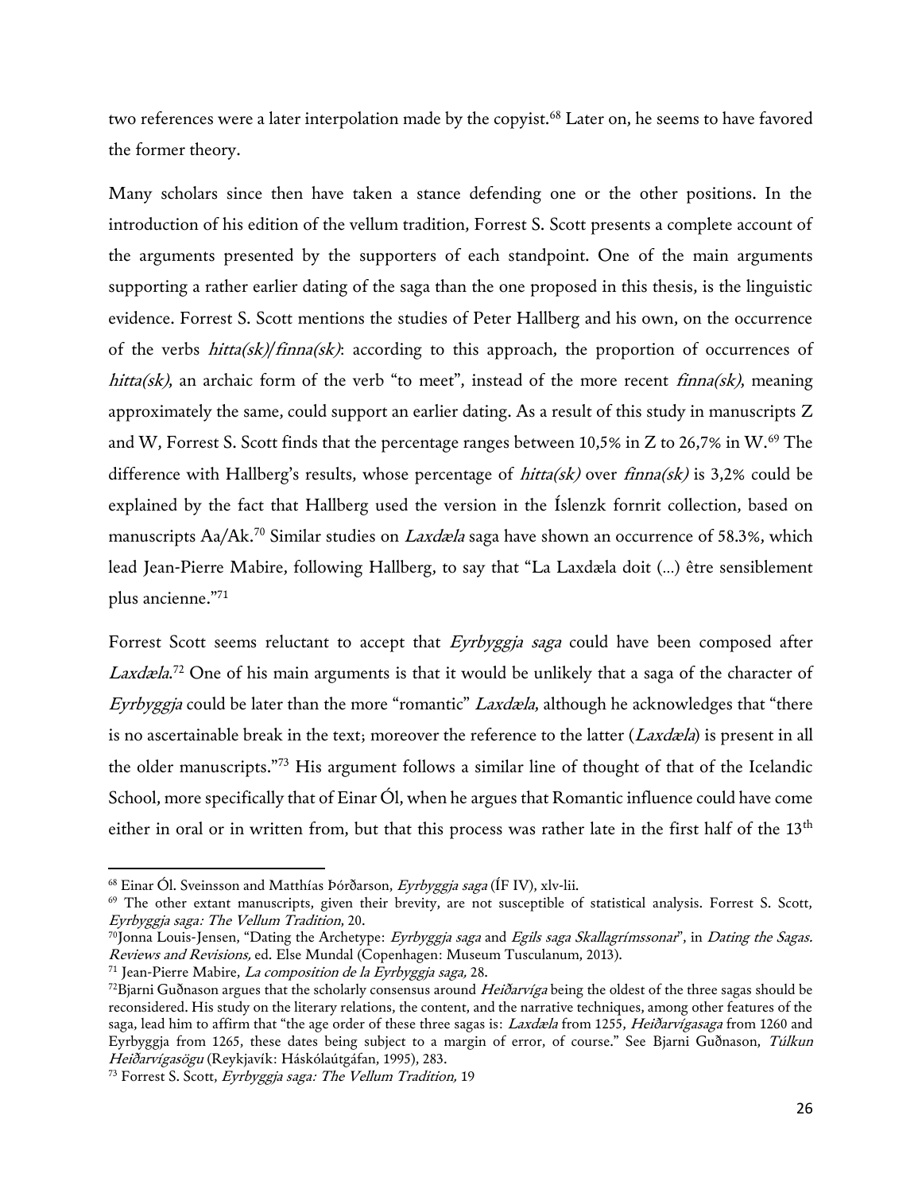two references were a later interpolation made by the copyist.[68] Later on, he seems to have favored the former theory.

Many scholars since then have taken a stance defending one or the other positions. In the introduction of his edition of the vellum tradition, Forrest S. Scott presents a complete account of the arguments presented by the supporters of each standpoint. One of the main arguments supporting a rather earlier dating of the saga than the one proposed in this thesis, is the linguistic evidence. Forrest S. Scott mentions the studies of Peter Hallberg and his own, on the occurrence of the verbs *hitta(sk)/finna(sk)*: according to this approach, the proportion of occurrences of *hitta(sk)*, an archaic form of the verb "to meet", instead of the more recent *finna(sk)*, meaning approximately the same, could support an earlier dating. As a result of this study in manuscripts Z and W, Forrest S. Scott finds that the percentage ranges between 10,5% in Z to 26,7% in W.[69] The difference with Hallberg's results, whose percentage of *hitta(sk)* over *finna(sk)* is 3,2% could be explained by the fact that Hallberg used the version in the Íslenzk fornrit collection, based on manuscripts Aa/Ak.[70] Similar studies on *Laxdæla* saga have shown an occurrence of 58.3%, which lead Jean-Pierre Mabire, following Hallberg, to say that "La Laxdæla doit (...) être sensiblement plus ancienne."[71]

Forrest Scott seems reluctant to accept that *Eyrbyggja saga* could have been composed after *Laxdæla*.[72] One of his main arguments is that it would be unlikely that a saga of the character of *Eyrbyggja* could be later than the more "romantic" *Laxdæla,* although he acknowledges that "there is no ascertainable break in the text; moreover the reference to the latter (*Laxdæla*) is present in all the older manuscripts."[73] His argument follows a similar line of thought of that of the Icelandic School, more specifically that of Einar Ól, when he argues that Romantic influence could have come either in oral or in written from, but that this process was rather late in the first half of the 13th

---

[68] Einar Ól. Sveinsson and Matthías Þórðarson, *Eyrbyggja saga* (ÍF IV), xlv-lii.

[69] The other extant manuscripts, given their brevity, are not susceptible of statistical analysis. Forrest S. Scott, *Eyrbyggja saga: The Vellum Tradition*, 20.

[70] Jonna Louis-Jensen, "Dating the Archetype: *Eyrbyggja saga* and *Egils saga Skallagrímssonar*", in *Dating the Sagas. Reviews and Revisions,* ed. Else Mundal (Copenhagen: Museum Tusculanum, 2013).

[71] Jean-Pierre Mabire, *La composition de la Eyrbyggja saga,* 28.

[72] Bjarni Guðnason argues that the scholarly consensus around *Heiðarvíga* being the oldest of the three sagas should be reconsidered. His study on the literary relations, the content, and the narrative techniques, among other features of the saga, lead him to affirm that "the age order of these three sagas is: *Laxdæla* from 1255, *Heiðarvígasaga* from 1260 and Eyrbyggja from 1265, these dates being subject to a margin of error, of course." See Bjarni Guðnason, *Túlkun Heiðarvígasögu* (Reykjavík: Háskólaútgáfan, 1995), 283.

[73] Forrest S. Scott, *Eyrbyggja saga: The Vellum Tradition,* 19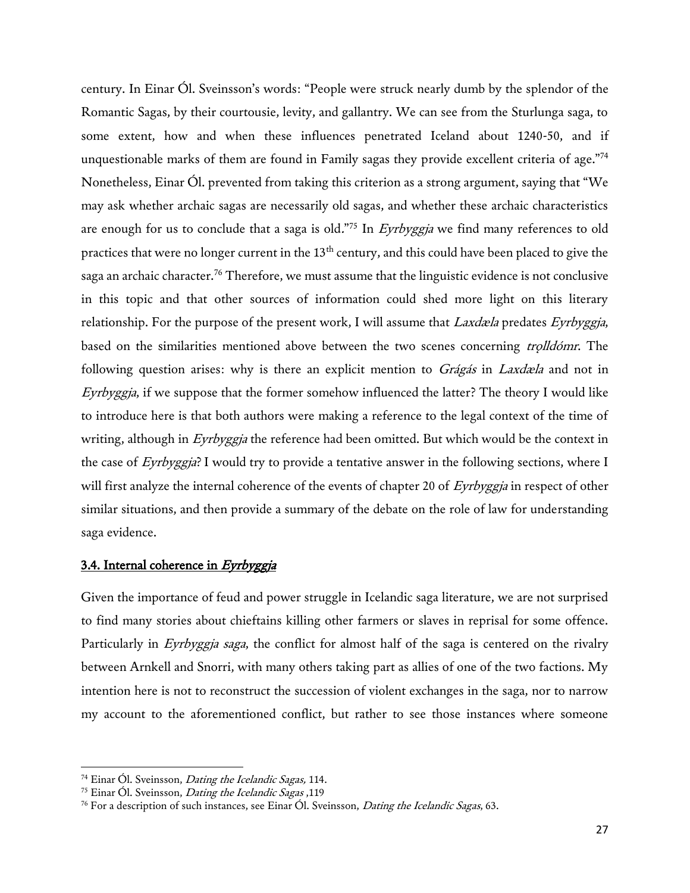century. In Einar Ól. Sveinsson's words: "People were struck nearly dumb by the splendor of the Romantic Sagas, by their courtousie, levity, and gallantry. We can see from the Sturlunga saga, to some extent, how and when these influences penetrated Iceland about 1240-50, and if unquestionable marks of them are found in Family sagas they provide excellent criteria of age."[74] Nonetheless, Einar Ól. prevented from taking this criterion as a strong argument, saying that "We may ask whether archaic sagas are necessarily old sagas, and whether these archaic characteristics are enough for us to conclude that a saga is old."[75] In *Eyrbyggja* we find many references to old practices that were no longer current in the 13th century, and this could have been placed to give the saga an archaic character.[76] Therefore, we must assume that the linguistic evidence is not conclusive in this topic and that other sources of information could shed more light on this literary relationship. For the purpose of the present work, I will assume that *Laxdæla* predates *Eyrbyggja*, based on the similarities mentioned above between the two scenes concerning *trǫlldómr*. The following question arises: why is there an explicit mention to *Grágás* in *Laxdæla* and not in *Eyrbyggja*, if we suppose that the former somehow influenced the latter? The theory I would like to introduce here is that both authors were making a reference to the legal context of the time of writing, although in *Eyrbyggja* the reference had been omitted. But which would be the context in the case of *Eyrbyggja*? I would try to provide a tentative answer in the following sections, where I will first analyze the internal coherence of the events of chapter 20 of *Eyrbyggja* in respect of other similar situations, and then provide a summary of the debate on the role of law for understanding saga evidence.

### 3.4. Internal coherence in *Eyrbyggja*

Given the importance of feud and power struggle in Icelandic saga literature, we are not surprised to find many stories about chieftains killing other farmers or slaves in reprisal for some offence. Particularly in *Eyrbyggja saga*, the conflict for almost half of the saga is centered on the rivalry between Arnkell and Snorri, with many others taking part as allies of one of the two factions. My intention here is not to reconstruct the succession of violent exchanges in the saga, nor to narrow my account to the aforementioned conflict, but rather to see those instances where someone

---

[74] Einar Ól. Sveinsson, *Dating the Icelandic Sagas,* 114.

[75] Einar Ól. Sveinsson, *Dating the Icelandic Sagas* ,119

[76] For a description of such instances, see Einar Ól. Sveinsson, *Dating the Icelandic Sagas*, 63.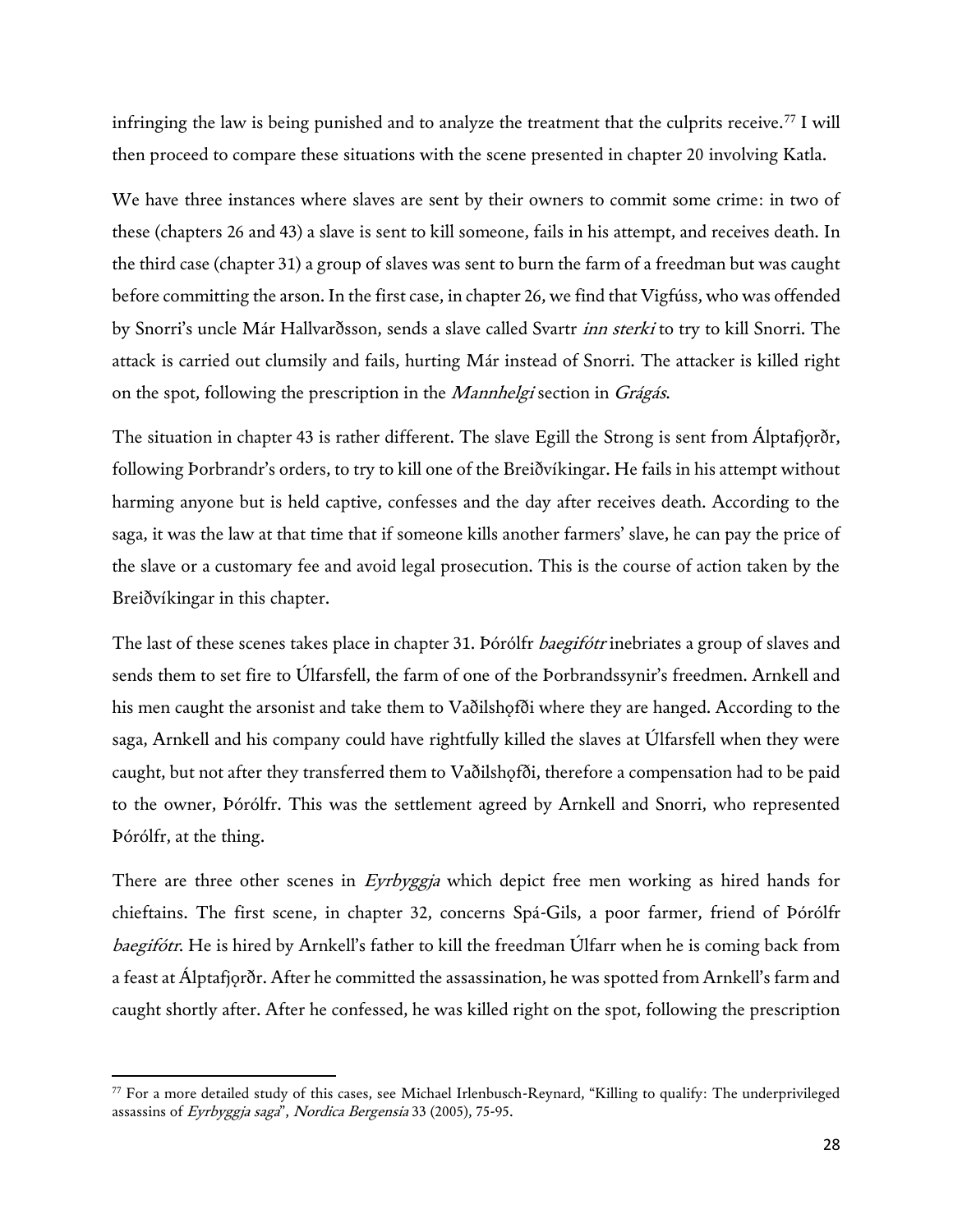infringing the law is being punished and to analyze the treatment that the culprits receive.[77] I will then proceed to compare these situations with the scene presented in chapter 20 involving Katla.

We have three instances where slaves are sent by their owners to commit some crime: in two of these (chapters 26 and 43) a slave is sent to kill someone, fails in his attempt, and receives death. In the third case (chapter 31) a group of slaves was sent to burn the farm of a freedman but was caught before committing the arson. In the first case, in chapter 26, we find that Vigfúss, who was offended by Snorri's uncle Már Hallvarðsson, sends a slave called Svartr *inn sterki* to try to kill Snorri. The attack is carried out clumsily and fails, hurting Már instead of Snorri. The attacker is killed right on the spot, following the prescription in the *Mannhelgi* section in *Grágás*.

The situation in chapter 43 is rather different. The slave Egill the Strong is sent from Álptafjǫrðr, following Þorbrandr's orders, to try to kill one of the Breiðvíkingar. He fails in his attempt without harming anyone but is held captive, confesses and the day after receives death. According to the saga, it was the law at that time that if someone kills another farmers' slave, he can pay the price of the slave or a customary fee and avoid legal prosecution. This is the course of action taken by the Breiðvíkingar in this chapter.

The last of these scenes takes place in chapter 31. Þórólfr *baegifótr* inebriates a group of slaves and sends them to set fire to Úlfarsfell, the farm of one of the Þorbrandssynir's freedmen. Arnkell and his men caught the arsonist and take them to Vaðilshǫfði where they are hanged. According to the saga, Arnkell and his company could have rightfully killed the slaves at Úlfarsfell when they were caught, but not after they transferred them to Vaðilshǫfði, therefore a compensation had to be paid to the owner, Þórólfr. This was the settlement agreed by Arnkell and Snorri, who represented Þórólfr, at the thing.

There are three other scenes in *Eyrbyggja* which depict free men working as hired hands for chieftains. The first scene, in chapter 32, concerns Spá-Gils, a poor farmer, friend of Þórólfr *baegifótr*. He is hired by Arnkell's father to kill the freedman Úlfarr when he is coming back from a feast at Álptafjǫrðr. After he committed the assassination, he was spotted from Arnkell's farm and caught shortly after. After he confessed, he was killed right on the spot, following the prescription

---

[77] For a more detailed study of this cases, see Michael Irlenbusch-Reynard, "Killing to qualify: The underprivileged assassins of *Eyrbyggja saga*", *Nordica Bergensia* 33 (2005), 75-95.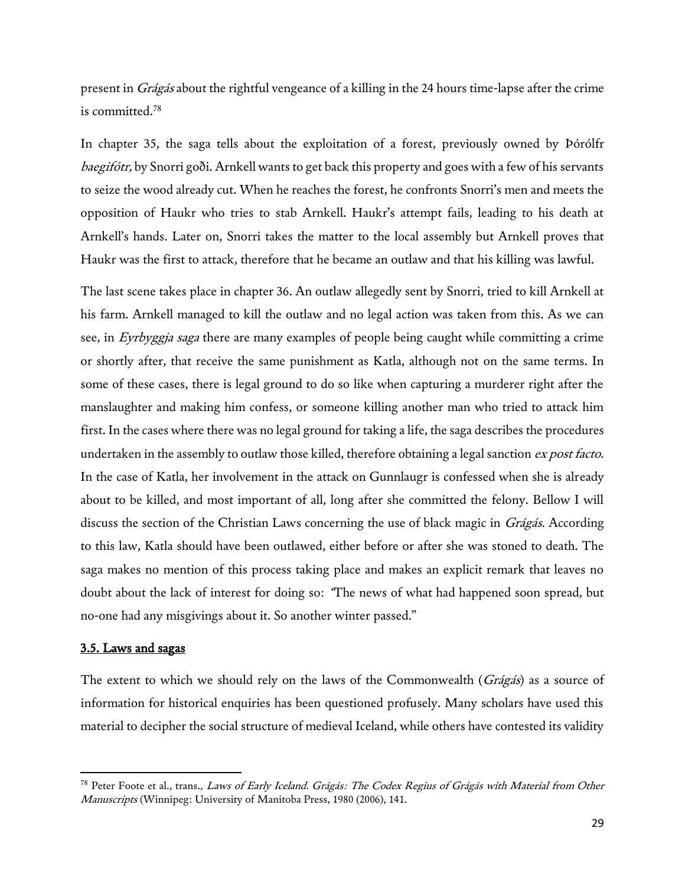present in *Grágás* about the rightful vengeance of a killing in the 24 hours time-lapse after the crime is committed.[78]

In chapter 35, the saga tells about the exploitation of a forest, previously owned by Þórólfr *baegifótr,* by Snorri goði. Arnkell wants to get back this property and goes with a few of his servants to seize the wood already cut. When he reaches the forest, he confronts Snorri's men and meets the opposition of Haukr who tries to stab Arnkell. Haukr's attempt fails, leading to his death at Arnkell's hands. Later on, Snorri takes the matter to the local assembly but Arnkell proves that Haukr was the first to attack, therefore that he became an outlaw and that his killing was lawful.

The last scene takes place in chapter 36. An outlaw allegedly sent by Snorri, tried to kill Arnkell at his farm. Arnkell managed to kill the outlaw and no legal action was taken from this. As we can see, in *Eyrbyggja saga* there are many examples of people being caught while committing a crime or shortly after, that receive the same punishment as Katla, although not on the same terms. In some of these cases, there is legal ground to do so like when capturing a murderer right after the manslaughter and making him confess, or someone killing another man who tried to attack him first. In the cases where there was no legal ground for taking a life, the saga describes the procedures undertaken in the assembly to outlaw those killed, therefore obtaining a legal sanction *ex post facto*. In the case of Katla, her involvement in the attack on Gunnlaugr is confessed when she is already about to be killed, and most important of all, long after she committed the felony. Bellow I will discuss the section of the Christian Laws concerning the use of black magic in *Grágás*. According to this law, Katla should have been outlawed, either before or after she was stoned to death. The saga makes no mention of this process taking place and makes an explicit remark that leaves no doubt about the lack of interest for doing so: "The news of what had happened soon spread, but no-one had any misgivings about it. So another winter passed."

### 3.5. Laws and sagas

The extent to which we should rely on the laws of the Commonwealth (*Grágás*) as a source of information for historical enquiries has been questioned profusely. Many scholars have used this material to decipher the social structure of medieval Iceland, while others have contested its validity

---

[78] Peter Foote et al., trans., *Laws of Early Iceland. Grágás: The Codex Regius of Grágás with Material from Other Manuscripts* (Winnipeg: University of Manitoba Press, 1980 (2006), 141.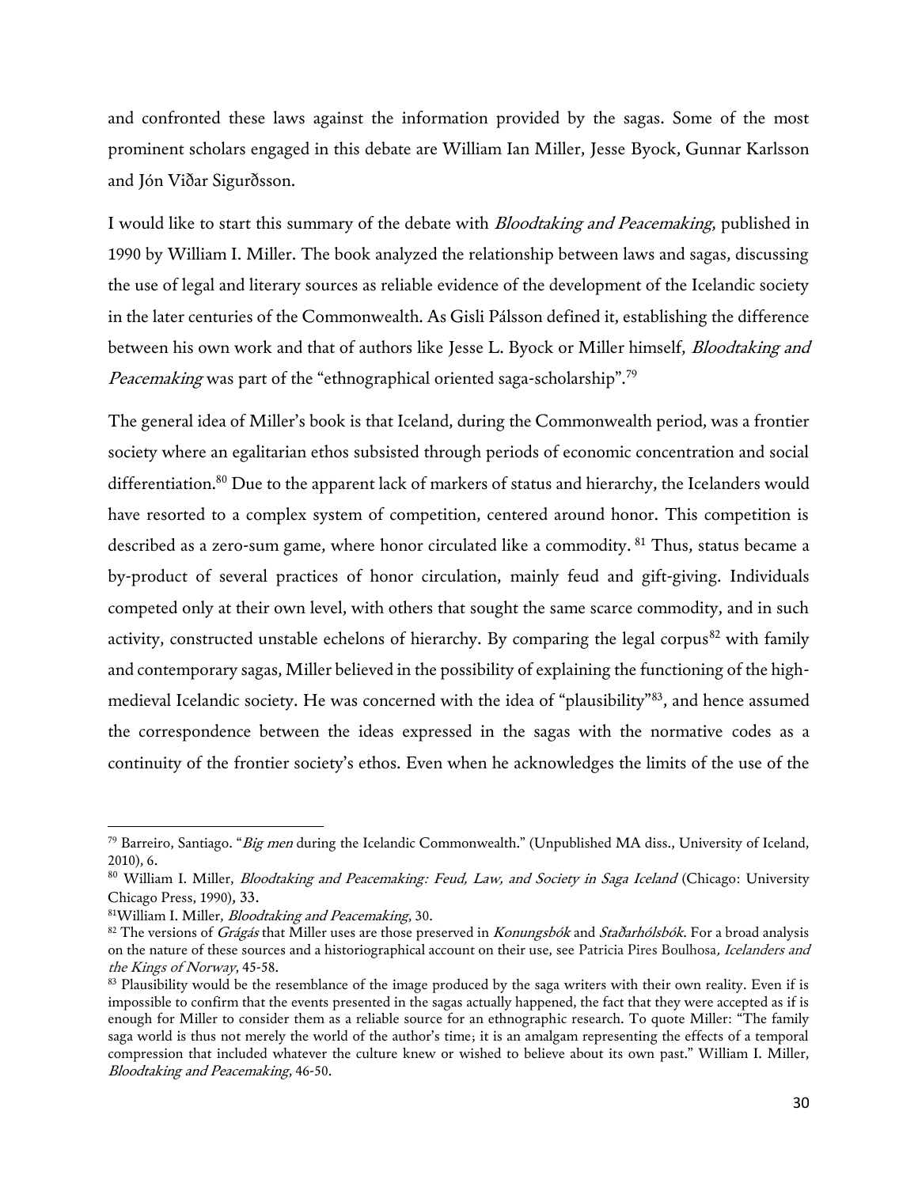and confronted these laws against the information provided by the sagas. Some of the most prominent scholars engaged in this debate are William Ian Miller, Jesse Byock, Gunnar Karlsson and Jón Viðar Sigurðsson.

I would like to start this summary of the debate with *Bloodtaking and Peacemaking*, published in 1990 by William I. Miller. The book analyzed the relationship between laws and sagas, discussing the use of legal and literary sources as reliable evidence of the development of the Icelandic society in the later centuries of the Commonwealth. As Gisli Pálsson defined it, establishing the difference between his own work and that of authors like Jesse L. Byock or Miller himself, *Bloodtaking and Peacemaking* was part of the "ethnographical oriented saga-scholarship".[79]

The general idea of Miller's book is that Iceland, during the Commonwealth period, was a frontier society where an egalitarian ethos subsisted through periods of economic concentration and social differentiation.[80] Due to the apparent lack of markers of status and hierarchy, the Icelanders would have resorted to a complex system of competition, centered around honor. This competition is described as a zero-sum game, where honor circulated like a commodity.[81] Thus, status became a by-product of several practices of honor circulation, mainly feud and gift-giving. Individuals competed only at their own level, with others that sought the same scarce commodity, and in such activity, constructed unstable echelons of hierarchy. By comparing the legal corpus[82] with family and contemporary sagas, Miller believed in the possibility of explaining the functioning of the high-medieval Icelandic society. He was concerned with the idea of "plausibility"[83], and hence assumed the correspondence between the ideas expressed in the sagas with the normative codes as a continuity of the frontier society's ethos. Even when he acknowledges the limits of the use of the

---

[79] Barreiro, Santiago. "*Big men* during the Icelandic Commonwealth." (Unpublished MA diss., University of Iceland, 2010), 6.

[80] William I. Miller, *Bloodtaking and Peacemaking: Feud, Law, and Society in Saga Iceland* (Chicago: University Chicago Press, 1990), 33.

[81] William I. Miller, *Bloodtaking and Peacemaking*, 30.

[82] The versions of *Grágás* that Miller uses are those preserved in *Konungsbók* and *Staðarhólsbók*. For a broad analysis on the nature of these sources and a historiographical account on their use, see Patricia Pires Boulhosa*, Icelanders and the Kings of Norway*, 45-58.

[83] Plausibility would be the resemblance of the image produced by the saga writers with their own reality. Even if is impossible to confirm that the events presented in the sagas actually happened, the fact that they were accepted as if is enough for Miller to consider them as a reliable source for an ethnographic research. To quote Miller: "The family saga world is thus not merely the world of the author's time; it is an amalgam representing the effects of a temporal compression that included whatever the culture knew or wished to believe about its own past." William I. Miller, *Bloodtaking and Peacemaking*, 46-50.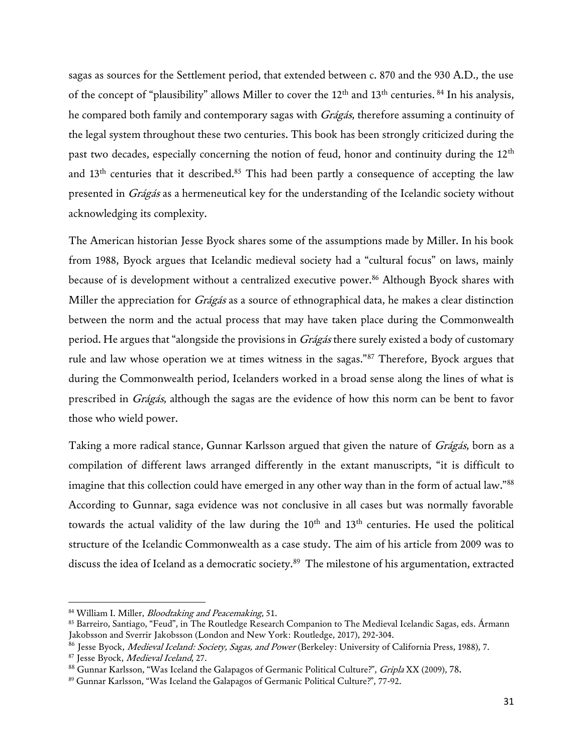sagas as sources for the Settlement period, that extended between c. 870 and the 930 A.D., the use of the concept of "plausibility" allows Miller to cover the 12th and 13th centuries. [84] In his analysis, he compared both family and contemporary sagas with *Grágás*, therefore assuming a continuity of the legal system throughout these two centuries. This book has been strongly criticized during the past two decades, especially concerning the notion of feud, honor and continuity during the 12th and 13th centuries that it described.[85] This had been partly a consequence of accepting the law presented in *Grágás* as a hermeneutical key for the understanding of the Icelandic society without acknowledging its complexity.

The American historian Jesse Byock shares some of the assumptions made by Miller. In his book from 1988, Byock argues that Icelandic medieval society had a "cultural focus" on laws, mainly because of is development without a centralized executive power.[86] Although Byock shares with Miller the appreciation for *Grágás* as a source of ethnographical data, he makes a clear distinction between the norm and the actual process that may have taken place during the Commonwealth period. He argues that "alongside the provisions in *Grágás* there surely existed a body of customary rule and law whose operation we at times witness in the sagas."[87] Therefore, Byock argues that during the Commonwealth period, Icelanders worked in a broad sense along the lines of what is prescribed in *Grágás*, although the sagas are the evidence of how this norm can be bent to favor those who wield power.

Taking a more radical stance, Gunnar Karlsson argued that given the nature of *Grágás*, born as a compilation of different laws arranged differently in the extant manuscripts, "it is difficult to imagine that this collection could have emerged in any other way than in the form of actual law."[88] According to Gunnar, saga evidence was not conclusive in all cases but was normally favorable towards the actual validity of the law during the 10th and 13th centuries. He used the political structure of the Icelandic Commonwealth as a case study. The aim of his article from 2009 was to discuss the idea of Iceland as a democratic society.[89] The milestone of his argumentation, extracted

---

[84] William I. Miller, *Bloodtaking and Peacemaking*, 51.

[85] Barreiro, Santiago, "Feud", in The Routledge Research Companion to The Medieval Icelandic Sagas, eds. Ármann Jakobsson and Sverrir Jakobsson (London and New York: Routledge, 2017), 292-304.

[86] Jesse Byock, *Medieval Iceland: Society, Sagas, and Power* (Berkeley: University of California Press, 1988), 7.

[87] Jesse Byock, *Medieval Iceland*, 27.

[88] Gunnar Karlsson, "Was Iceland the Galapagos of Germanic Political Culture?", *Gripla* XX (2009), 78.

[89] Gunnar Karlsson, "Was Iceland the Galapagos of Germanic Political Culture?", 77-92.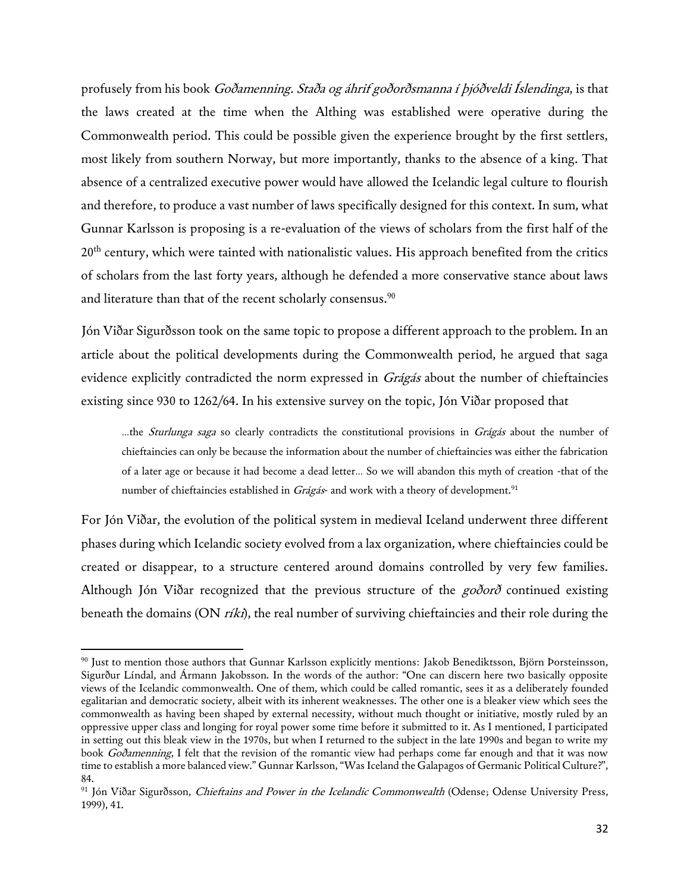profusely from his book *Goðamenning. Staða og áhrif goðorðsmanna í þjóðveldi Íslendinga*, is that the laws created at the time when the Althing was established were operative during the Commonwealth period. This could be possible given the experience brought by the first settlers, most likely from southern Norway, but more importantly, thanks to the absence of a king. That absence of a centralized executive power would have allowed the Icelandic legal culture to flourish and therefore, to produce a vast number of laws specifically designed for this context. In sum, what Gunnar Karlsson is proposing is a re-evaluation of the views of scholars from the first half of the 20th century, which were tainted with nationalistic values. His approach benefited from the critics of scholars from the last forty years, although he defended a more conservative stance about laws and literature than that of the recent scholarly consensus.[90]

Jón Viðar Sigurðsson took on the same topic to propose a different approach to the problem. In an article about the political developments during the Commonwealth period, he argued that saga evidence explicitly contradicted the norm expressed in *Grágás* about the number of chieftaincies existing since 930 to 1262/64. In his extensive survey on the topic, Jón Viðar proposed that

> …the *Sturlunga saga* so clearly contradicts the constitutional provisions in *Grágás* about the number of chieftaincies can only be because the information about the number of chieftaincies was either the fabrication of a later age or because it had become a dead letter… So we will abandon this myth of creation -that of the number of chieftaincies established in *Grágás*- and work with a theory of development.[91]

For Jón Viðar, the evolution of the political system in medieval Iceland underwent three different phases during which Icelandic society evolved from a lax organization, where chieftaincies could be created or disappear, to a structure centered around domains controlled by very few families. Although Jón Viðar recognized that the previous structure of the *goðorð* continued existing beneath the domains (ON *ríki*), the real number of surviving chieftaincies and their role during the

---

[90] Just to mention those authors that Gunnar Karlsson explicitly mentions: Jakob Benediktsson, Björn Þorsteinsson, Sigurður Líndal, and Ármann Jakobsson. In the words of the author: "One can discern here two basically opposite views of the Icelandic commonwealth. One of them, which could be called romantic, sees it as a deliberately founded egalitarian and democratic society, albeit with its inherent weaknesses. The other one is a bleaker view which sees the commonwealth as having been shaped by external necessity, without much thought or initiative, mostly ruled by an oppressive upper class and longing for royal power some time before it submitted to it. As I mentioned, I participated in setting out this bleak view in the 1970s, but when I returned to the subject in the late 1990s and began to write my book *Goðamenning*, I felt that the revision of the romantic view had perhaps come far enough and that it was now time to establish a more balanced view." Gunnar Karlsson, "Was Iceland the Galapagos of Germanic Political Culture?", 84.

[91] Jón Viðar Sigurðsson, *Chieftains and Power in the Icelandic Commonwealth* (Odense; Odense University Press, 1999), 41.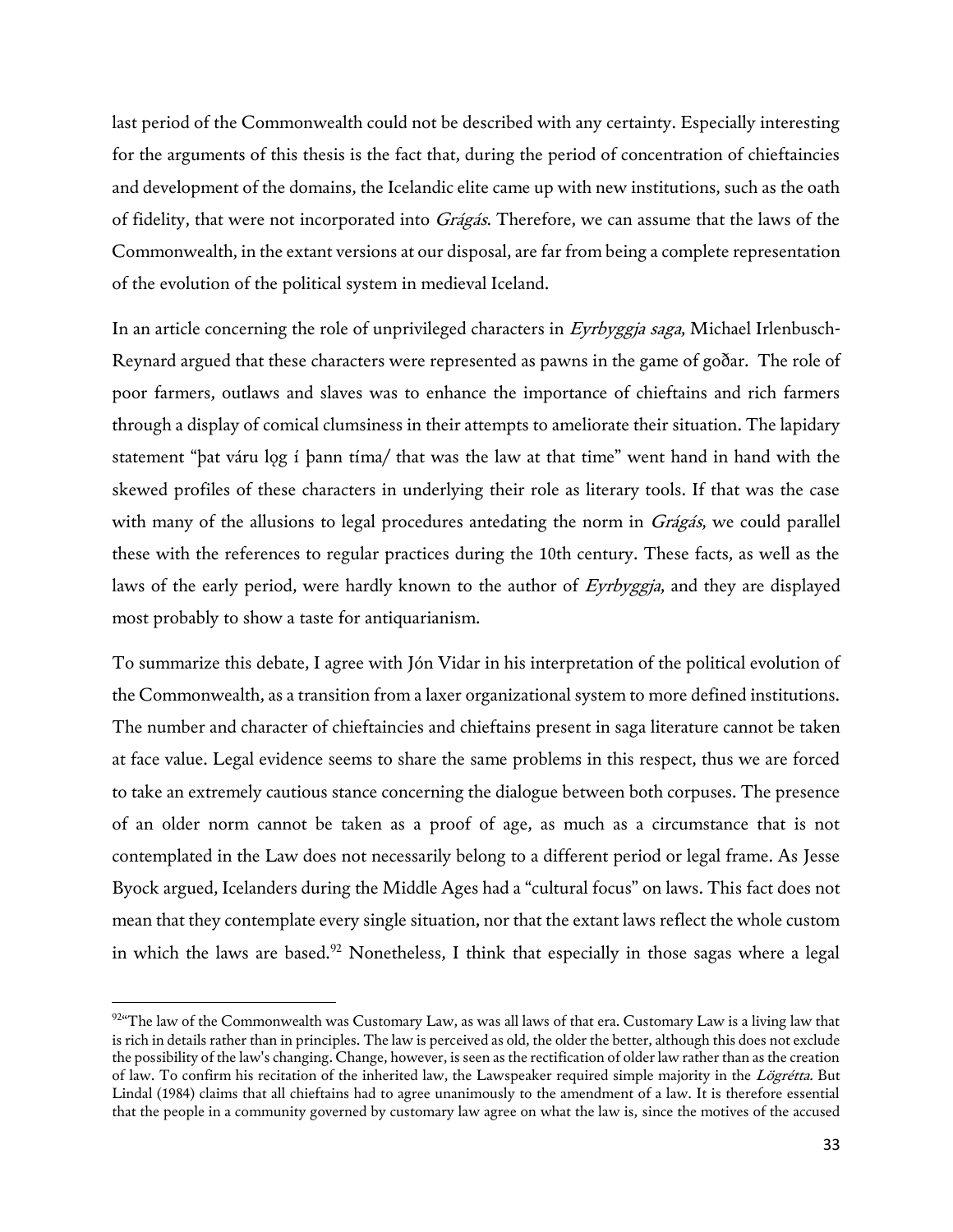last period of the Commonwealth could not be described with any certainty. Especially interesting for the arguments of this thesis is the fact that, during the period of concentration of chieftaincies and development of the domains, the Icelandic elite came up with new institutions, such as the oath of fidelity, that were not incorporated into *Grágás*. Therefore, we can assume that the laws of the Commonwealth, in the extant versions at our disposal, are far from being a complete representation of the evolution of the political system in medieval Iceland.

In an article concerning the role of unprivileged characters in *Eyrbyggja saga*, Michael Irlenbusch-Reynard argued that these characters were represented as pawns in the game of goðar. The role of poor farmers, outlaws and slaves was to enhance the importance of chieftains and rich farmers through a display of comical clumsiness in their attempts to ameliorate their situation. The lapidary statement "þat váru lǫg í þann tíma/ that was the law at that time" went hand in hand with the skewed profiles of these characters in underlying their role as literary tools. If that was the case with many of the allusions to legal procedures antedating the norm in *Grágás*, we could parallel these with the references to regular practices during the 10th century. These facts, as well as the laws of the early period, were hardly known to the author of *Eyrbyggja*, and they are displayed most probably to show a taste for antiquarianism.

To summarize this debate, I agree with Jón Vidar in his interpretation of the political evolution of the Commonwealth, as a transition from a laxer organizational system to more defined institutions. The number and character of chieftaincies and chieftains present in saga literature cannot be taken at face value. Legal evidence seems to share the same problems in this respect, thus we are forced to take an extremely cautious stance concerning the dialogue between both corpuses. The presence of an older norm cannot be taken as a proof of age, as much as a circumstance that is not contemplated in the Law does not necessarily belong to a different period or legal frame. As Jesse Byock argued, Icelanders during the Middle Ages had a "cultural focus" on laws. This fact does not mean that they contemplate every single situation, nor that the extant laws reflect the whole custom in which the laws are based.[92] Nonetheless, I think that especially in those sagas where a legal

[92] "The law of the Commonwealth was Customary Law, as was all laws of that era. Customary Law is a living law that is rich in details rather than in principles. The law is perceived as old, the older the better, although this does not exclude the possibility of the law's changing. Change, however, is seen as the rectification of older law rather than as the creation of law. To confirm his recitation of the inherited law, the Lawspeaker required simple majority in the *Lögrétta*. But Lindal (1984) claims that all chieftains had to agree unanimously to the amendment of a law. It is therefore essential that the people in a community governed by customary law agree on what the law is, since the motives of the accused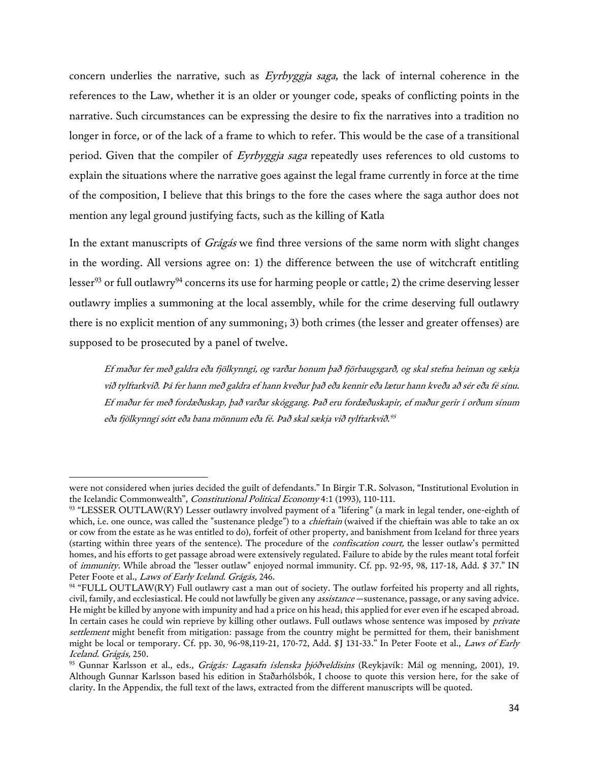concern underlies the narrative, such as *Eyrbyggja saga*, the lack of internal coherence in the references to the Law, whether it is an older or younger code, speaks of conflicting points in the narrative. Such circumstances can be expressing the desire to fix the narratives into a tradition no longer in force, or of the lack of a frame to which to refer. This would be the case of a transitional period. Given that the compiler of *Eyrbyggja saga* repeatedly uses references to old customs to explain the situations where the narrative goes against the legal frame currently in force at the time of the composition, I believe that this brings to the fore the cases where the saga author does not mention any legal ground justifying facts, such as the killing of Katla

In the extant manuscripts of *Grágás* we find three versions of the same norm with slight changes in the wording. All versions agree on: 1) the difference between the use of witchcraft entitling lesser[93] or full outlawry[94] concerns its use for harming people or cattle; 2) the crime deserving lesser outlawry implies a summoning at the local assembly, while for the crime deserving full outlawry there is no explicit mention of any summoning; 3) both crimes (the lesser and greater offenses) are supposed to be prosecuted by a panel of twelve.

> *Ef maður fer með galdra eða fjölkynngi, og varðar honum það fjörbaugsgarð, og skal stefna heiman og sækja við tylftarkvið. Þá fer hann með galdra ef hann kveður það eða kennir eða lætur hann kveða að sér eða fé sínu. Ef maður fer með fordæðuskap, það varðar skóggang. Það eru fordæðuskapir, ef maður gerir í orðum sínum eða fjölkynngi sótt eða bana mönnum eða fé. Það skal sækja við tylftarkvið.*[95]

---

were not considered when juries decided the guilt of defendants." In Birgir T.R. Solvason, "Institutional Evolution in the Icelandic Commonwealth", *Constitutional Political Economy* 4:1 (1993), 110-111.

[93] "LESSER OUTLAW(RY) Lesser outlawry involved payment of a "lifering" (a mark in legal tender, one-eighth of which, i.e. one ounce, was called the "sustenance pledge") to a *chieftain* (waived if the chieftain was able to take an ox or cow from the estate as he was entitled to do), forfeit of other property, and banishment from Iceland for three years (starting within three years of the sentence). The procedure of the *confiscation court,* the lesser outlaw's permitted homes, and his efforts to get passage abroad were extensively regulated. Failure to abide by the rules meant total forfeit of *immunity*. While abroad the "lesser outlaw" enjoyed normal immunity. Cf. pp. 92-95, 98, 117-18, Add. $ 37." IN Peter Foote et al., *Laws of Early Iceland. Grágás,* 246.

[94] "FULL OUTLAW(RY) Full outlawry cast a man out of society. The outlaw forfeited his property and all rights, civil, family, and ecclesiastical. He could not lawfully be given any *assistance* —sustenance, passage, or any saving advice. He might be killed by anyone with impunity and had a price on his head; this applied for ever even if he escaped abroad. In certain cases he could win reprieve by killing other outlaws. Full outlaws whose sentence was imposed by *private settlement* might benefit from mitigation: passage from the country might be permitted for them, their banishment might be local or temporary. Cf. pp. 30, 96-98,119-21, 170-72, Add. $J 131-33." In Peter Foote et al., *Laws of Early Iceland. Grágás,* 250.

[95] Gunnar Karlsson et al., eds., *Grágás: Lagasafn íslenska þjóðveldisins* (Reykjavík: Mál og menning, 2001), 19. Although Gunnar Karlsson based his edition in Staðarhólsbók, I choose to quote this version here, for the sake of clarity. In the Appendix, the full text of the laws, extracted from the different manuscripts will be quoted.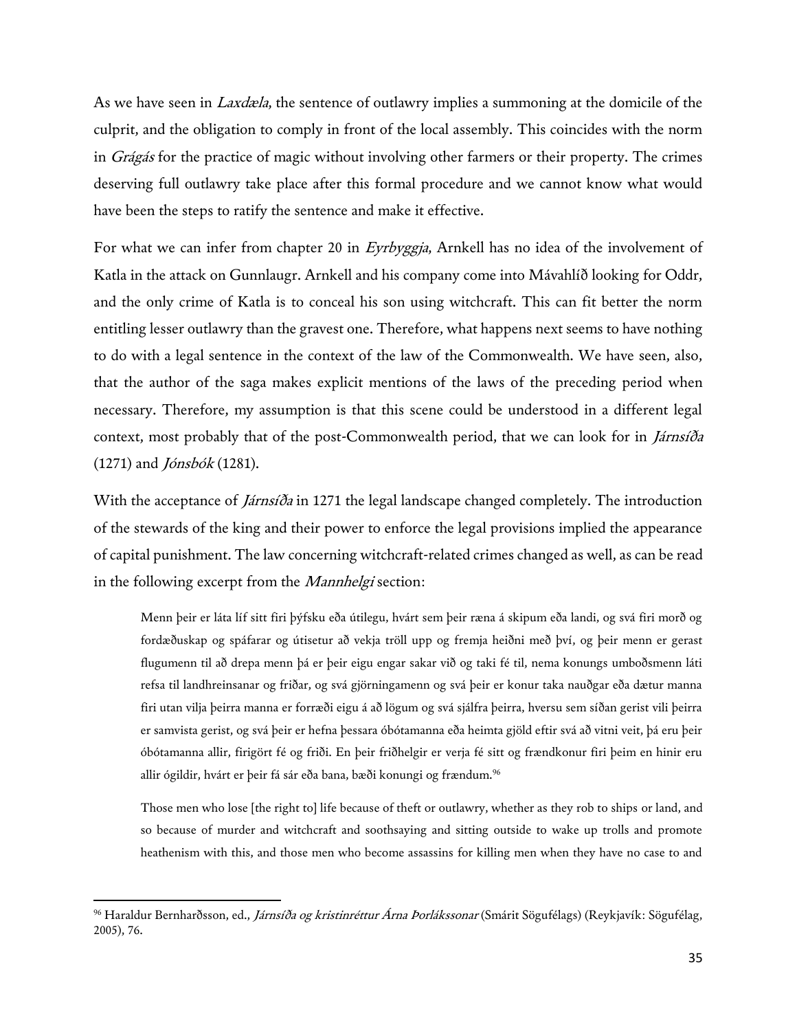As we have seen in *Laxdæla*, the sentence of outlawry implies a summoning at the domicile of the culprit, and the obligation to comply in front of the local assembly. This coincides with the norm in *Grágás* for the practice of magic without involving other farmers or their property. The crimes deserving full outlawry take place after this formal procedure and we cannot know what would have been the steps to ratify the sentence and make it effective.

For what we can infer from chapter 20 in *Eyrbyggja*, Arnkell has no idea of the involvement of Katla in the attack on Gunnlaugr. Arnkell and his company come into Mávahlíð looking for Oddr, and the only crime of Katla is to conceal his son using witchcraft. This can fit better the norm entitling lesser outlawry than the gravest one. Therefore, what happens next seems to have nothing to do with a legal sentence in the context of the law of the Commonwealth. We have seen, also, that the author of the saga makes explicit mentions of the laws of the preceding period when necessary. Therefore, my assumption is that this scene could be understood in a different legal context, most probably that of the post-Commonwealth period, that we can look for in *Járnsíða* (1271) and *Jónsbók* (1281).

With the acceptance of *Járnsíða* in 1271 the legal landscape changed completely. The introduction of the stewards of the king and their power to enforce the legal provisions implied the appearance of capital punishment. The law concerning witchcraft-related crimes changed as well, as can be read in the following excerpt from the *Mannhelgi* section:

> Menn þeir er láta líf sitt firi þýfsku eða útilegu, hvárt sem þeir ræna á skipum eða landi, og svá firi morð og fordæðuskap og spáfarar og útisetur að vekja tröll upp og fremja heiðni með því, og þeir menn er gerast flugumenn til að drepa menn þá er þeir eigu engar sakar við og taki fé til, nema konungs umboðsmenn láti refsa til landhreinsanar og friðar, og svá gjörningamenn og svá þeir er konur taka nauðgar eða dætur manna firi utan vilja þeirra manna er forræði eigu á að lögum og svá sjálfra þeirra, hversu sem síðan gerist vili þeirra er samvista gerist, og svá þeir er hefna þessara óbótamanna eða heimta gjöld eftir svá að vitni veit, þá eru þeir óbótamanna allir, firigört fé og friði. En þeir friðhelgir er verja fé sitt og frændkonur firi þeim en hinir eru allir ógildir, hvárt er þeir fá sár eða bana, bæði konungi og frændum.[96]

> Those men who lose [the right to] life because of theft or outlawry, whether as they rob to ships or land, and so because of murder and witchcraft and soothsaying and sitting outside to wake up trolls and promote heathenism with this, and those men who become assassins for killing men when they have no case to and

---

[96] Haraldur Bernharðsson, ed., *Járnsíða og kristinréttur Árna Þorlákssonar* (Smárit Sögufélags) (Reykjavík: Sögufélag, 2005), 76.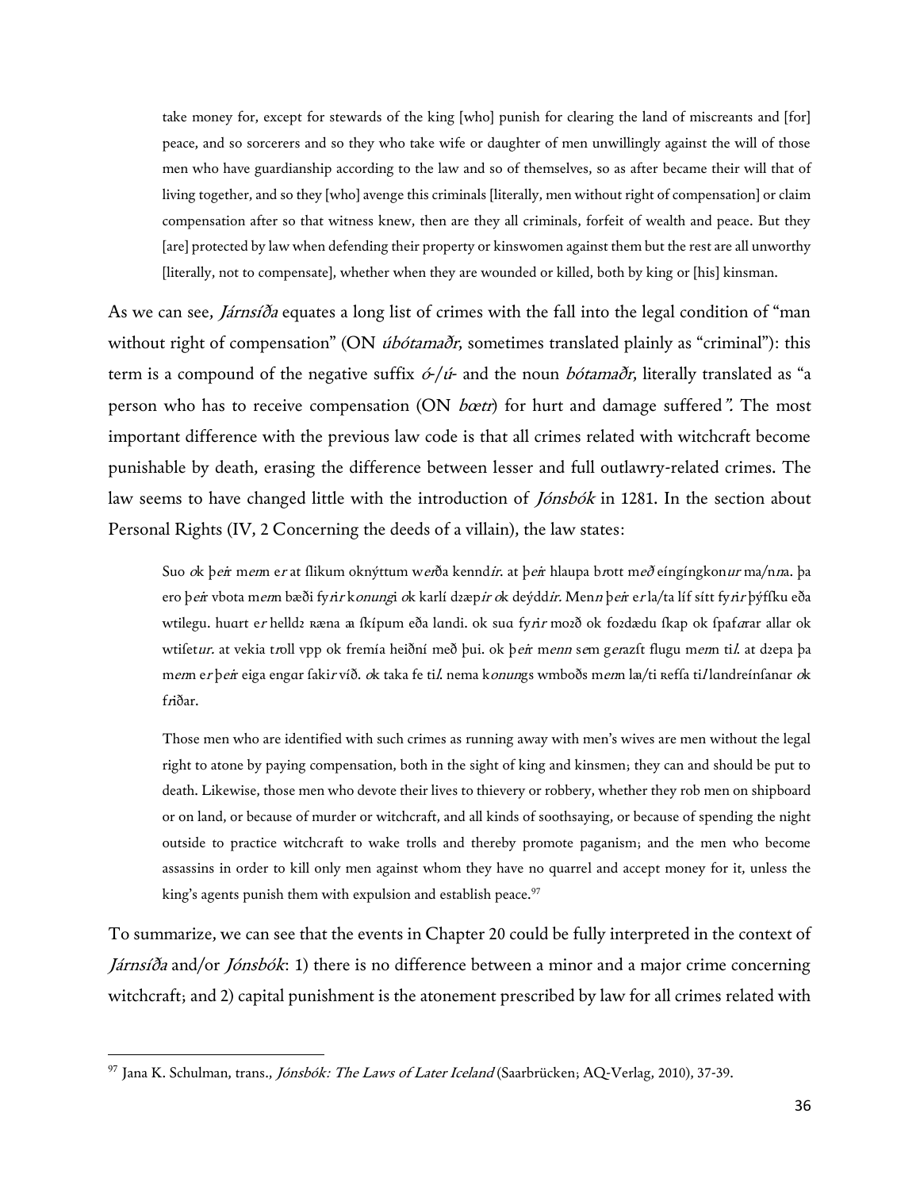> take money for, except for stewards of the king [who] punish for clearing the land of miscreants and [for] peace, and so sorcerers and so they who take wife or daughter of men unwillingly against the will of those men who have guardianship according to the law and so of themselves, so as after became their will that of living together, and so they [who] avenge this criminals [literally, men without right of compensation] or claim compensation after so that witness knew, then are they all criminals, forfeit of wealth and peace. But they [are] protected by law when defending their property or kinswomen against them but the rest are all unworthy [literally, not to compensate], whether when they are wounded or killed, both by king or [his] kinsman.

As we can see, *Járnsíða* equates a long list of crimes with the fall into the legal condition of "man without right of compensation" (ON *úbótamaðr*, sometimes translated plainly as "criminal"): this term is a compound of the negative suffix *ó-/ú-* and the noun *bótamaðr*, literally translated as "a person who has to receive compensation (ON *bœtr*) for hurt and damage suffered*"*. The most important difference with the previous law code is that all crimes related with witchcraft become punishable by death, erasing the difference between lesser and full outlawry-related crimes. The law seems to have changed little with the introduction of *Jónsbók* in 1281. In the section about Personal Rights (IV, 2 Concerning the deeds of a villain), the law states:

> Suo *o*k þei*r* m*en*n e*r* at ſlikum oknýttum w*er*ða kennd*ir*. at þei*r* hlaupa b*r*ott m*eð* eíngíngkon*ur* ma/n*n*a. þa ero þei*r* vbota m*en*n bæði fy*rir* k*onung*i *o*k karlí dꝛæp*ir o*k deýdd*ir*. Men*n* þei*r* e*r* la/ta líf sítt fy*rir* þýfſku eða wtilegu. huart e*r* helldꝛ ꝛæna a ſkípum eða landi. ok sua fy*rir* moꝛð ok foꝛdædu ſkap ok ſpaf*a*rar allar ok wtiſet*ur*. at vekia t*r*oll vpp ok fremía heiðní með þui. ok þei*r* m*enn* s*e*m g*er*azſt flugu m*en*n ti*l*. at dꝛepa þa m*en*n e*r* þei*r* eiga engar ſaki*r* víð. *o*k taka fe ti*l*. nema k*onung*s wmboðs m*en*n la/ti ꝛeſſa ti*l* landreínſanar *o*k f*r*iðar.

> Those men who are identified with such crimes as running away with men's wives are men without the legal right to atone by paying compensation, both in the sight of king and kinsmen; they can and should be put to death. Likewise, those men who devote their lives to thievery or robbery, whether they rob men on shipboard or on land, or because of murder or witchcraft, and all kinds of soothsaying, or because of spending the night outside to practice witchcraft to wake trolls and thereby promote paganism; and the men who become assassins in order to kill only men against whom they have no quarrel and accept money for it, unless the king's agents punish them with expulsion and establish peace.[97]

To summarize, we can see that the events in Chapter 20 could be fully interpreted in the context of *Járnsíða* and/or *Jónsbók*: 1) there is no difference between a minor and a major crime concerning witchcraft; and 2) capital punishment is the atonement prescribed by law for all crimes related with

---

[97] Jana K. Schulman, trans., *Jónsbók: The Laws of Later Iceland* (Saarbrücken; AQ-Verlag, 2010), 37-39.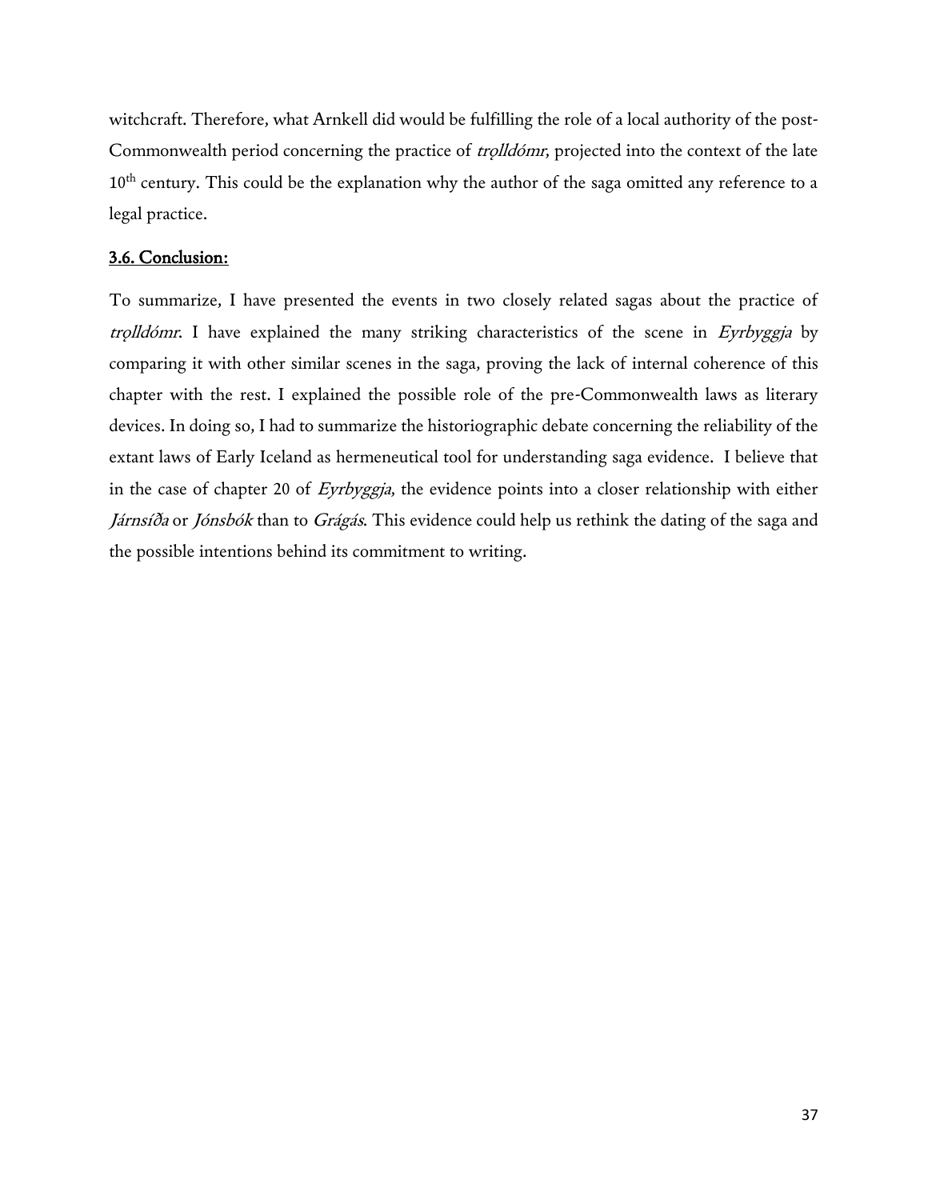witchcraft. Therefore, what Arnkell did would be fulfilling the role of a local authority of the post-Commonwealth period concerning the practice of *trǫlldómr*, projected into the context of the late 10th century. This could be the explanation why the author of the saga omitted any reference to a legal practice.

### 3.6. Conclusion:

To summarize, I have presented the events in two closely related sagas about the practice of *trǫlldómr*. I have explained the many striking characteristics of the scene in *Eyrbyggja* by comparing it with other similar scenes in the saga, proving the lack of internal coherence of this chapter with the rest. I explained the possible role of the pre-Commonwealth laws as literary devices. In doing so, I had to summarize the historiographic debate concerning the reliability of the extant laws of Early Iceland as hermeneutical tool for understanding saga evidence. I believe that in the case of chapter 20 of *Eyrbyggja*, the evidence points into a closer relationship with either *Járnsíða* or *Jónsbók* than to *Grágás*. This evidence could help us rethink the dating of the saga and the possible intentions behind its commitment to writing.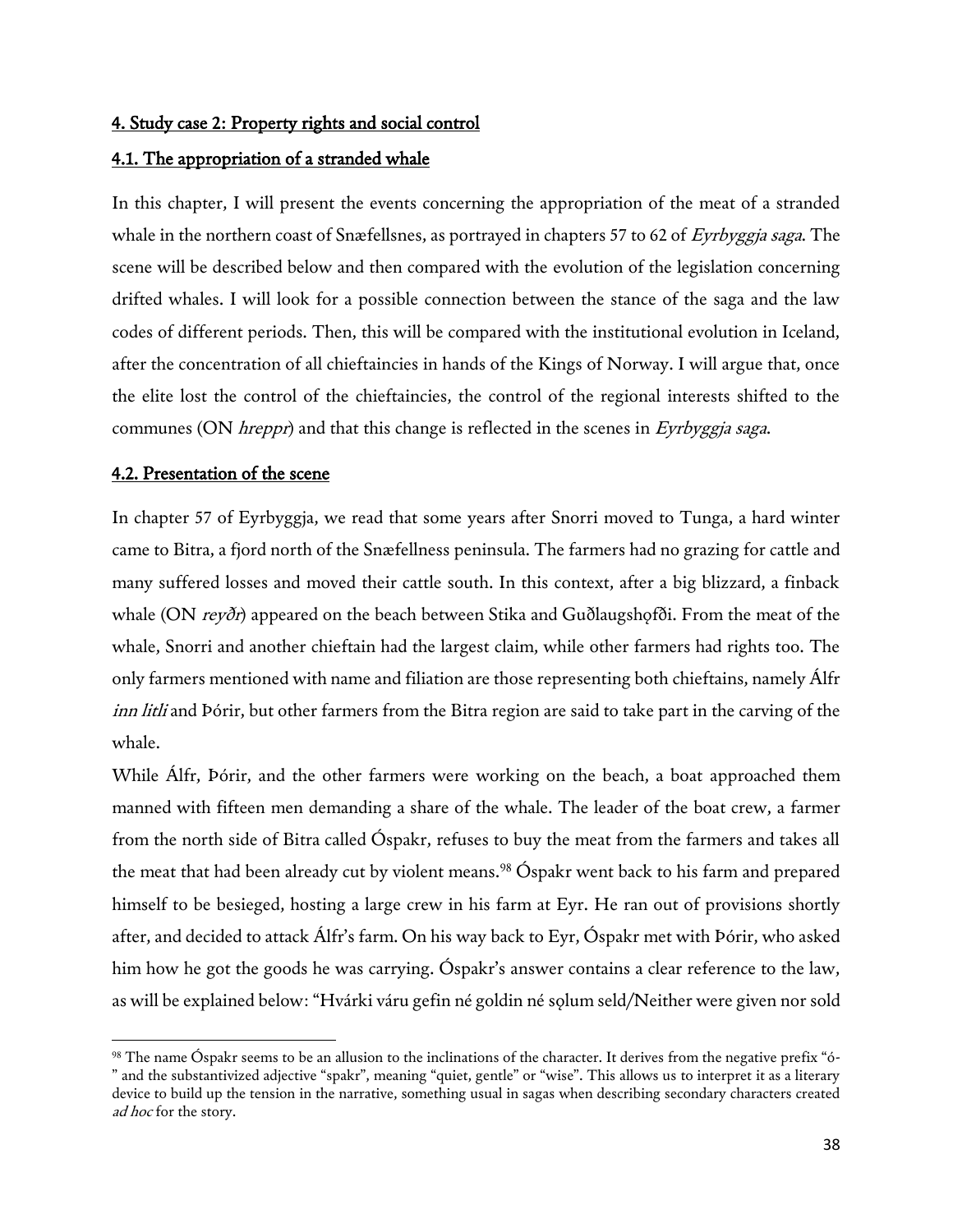## 4. Study case 2: Property rights and social control

### 4.1. The appropriation of a stranded whale

In this chapter, I will present the events concerning the appropriation of the meat of a stranded whale in the northern coast of Snæfellsnes, as portrayed in chapters 57 to 62 of *Eyrbyggja saga*. The scene will be described below and then compared with the evolution of the legislation concerning drifted whales. I will look for a possible connection between the stance of the saga and the law codes of different periods. Then, this will be compared with the institutional evolution in Iceland, after the concentration of all chieftaincies in hands of the Kings of Norway. I will argue that, once the elite lost the control of the chieftaincies, the control of the regional interests shifted to the communes (ON *hreppr*) and that this change is reflected in the scenes in *Eyrbyggja saga*.

### 4.2. Presentation of the scene

In chapter 57 of Eyrbyggja, we read that some years after Snorri moved to Tunga, a hard winter came to Bitra, a fjord north of the Snæfellness peninsula. The farmers had no grazing for cattle and many suffered losses and moved their cattle south. In this context, after a big blizzard, a finback whale (ON *reyðr*) appeared on the beach between Stika and Guðlaugshǫfði. From the meat of the whale, Snorri and another chieftain had the largest claim, while other farmers had rights too. The only farmers mentioned with name and filiation are those representing both chieftains, namely Álfr *inn litli* and Þórir, but other farmers from the Bitra region are said to take part in the carving of the whale.

While Álfr, Þórir, and the other farmers were working on the beach, a boat approached them manned with fifteen men demanding a share of the whale. The leader of the boat crew, a farmer from the north side of Bitra called Óspakr, refuses to buy the meat from the farmers and takes all the meat that had been already cut by violent means.[98] Óspakr went back to his farm and prepared himself to be besieged, hosting a large crew in his farm at Eyr. He ran out of provisions shortly after, and decided to attack Álfr's farm. On his way back to Eyr, Óspakr met with Þórir, who asked him how he got the goods he was carrying. Óspakr's answer contains a clear reference to the law, as will be explained below: "Hvárki váru gefin né goldin né sǫlum seld/Neither were given nor sold

[98] The name Óspakr seems to be an allusion to the inclinations of the character. It derives from the negative prefix "ó-" and the substantivized adjective "spakr", meaning "quiet, gentle" or "wise". This allows us to interpret it as a literary device to build up the tension in the narrative, something usual in sagas when describing secondary characters created *ad hoc* for the story.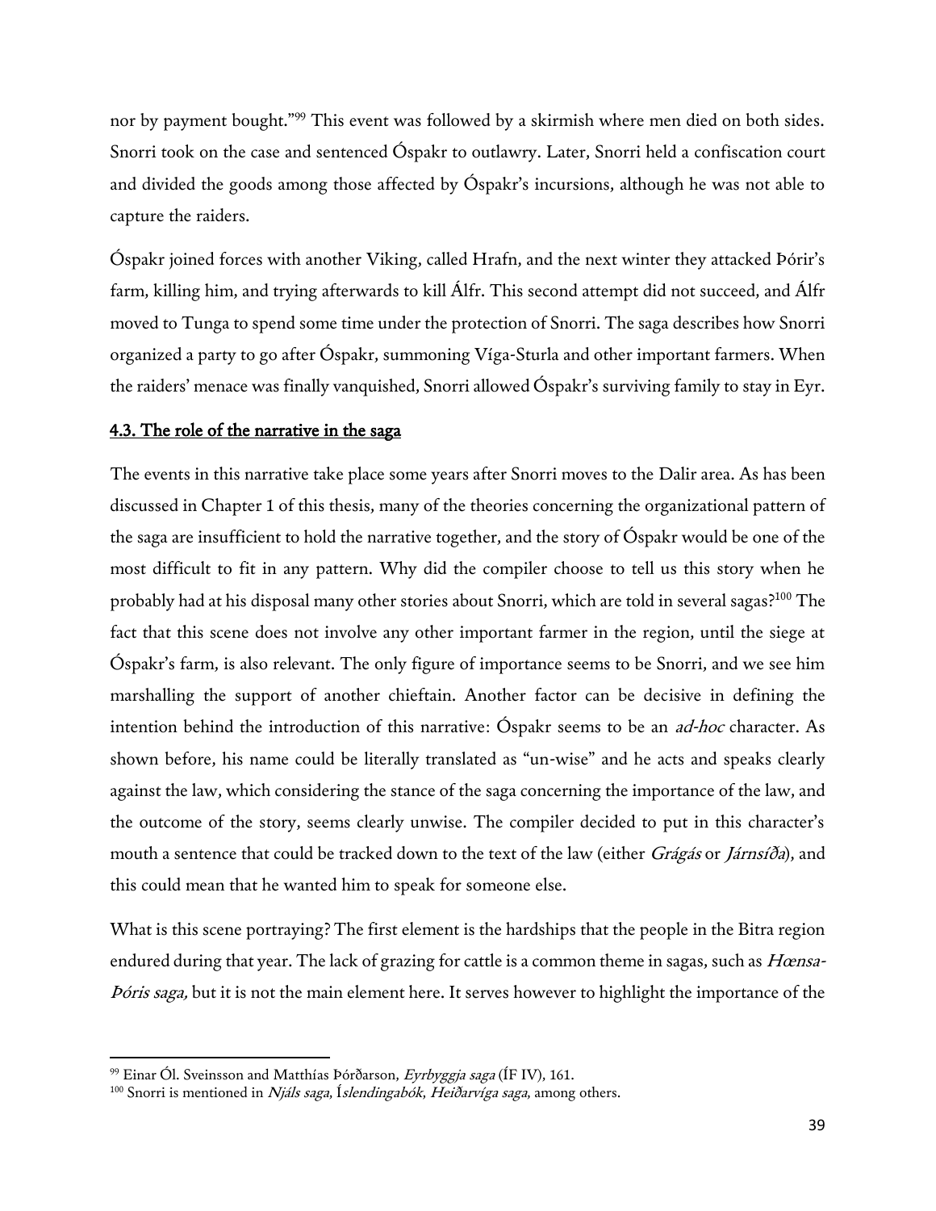nor by payment bought."[99] This event was followed by a skirmish where men died on both sides. Snorri took on the case and sentenced Óspakr to outlawry. Later, Snorri held a confiscation court and divided the goods among those affected by Óspakr's incursions, although he was not able to capture the raiders.

Óspakr joined forces with another Viking, called Hrafn, and the next winter they attacked Þórir's farm, killing him, and trying afterwards to kill Álfr. This second attempt did not succeed, and Álfr moved to Tunga to spend some time under the protection of Snorri. The saga describes how Snorri organized a party to go after Óspakr, summoning Víga-Sturla and other important farmers. When the raiders' menace was finally vanquished, Snorri allowed Óspakr's surviving family to stay in Eyr.

## 4.3. The role of the narrative in the saga

The events in this narrative take place some years after Snorri moves to the Dalir area. As has been discussed in Chapter 1 of this thesis, many of the theories concerning the organizational pattern of the saga are insufficient to hold the narrative together, and the story of Óspakr would be one of the most difficult to fit in any pattern. Why did the compiler choose to tell us this story when he probably had at his disposal many other stories about Snorri, which are told in several sagas?[100] The fact that this scene does not involve any other important farmer in the region, until the siege at Óspakr's farm, is also relevant. The only figure of importance seems to be Snorri, and we see him marshalling the support of another chieftain. Another factor can be decisive in defining the intention behind the introduction of this narrative: Óspakr seems to be an *ad-hoc* character. As shown before, his name could be literally translated as "un-wise" and he acts and speaks clearly against the law, which considering the stance of the saga concerning the importance of the law, and the outcome of the story, seems clearly unwise. The compiler decided to put in this character's mouth a sentence that could be tracked down to the text of the law (either *Grágás* or *Járnsíða*), and this could mean that he wanted him to speak for someone else.

What is this scene portraying? The first element is the hardships that the people in the Bitra region endured during that year. The lack of grazing for cattle is a common theme in sagas, such as *Hœnsa-Þóris saga,* but it is not the main element here. It serves however to highlight the importance of the

---

[99] Einar Ól. Sveinsson and Matthías Þórðarson, *Eyrbyggja saga* (ÍF IV), 161.

[100] Snorri is mentioned in *Njáls saga*, *Íslendingabók*, *Heiðarvíga saga*, among others.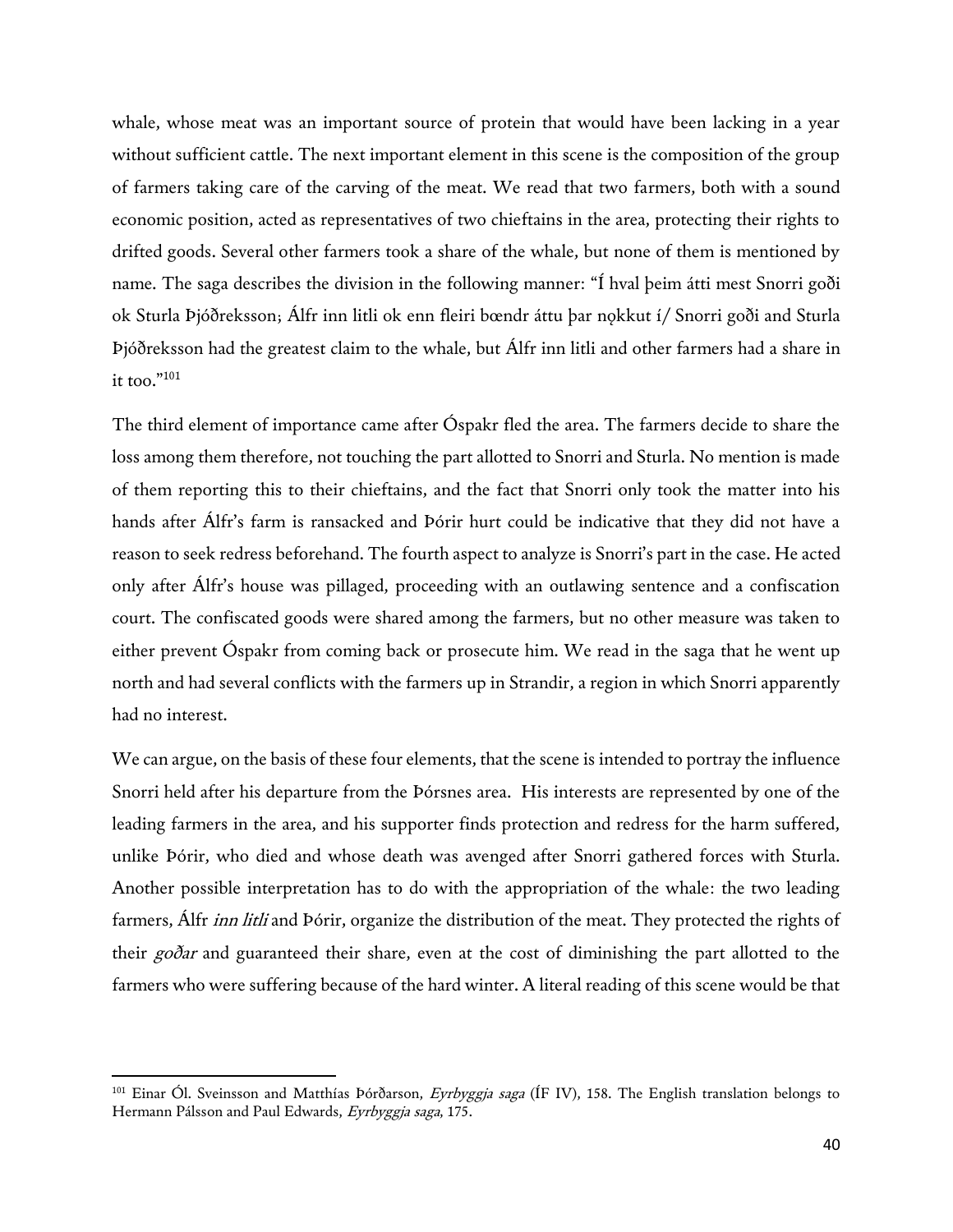whale, whose meat was an important source of protein that would have been lacking in a year without sufficient cattle. The next important element in this scene is the composition of the group of farmers taking care of the carving of the meat. We read that two farmers, both with a sound economic position, acted as representatives of two chieftains in the area, protecting their rights to drifted goods. Several other farmers took a share of the whale, but none of them is mentioned by name. The saga describes the division in the following manner: "Í hval þeim átti mest Snorri goði ok Sturla Þjóðreksson; Álfr inn litli ok enn fleiri bœndr áttu þar nǫkkut í/ Snorri goði and Sturla Þjóðreksson had the greatest claim to the whale, but Álfr inn litli and other farmers had a share in it too."[101]

The third element of importance came after Óspakr fled the area. The farmers decide to share the loss among them therefore, not touching the part allotted to Snorri and Sturla. No mention is made of them reporting this to their chieftains, and the fact that Snorri only took the matter into his hands after Álfr's farm is ransacked and Þórir hurt could be indicative that they did not have a reason to seek redress beforehand. The fourth aspect to analyze is Snorri's part in the case. He acted only after Álfr's house was pillaged, proceeding with an outlawing sentence and a confiscation court. The confiscated goods were shared among the farmers, but no other measure was taken to either prevent Óspakr from coming back or prosecute him. We read in the saga that he went up north and had several conflicts with the farmers up in Strandir, a region in which Snorri apparently had no interest.

We can argue, on the basis of these four elements, that the scene is intended to portray the influence Snorri held after his departure from the Þórsnes area. His interests are represented by one of the leading farmers in the area, and his supporter finds protection and redress for the harm suffered, unlike Þórir, who died and whose death was avenged after Snorri gathered forces with Sturla. Another possible interpretation has to do with the appropriation of the whale: the two leading farmers, Álfr *inn litli* and Þórir, organize the distribution of the meat. They protected the rights of their *goðar* and guaranteed their share, even at the cost of diminishing the part allotted to the farmers who were suffering because of the hard winter. A literal reading of this scene would be that

[101] Einar Ól. Sveinsson and Matthías Þórðarson, *Eyrbyggja saga* (ÍF IV), 158. The English translation belongs to Hermann Pálsson and Paul Edwards, *Eyrbyggja saga*, 175.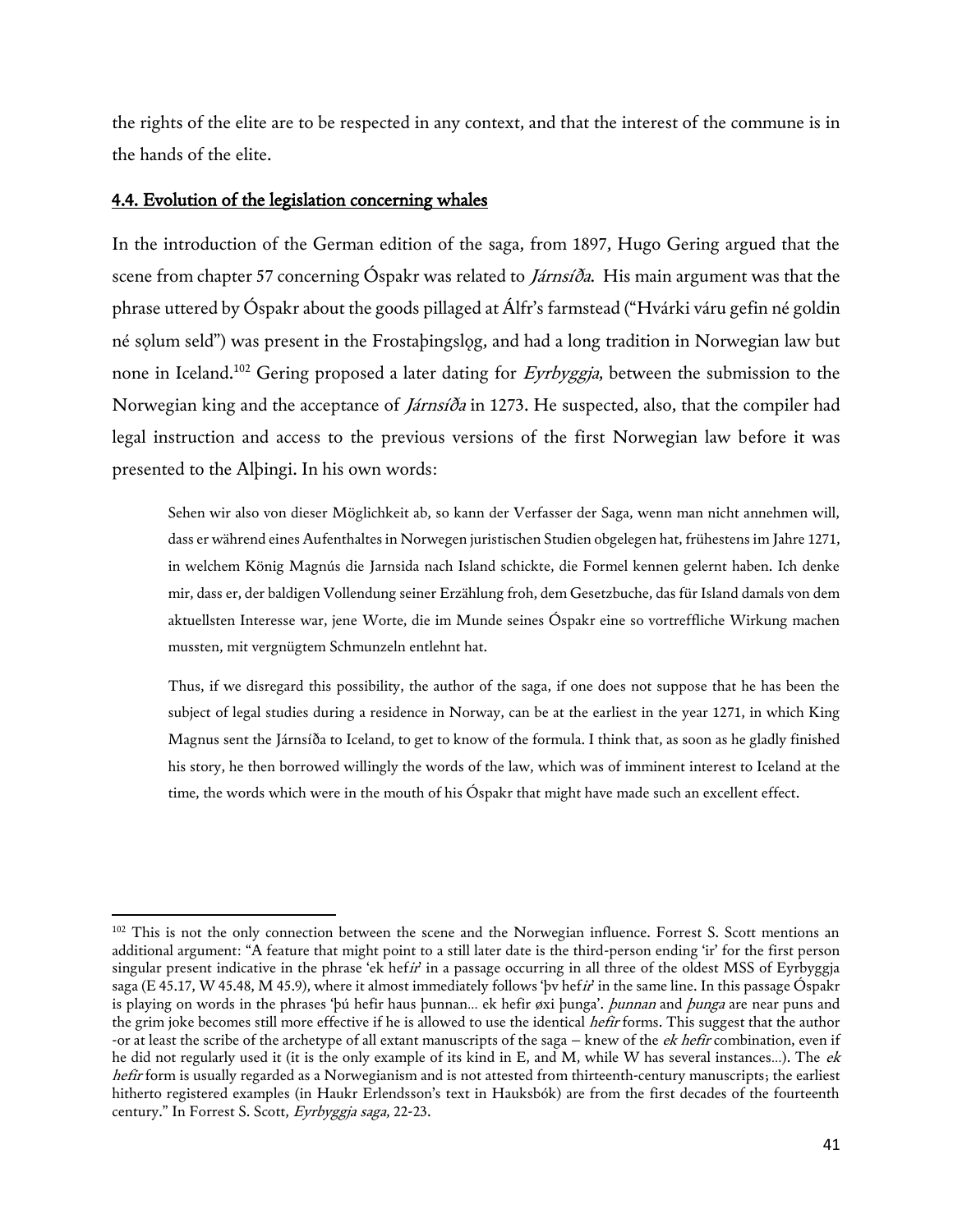the rights of the elite are to be respected in any context, and that the interest of the commune is in the hands of the elite.

## 4.4. Evolution of the legislation concerning whales

In the introduction of the German edition of the saga, from 1897, Hugo Gering argued that the scene from chapter 57 concerning Óspakr was related to *Járnsíða*. His main argument was that the phrase uttered by Óspakr about the goods pillaged at Álfr's farmstead ("Hvárki váru gefin né goldin né sǫlum seld") was present in the Frostaþingslǫg, and had a long tradition in Norwegian law but none in Iceland.[102] Gering proposed a later dating for *Eyrbyggja*, between the submission to the Norwegian king and the acceptance of *Járnsíða* in 1273. He suspected, also, that the compiler had legal instruction and access to the previous versions of the first Norwegian law before it was presented to the Alþingi. In his own words:

> Sehen wir also von dieser Möglichkeit ab, so kann der Verfasser der Saga, wenn man nicht annehmen will, dass er während eines Aufenthaltes in Norwegen juristischen Studien obgelegen hat, frühestens im Jahre 1271, in welchem König Magnús die Jarnsida nach Island schickte, die Formel kennen gelernt haben. Ich denke mir, dass er, der baldigen Vollendung seiner Erzählung froh, dem Gesetzbuche, das für Island damals von dem aktuellsten Interesse war, jene Worte, die im Munde seines Óspakr eine so vortreffliche Wirkung machen mussten, mit vergnügtem Schmunzeln entlehnt hat.

> Thus, if we disregard this possibility, the author of the saga, if one does not suppose that he has been the subject of legal studies during a residence in Norway, can be at the earliest in the year 1271, in which King Magnus sent the Járnsíða to Iceland, to get to know of the formula. I think that, as soon as he gladly finished his story, he then borrowed willingly the words of the law, which was of imminent interest to Iceland at the time, the words which were in the mouth of his Óspakr that might have made such an excellent effect.

---

[102] This is not the only connection between the scene and the Norwegian influence. Forrest S. Scott mentions an additional argument: "A feature that might point to a still later date is the third-person ending 'ir' for the first person singular present indicative in the phrase 'ek hef*ir*' in a passage occurring in all three of the oldest MSS of Eyrbyggja saga (E 45.17, W 45.48, M 45.9), where it almost immediately follows 'þv hef*ir*' in the same line. In this passage Óspakr is playing on words in the phrases 'þú hefir haus þunnan… ek hefir øxi þunga'. *þunnan* and *þunga* are near puns and the grim joke becomes still more effective if he is allowed to use the identical *hefir* forms. This suggest that the author -or at least the scribe of the archetype of all extant manuscripts of the saga – knew of the *ek hefir* combination, even if he did not regularly used it (it is the only example of its kind in E, and M, while W has several instances…). The *ek hefir* form is usually regarded as a Norwegianism and is not attested from thirteenth-century manuscripts; the earliest hitherto registered examples (in Haukr Erlendsson's text in Hauksbók) are from the first decades of the fourteenth century." In Forrest S. Scott, *Eyrbyggja saga*, 22-23.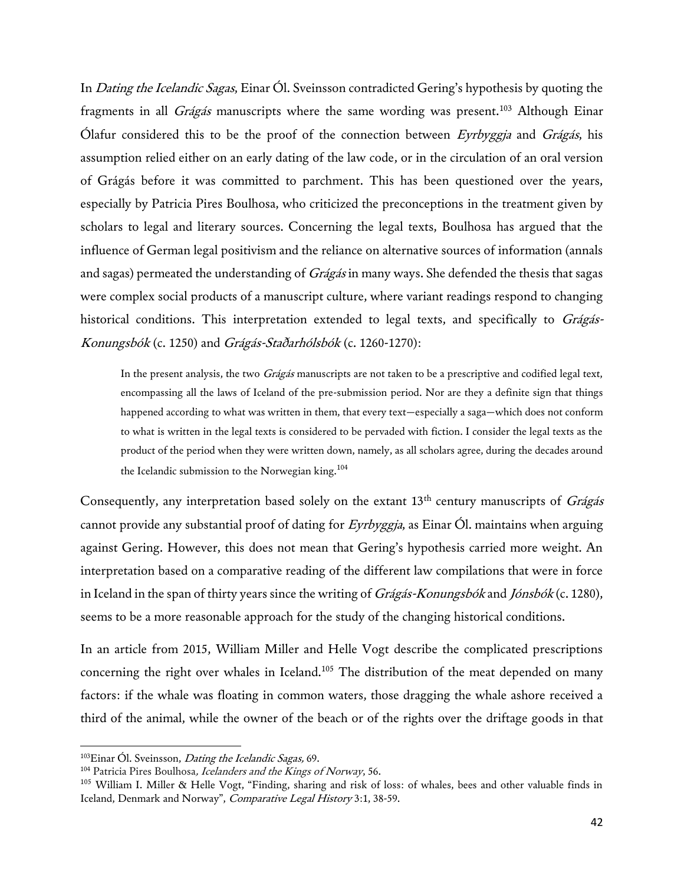In *Dating the Icelandic Sagas*, Einar Ól. Sveinsson contradicted Gering's hypothesis by quoting the fragments in all *Grágás* manuscripts where the same wording was present.[103] Although Einar Ólafur considered this to be the proof of the connection between *Eyrbyggja* and *Grágás*, his assumption relied either on an early dating of the law code, or in the circulation of an oral version of Grágás before it was committed to parchment. This has been questioned over the years, especially by Patricia Pires Boulhosa, who criticized the preconceptions in the treatment given by scholars to legal and literary sources. Concerning the legal texts, Boulhosa has argued that the influence of German legal positivism and the reliance on alternative sources of information (annals and sagas) permeated the understanding of *Grágás* in many ways. She defended the thesis that sagas were complex social products of a manuscript culture, where variant readings respond to changing historical conditions. This interpretation extended to legal texts, and specifically to *Grágás-Konungsbók* (c. 1250) and *Grágás-Staðarhólsbók* (c. 1260-1270):

> In the present analysis, the two *Grágás* manuscripts are not taken to be a prescriptive and codified legal text, encompassing all the laws of Iceland of the pre-submission period. Nor are they a definite sign that things happened according to what was written in them, that every text—especially a saga—which does not conform to what is written in the legal texts is considered to be pervaded with fiction. I consider the legal texts as the product of the period when they were written down, namely, as all scholars agree, during the decades around the Icelandic submission to the Norwegian king.[104]

Consequently, any interpretation based solely on the extant 13th century manuscripts of *Grágás* cannot provide any substantial proof of dating for *Eyrbyggja*, as Einar Ól. maintains when arguing against Gering. However, this does not mean that Gering's hypothesis carried more weight. An interpretation based on a comparative reading of the different law compilations that were in force in Iceland in the span of thirty years since the writing of *Grágás-Konungsbók* and *Jónsbók* (c. 1280), seems to be a more reasonable approach for the study of the changing historical conditions.

In an article from 2015, William Miller and Helle Vogt describe the complicated prescriptions concerning the right over whales in Iceland.[105] The distribution of the meat depended on many factors: if the whale was floating in common waters, those dragging the whale ashore received a third of the animal, while the owner of the beach or of the rights over the driftage goods in that

---

[103] Einar Ól. Sveinsson, *Dating the Icelandic Sagas,* 69.

[104] Patricia Pires Boulhosa*, Icelanders and the Kings of Norway*, 56.

[105] William I. Miller & Helle Vogt, "Finding, sharing and risk of loss: of whales, bees and other valuable finds in Iceland, Denmark and Norway", *Comparative Legal History* 3:1, 38-59.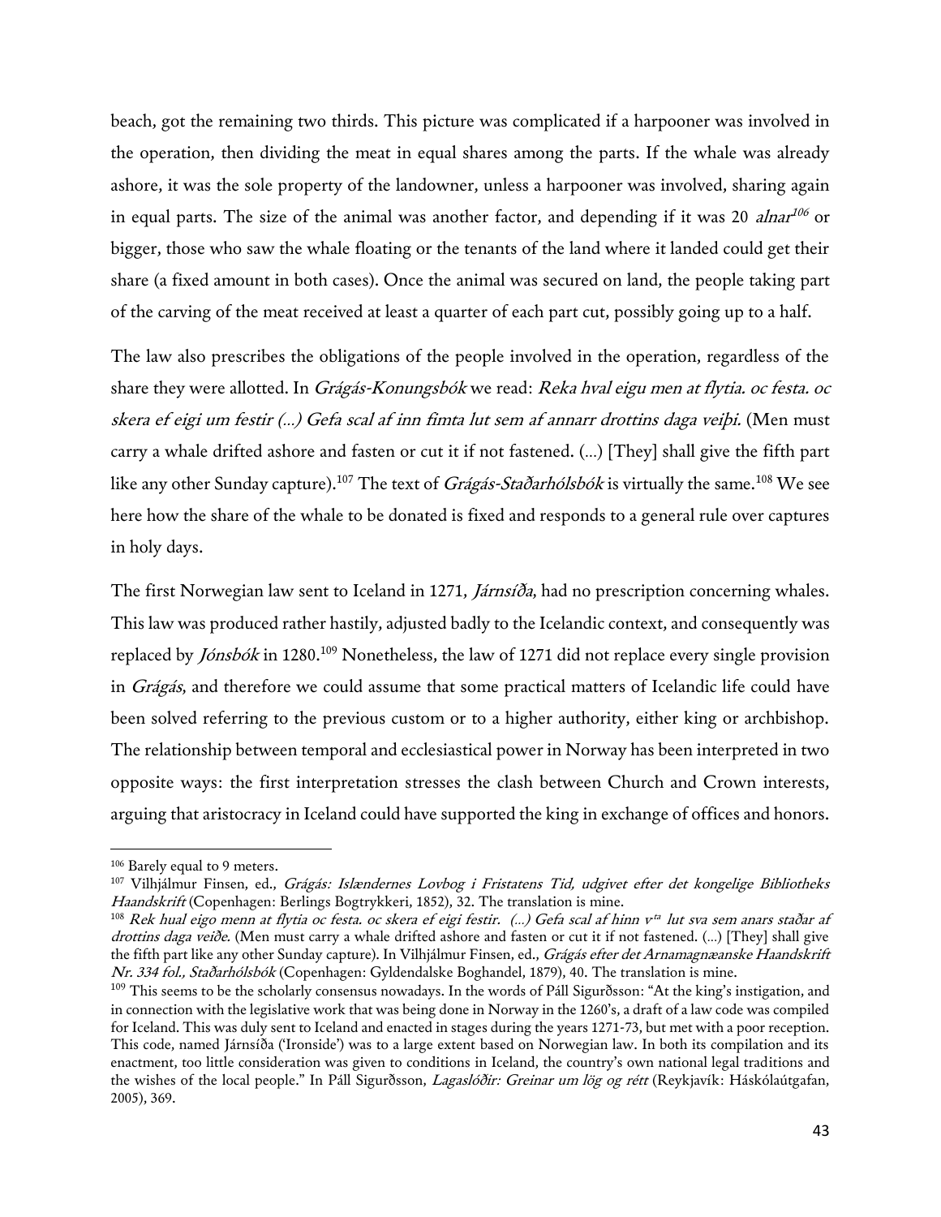beach, got the remaining two thirds. This picture was complicated if a harpooner was involved in the operation, then dividing the meat in equal shares among the parts. If the whale was already ashore, it was the sole property of the landowner, unless a harpooner was involved, sharing again in equal parts. The size of the animal was another factor, and depending if it was 20 *alnar*[106] or bigger, those who saw the whale floating or the tenants of the land where it landed could get their share (a fixed amount in both cases). Once the animal was secured on land, the people taking part of the carving of the meat received at least a quarter of each part cut, possibly going up to a half.

The law also prescribes the obligations of the people involved in the operation, regardless of the share they were allotted. In *Grágás-Konungsbók* we read: *Reka hval eigu men at flytia. oc festa. oc skera ef eigi um festir (...) Gefa scal af inn fimta lut sem af annarr drottins daga veiþi.* (Men must carry a whale drifted ashore and fasten or cut it if not fastened. (...) [They] shall give the fifth part like any other Sunday capture).[107] The text of *Grágás-Staðarhólsbók* is virtually the same.[108] We see here how the share of the whale to be donated is fixed and responds to a general rule over captures in holy days.

The first Norwegian law sent to Iceland in 1271, *Járnsíða*, had no prescription concerning whales. This law was produced rather hastily, adjusted badly to the Icelandic context, and consequently was replaced by *Jónsbók* in 1280.[109] Nonetheless, the law of 1271 did not replace every single provision in *Grágás*, and therefore we could assume that some practical matters of Icelandic life could have been solved referring to the previous custom or to a higher authority, either king or archbishop. The relationship between temporal and ecclesiastical power in Norway has been interpreted in two opposite ways: the first interpretation stresses the clash between Church and Crown interests, arguing that aristocracy in Iceland could have supported the king in exchange of offices and honors.

---

[106] Barely equal to 9 meters.

[107] Vilhjálmur Finsen, ed., *Grágás: Islændernes Lovbog i Fristatens Tid, udgivet efter det kongelige Bibliotheks Haandskrift* (Copenhagen: Berlings Bogtrykkeri, 1852), 32. The translation is mine.

[108] *Rek hual eigo menn at flytia oc festa. oc skera ef eigi festir. (...) Gefa scal af hinn v^ta lut sva sem anars staðar af drottins daga veiðe.* (Men must carry a whale drifted ashore and fasten or cut it if not fastened. (...) [They] shall give the fifth part like any other Sunday capture). In Vilhjálmur Finsen, ed., *Grágás efter det Arnamagnæanske Haandskrift Nr. 334 fol., Staðarhólsbók* (Copenhagen: Gyldendalske Boghandel, 1879), 40. The translation is mine.

[109] This seems to be the scholarly consensus nowadays. In the words of Páll Sigurðsson: "At the king's instigation, and in connection with the legislative work that was being done in Norway in the 1260's, a draft of a law code was compiled for Iceland. This was duly sent to Iceland and enacted in stages during the years 1271-73, but met with a poor reception. This code, named Járnsíða ('Ironside') was to a large extent based on Norwegian law. In both its compilation and its enactment, too little consideration was given to conditions in Iceland, the country's own national legal traditions and the wishes of the local people." In Páll Sigurðsson, *Lagaslóðir: Greinar um lög og rétt* (Reykjavík: Háskólaútgafan, 2005), 369.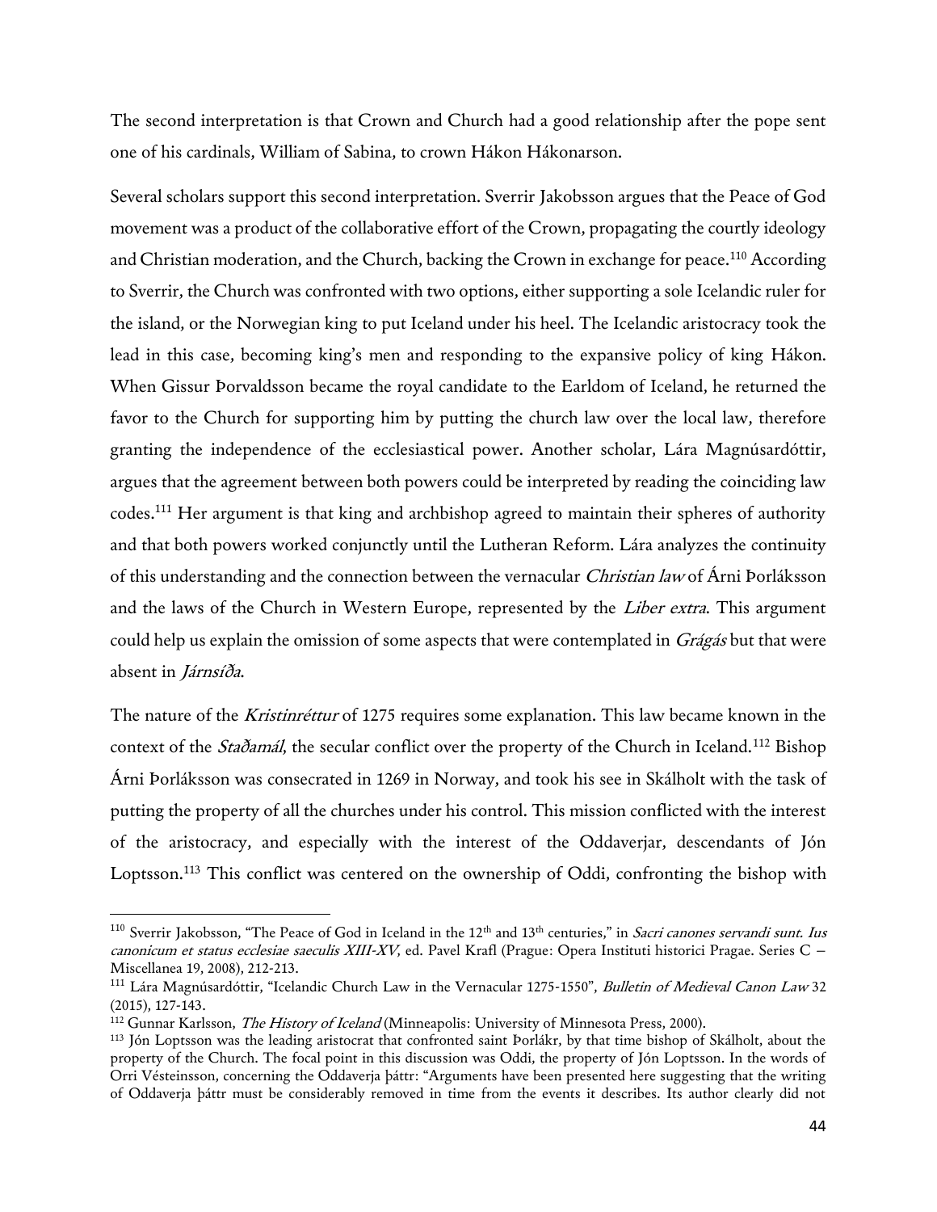The second interpretation is that Crown and Church had a good relationship after the pope sent one of his cardinals, William of Sabina, to crown Hákon Hákonarson.

Several scholars support this second interpretation. Sverrir Jakobsson argues that the Peace of God movement was a product of the collaborative effort of the Crown, propagating the courtly ideology and Christian moderation, and the Church, backing the Crown in exchange for peace.[110] According to Sverrir, the Church was confronted with two options, either supporting a sole Icelandic ruler for the island, or the Norwegian king to put Iceland under his heel. The Icelandic aristocracy took the lead in this case, becoming king's men and responding to the expansive policy of king Hákon. When Gissur Þorvaldsson became the royal candidate to the Earldom of Iceland, he returned the favor to the Church for supporting him by putting the church law over the local law, therefore granting the independence of the ecclesiastical power. Another scholar, Lára Magnúsardóttir, argues that the agreement between both powers could be interpreted by reading the coinciding law codes.[111] Her argument is that king and archbishop agreed to maintain their spheres of authority and that both powers worked conjunctly until the Lutheran Reform. Lára analyzes the continuity of this understanding and the connection between the vernacular *Christian law* of Árni Þorláksson and the laws of the Church in Western Europe, represented by the *Liber extra*. This argument could help us explain the omission of some aspects that were contemplated in *Grágás* but that were absent in *Járnsíða*.

The nature of the *Kristinréttur* of 1275 requires some explanation. This law became known in the context of the *Staðamál*, the secular conflict over the property of the Church in Iceland.[112] Bishop Árni Þorláksson was consecrated in 1269 in Norway, and took his see in Skálholt with the task of putting the property of all the churches under his control. This mission conflicted with the interest of the aristocracy, and especially with the interest of the Oddaverjar, descendants of Jón Loptsson.[113] This conflict was centered on the ownership of Oddi, confronting the bishop with

---

[110] Sverrir Jakobsson, "The Peace of God in Iceland in the 12th and 13th centuries," in *Sacri canones servandi sunt. Ius canonicum et status ecclesiae saeculis XIII-XV*, ed. Pavel Krafl (Prague: Opera Instituti historici Pragae. Series C – Miscellanea 19, 2008), 212-213.

[111] Lára Magnúsardóttir, "Icelandic Church Law in the Vernacular 1275-1550", *Bulletin of Medieval Canon Law* 32 (2015), 127-143.

[112] Gunnar Karlsson, *The History of Iceland* (Minneapolis: University of Minnesota Press, 2000).

[113] Jón Loptsson was the leading aristocrat that confronted saint Þorlákr, by that time bishop of Skálholt, about the property of the Church. The focal point in this discussion was Oddi, the property of Jón Loptsson. In the words of Orri Vésteinsson, concerning the Oddaverja þáttr: "Arguments have been presented here suggesting that the writing of Oddaverja þáttr must be considerably removed in time from the events it describes. Its author clearly did not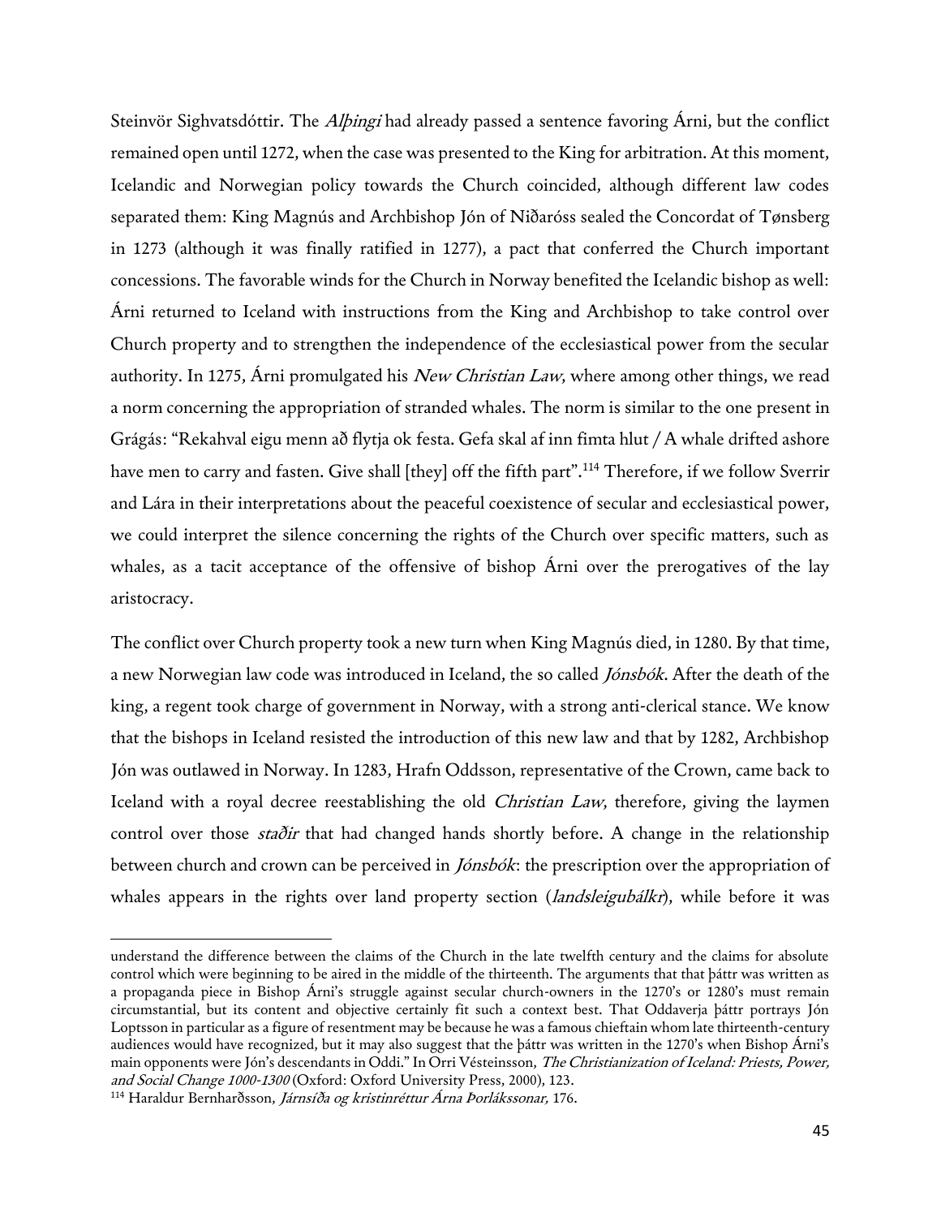Steinvör Sighvatsdóttir. The *Alþingi* had already passed a sentence favoring Árni, but the conflict remained open until 1272, when the case was presented to the King for arbitration. At this moment, Icelandic and Norwegian policy towards the Church coincided, although different law codes separated them: King Magnús and Archbishop Jón of Niðaróss sealed the Concordat of Tønsberg in 1273 (although it was finally ratified in 1277), a pact that conferred the Church important concessions. The favorable winds for the Church in Norway benefited the Icelandic bishop as well: Árni returned to Iceland with instructions from the King and Archbishop to take control over Church property and to strengthen the independence of the ecclesiastical power from the secular authority. In 1275, Árni promulgated his *New Christian Law*, where among other things, we read a norm concerning the appropriation of stranded whales. The norm is similar to the one present in Grágás: "Rekahval eigu menn að flytja ok festa. Gefa skal af inn fimta hlut / A whale drifted ashore have men to carry and fasten. Give shall [they] off the fifth part".[114] Therefore, if we follow Sverrir and Lára in their interpretations about the peaceful coexistence of secular and ecclesiastical power, we could interpret the silence concerning the rights of the Church over specific matters, such as whales, as a tacit acceptance of the offensive of bishop Árni over the prerogatives of the lay aristocracy.

The conflict over Church property took a new turn when King Magnús died, in 1280. By that time, a new Norwegian law code was introduced in Iceland, the so called *Jónsbók*. After the death of the king, a regent took charge of government in Norway, with a strong anti-clerical stance. We know that the bishops in Iceland resisted the introduction of this new law and that by 1282, Archbishop Jón was outlawed in Norway. In 1283, Hrafn Oddsson, representative of the Crown, came back to Iceland with a royal decree reestablishing the old *Christian Law*, therefore, giving the laymen control over those *staðir* that had changed hands shortly before. A change in the relationship between church and crown can be perceived in *Jónsbók*: the prescription over the appropriation of whales appears in the rights over land property section (*landsleigubálkr*), while before it was

---

understand the difference between the claims of the Church in the late twelfth century and the claims for absolute control which were beginning to be aired in the middle of the thirteenth. The arguments that that þáttr was written as a propaganda piece in Bishop Árni's struggle against secular church-owners in the 1270's or 1280's must remain circumstantial, but its content and objective certainly fit such a context best. That Oddaverja þáttr portrays Jón Loptsson in particular as a figure of resentment may be because he was a famous chieftain whom late thirteenth-century audiences would have recognized, but it may also suggest that the þáttr was written in the 1270's when Bishop Árni's main opponents were Jón's descendants in Oddi." In Orri Vésteinsson, *The Christianization of Iceland: Priests, Power, and Social Change 1000-1300* (Oxford: Oxford University Press, 2000), 123.

[114] Haraldur Bernharðsson, *Járnsíða og kristinréttur Árna Þorlákssonar,* 176.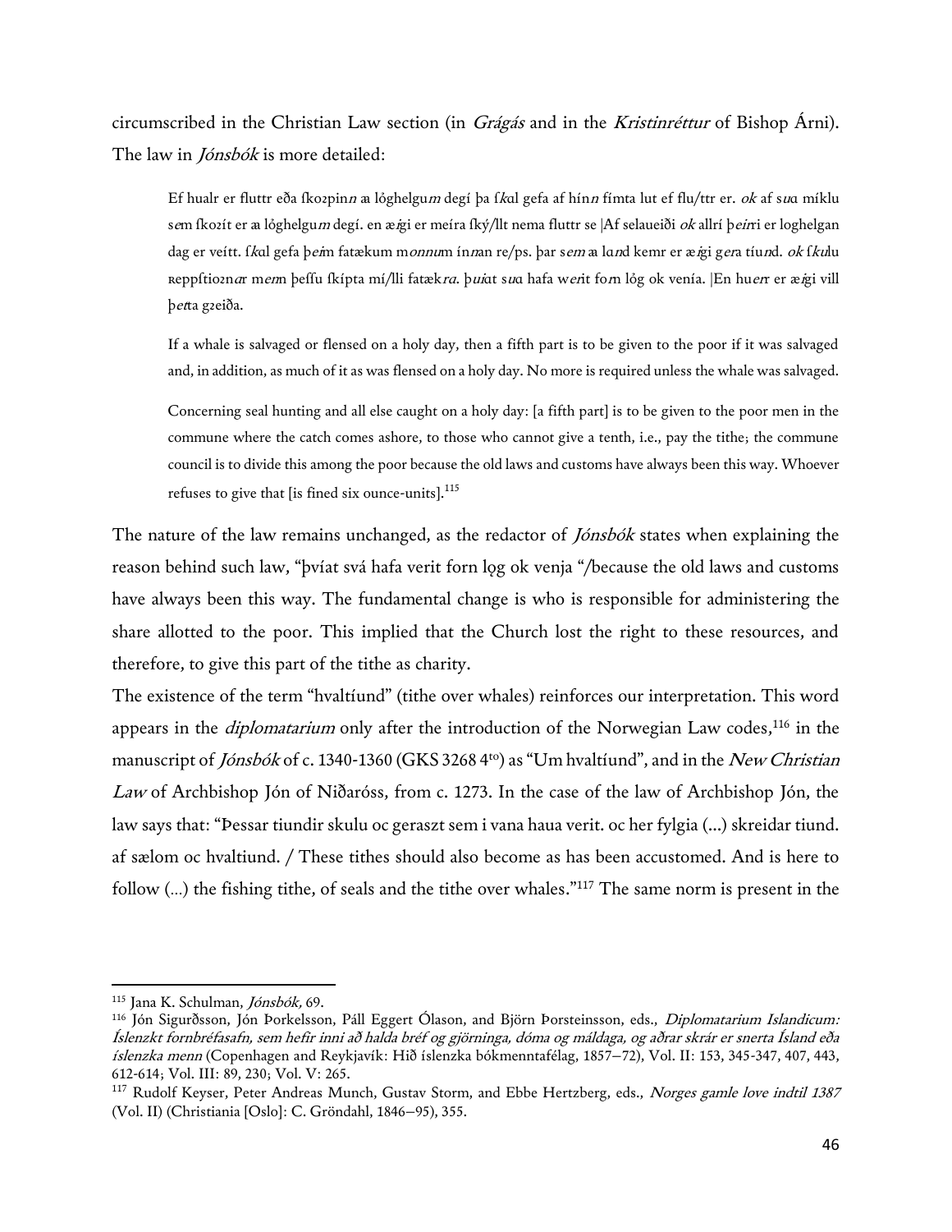circumscribed in the Christian Law section (in *Grágás* and in the *Kristinréttur* of Bishop Árni). The law in *Jónsbók* is more detailed:

> Ef hualr er fluttr eða ſkoꝛpin*n* a lóghelgu*m* degí þa ſ*k*al gefa af hín*n* fímta lut ef flu/ttr er. *ok* af s*u*a míklu s*e*m ſkoꝛít er a lóghelgu*m* degí. en æ*ǵ*gi er meíra ſký/llt nema fluttr se |Af selaueiði *ok* allrí þ*eir*ri er loghelgan dag er veítt. ſ*k*al gefa þ*ei*m fatækum m*onnu*m ín*n*an re/ps. þar s*em* a la*n*d kemr er æ*ǵ*gi g*er*a tíu*n*d. *ok* ſ*ku*lu ʀeppſtioꝛn*a*r m*en*n þeſſu ſkípta mí/lli fatæk*ra*. þ*ui*at s*u*a hafa w*er*it fo*r*n lóg ok vena. |En hu*er*r er æ*ǵ*gi vill þ*et*ta gꝛeiða.
>
> If a whale is salvaged or flensed on a holy day, then a fifth part is to be given to the poor if it was salvaged and, in addition, as much of it as was flensed on a holy day. No more is required unless the whale was salvaged.
>
> Concerning seal hunting and all else caught on a holy day: [a fifth part] is to be given to the poor men in the commune where the catch comes ashore, to those who cannot give a tenth, i.e., pay the tithe; the commune council is to divide this among the poor because the old laws and customs have always been this way. Whoever refuses to give that [is fined six ounce-units].[115]

The nature of the law remains unchanged, as the redactor of *Jónsbók* states when explaining the reason behind such law, "þvíat svá hafa verit forn lǫg ok venja "/because the old laws and customs have always been this way. The fundamental change is who is responsible for administering the share allotted to the poor. This implied that the Church lost the right to these resources, and therefore, to give this part of the tithe as charity.

The existence of the term "hvaltíund" (tithe over whales) reinforces our interpretation. This word appears in the *diplomatarium* only after the introduction of the Norwegian Law codes,[116] in the manuscript of *Jónsbók* of c. 1340-1360 (GKS 3268 4to) as "Um hvaltíund", and in the *New Christian Law* of Archbishop Jón of Niðaróss, from c. 1273. In the case of the law of Archbishop Jón, the law says that: "Þessar tiundir skulu oc geraszt sem i vana haua verit. oc her fylgia (...) skreidar tiund. af sælom oc hvaltiund. / These tithes should also become as has been accustomed. And is here to follow (...) the fishing tithe, of seals and the tithe over whales."[117] The same norm is present in the

---

[115] Jana K. Schulman, *Jónsbók,* 69.

[116] Jón Sigurðsson, Jón Þorkelsson, Páll Eggert Ólason, and Björn Þorsteinsson, eds., *Diplomatarium Islandicum: Íslenzkt fornbréfasafn, sem hefir inni að halda bréf og gjörninga, dóma og máldaga, og aðrar skrár er snerta Ísland eða íslenzka menn* (Copenhagen and Reykjavík: Hið íslenzka bókmenntafélag, 1857–72), Vol. II: 153, 345-347, 407, 443, 612-614; Vol. III: 89, 230; Vol. V: 265.

[117] Rudolf Keyser, Peter Andreas Munch, Gustav Storm, and Ebbe Hertzberg, eds., *Norges gamle love indtil 1387* (Vol. II) (Christiania [Oslo]: C. Gröndahl, 1846–95), 355.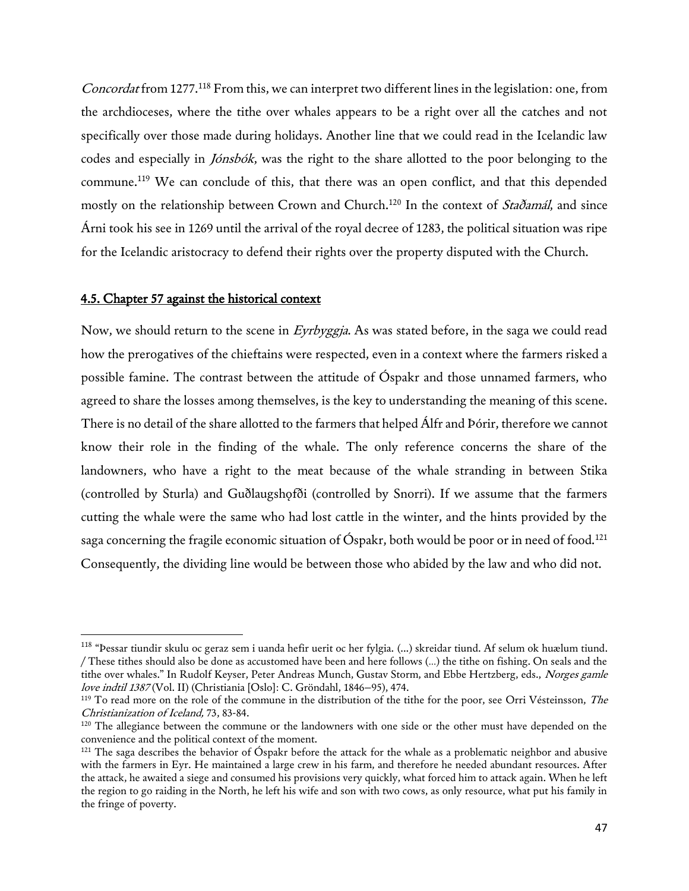*Concordat* from 1277.[118] From this, we can interpret two different lines in the legislation: one, from the archdioceses, where the tithe over whales appears to be a right over all the catches and not specifically over those made during holidays. Another line that we could read in the Icelandic law codes and especially in *Jónsbók*, was the right to the share allotted to the poor belonging to the commune.[119] We can conclude of this, that there was an open conflict, and that this depended mostly on the relationship between Crown and Church.[120] In the context of *Staðamál*, and since Árni took his see in 1269 until the arrival of the royal decree of 1283, the political situation was ripe for the Icelandic aristocracy to defend their rights over the property disputed with the Church.

## 4.5. Chapter 57 against the historical context

Now, we should return to the scene in *Eyrbyggja*. As was stated before, in the saga we could read how the prerogatives of the chieftains were respected, even in a context where the farmers risked a possible famine. The contrast between the attitude of Óspakr and those unnamed farmers, who agreed to share the losses among themselves, is the key to understanding the meaning of this scene. There is no detail of the share allotted to the farmers that helped Álfr and Þórir, therefore we cannot know their role in the finding of the whale. The only reference concerns the share of the landowners, who have a right to the meat because of the whale stranding in between Stika (controlled by Sturla) and Guðlaugshǫfði (controlled by Snorri). If we assume that the farmers cutting the whale were the same who had lost cattle in the winter, and the hints provided by the saga concerning the fragile economic situation of Óspakr, both would be poor or in need of food.[121] Consequently, the dividing line would be between those who abided by the law and who did not.

---

[118] "Þessar tiundir skulu oc geraz sem i uanda hefir uerit oc her fylgia. (...) skreidar tiund. Af selum ok huælum tiund. / These tithes should also be done as accustomed have been and here follows (...) the tithe on fishing. On seals and the tithe over whales." In Rudolf Keyser, Peter Andreas Munch, Gustav Storm, and Ebbe Hertzberg, eds., *Norges gamle love indtil 1387* (Vol. II) (Christiania [Oslo]: C. Gröndahl, 1846–95), 474.

[119] To read more on the role of the commune in the distribution of the tithe for the poor, see Orri Vésteinsson, *The Christianization of Iceland,* 73, 83-84.

[120] The allegiance between the commune or the landowners with one side or the other must have depended on the convenience and the political context of the moment.

[121] The saga describes the behavior of Óspakr before the attack for the whale as a problematic neighbor and abusive with the farmers in Eyr. He maintained a large crew in his farm, and therefore he needed abundant resources. After the attack, he awaited a siege and consumed his provisions very quickly, what forced him to attack again. When he left the region to go raiding in the North, he left his wife and son with two cows, as only resource, what put his family in the fringe of poverty.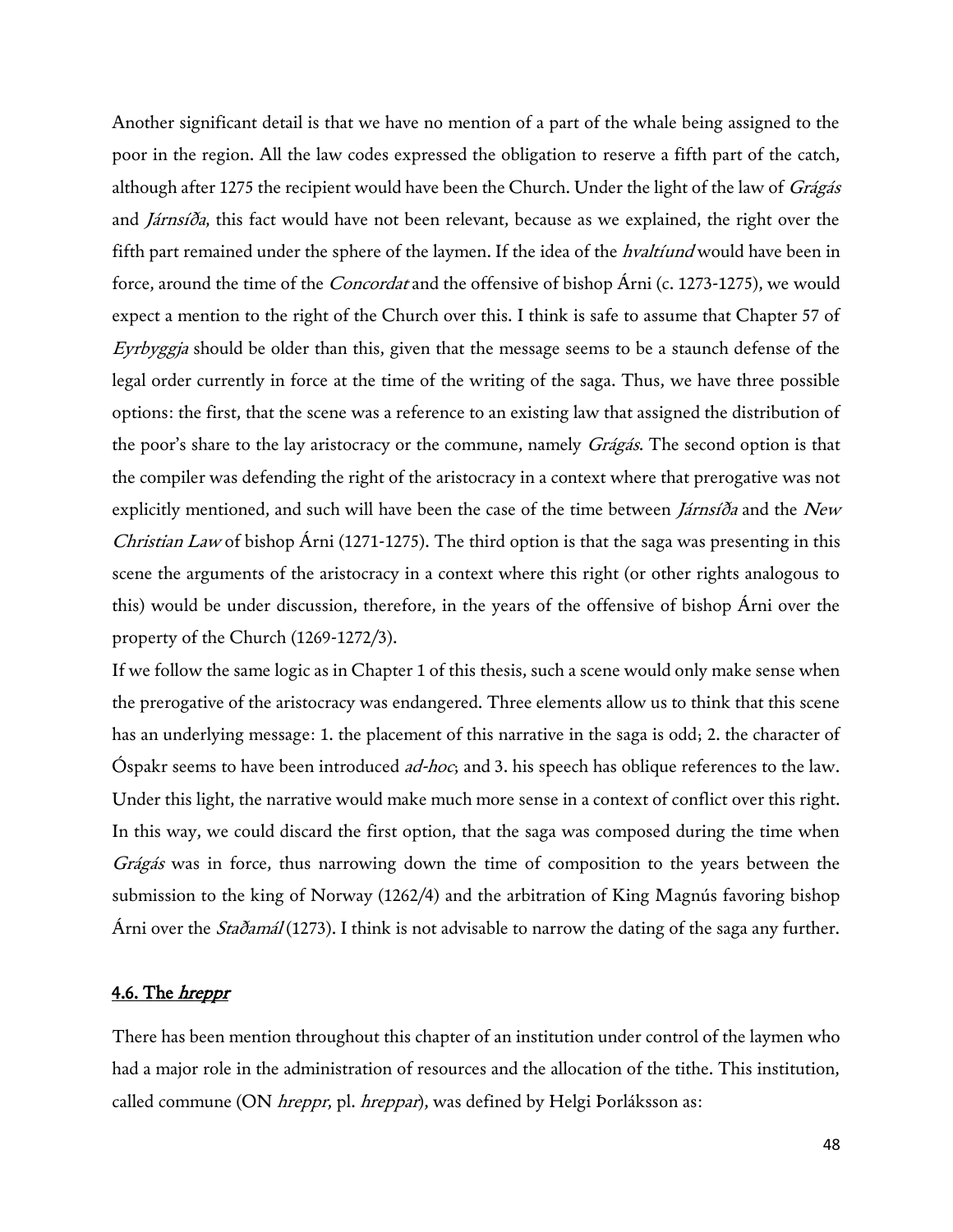Another significant detail is that we have no mention of a part of the whale being assigned to the poor in the region. All the law codes expressed the obligation to reserve a fifth part of the catch, although after 1275 the recipient would have been the Church. Under the light of the law of *Grágás* and *Járnsíða*, this fact would have not been relevant, because as we explained, the right over the fifth part remained under the sphere of the laymen. If the idea of the *hvaltíund* would have been in force, around the time of the *Concordat* and the offensive of bishop Árni (c. 1273-1275), we would expect a mention to the right of the Church over this. I think is safe to assume that Chapter 57 of *Eyrbyggja* should be older than this, given that the message seems to be a staunch defense of the legal order currently in force at the time of the writing of the saga. Thus, we have three possible options: the first, that the scene was a reference to an existing law that assigned the distribution of the poor's share to the lay aristocracy or the commune, namely *Grágás*. The second option is that the compiler was defending the right of the aristocracy in a context where that prerogative was not explicitly mentioned, and such will have been the case of the time between *Járnsíða* and the *New Christian Law* of bishop Árni (1271-1275). The third option is that the saga was presenting in this scene the arguments of the aristocracy in a context where this right (or other rights analogous to this) would be under discussion, therefore, in the years of the offensive of bishop Árni over the property of the Church (1269-1272/3).

If we follow the same logic as in Chapter 1 of this thesis, such a scene would only make sense when the prerogative of the aristocracy was endangered. Three elements allow us to think that this scene has an underlying message: 1. the placement of this narrative in the saga is odd; 2. the character of Óspakr seems to have been introduced *ad-hoc*; and 3. his speech has oblique references to the law. Under this light, the narrative would make much more sense in a context of conflict over this right. In this way, we could discard the first option, that the saga was composed during the time when *Grágás* was in force, thus narrowing down the time of composition to the years between the submission to the king of Norway (1262/4) and the arbitration of King Magnús favoring bishop Árni over the *Staðamál* (1273). I think is not advisable to narrow the dating of the saga any further.

## 4.6. The *hreppr*

There has been mention throughout this chapter of an institution under control of the laymen who had a major role in the administration of resources and the allocation of the tithe. This institution, called commune (ON *hreppr*, pl. *hreppar*), was defined by Helgi Þorláksson as: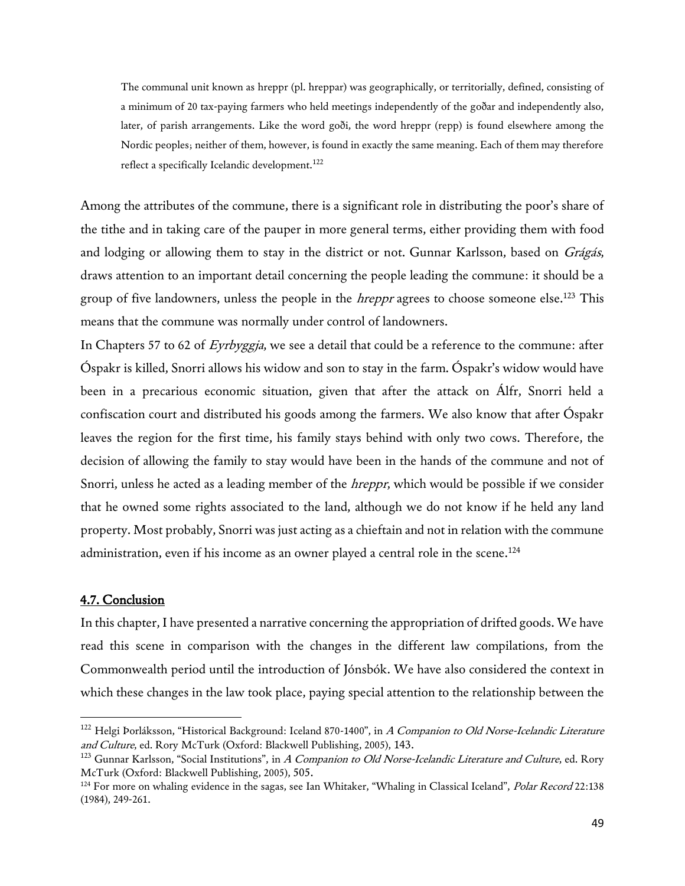> The communal unit known as hreppr (pl. hreppar) was geographically, or territorially, defined, consisting of a minimum of 20 tax-paying farmers who held meetings independently of the goðar and independently also, later, of parish arrangements. Like the word goði, the word hreppr (repp) is found elsewhere among the Nordic peoples; neither of them, however, is found in exactly the same meaning. Each of them may therefore reflect a specifically Icelandic development.[122]

Among the attributes of the commune, there is a significant role in distributing the poor's share of the tithe and in taking care of the pauper in more general terms, either providing them with food and lodging or allowing them to stay in the district or not. Gunnar Karlsson, based on *Grágás*, draws attention to an important detail concerning the people leading the commune: it should be a group of five landowners, unless the people in the *hreppr* agrees to choose someone else.[123] This means that the commune was normally under control of landowners.

In Chapters 57 to 62 of *Eyrbyggja*, we see a detail that could be a reference to the commune: after Óspakr is killed, Snorri allows his widow and son to stay in the farm. Óspakr's widow would have been in a precarious economic situation, given that after the attack on Álfr, Snorri held a confiscation court and distributed his goods among the farmers. We also know that after Óspakr leaves the region for the first time, his family stays behind with only two cows. Therefore, the decision of allowing the family to stay would have been in the hands of the commune and not of Snorri, unless he acted as a leading member of the *hreppr*, which would be possible if we consider that he owned some rights associated to the land, although we do not know if he held any land property. Most probably, Snorri was just acting as a chieftain and not in relation with the commune administration, even if his income as an owner played a central role in the scene.[124]

## 4.7. Conclusion

In this chapter, I have presented a narrative concerning the appropriation of drifted goods. We have read this scene in comparison with the changes in the different law compilations, from the Commonwealth period until the introduction of Jónsbók. We have also considered the context in which these changes in the law took place, paying special attention to the relationship between the

---

[122] Helgi Þorláksson, "Historical Background: Iceland 870-1400", in *A Companion to Old Norse-Icelandic Literature and Culture*, ed. Rory McTurk (Oxford: Blackwell Publishing, 2005), 143.

[123] Gunnar Karlsson, "Social Institutions", in *A Companion to Old Norse-Icelandic Literature and Culture*, ed. Rory McTurk (Oxford: Blackwell Publishing, 2005), 505.

[124] For more on whaling evidence in the sagas, see Ian Whitaker, "Whaling in Classical Iceland", *Polar Record* 22:138 (1984), 249-261.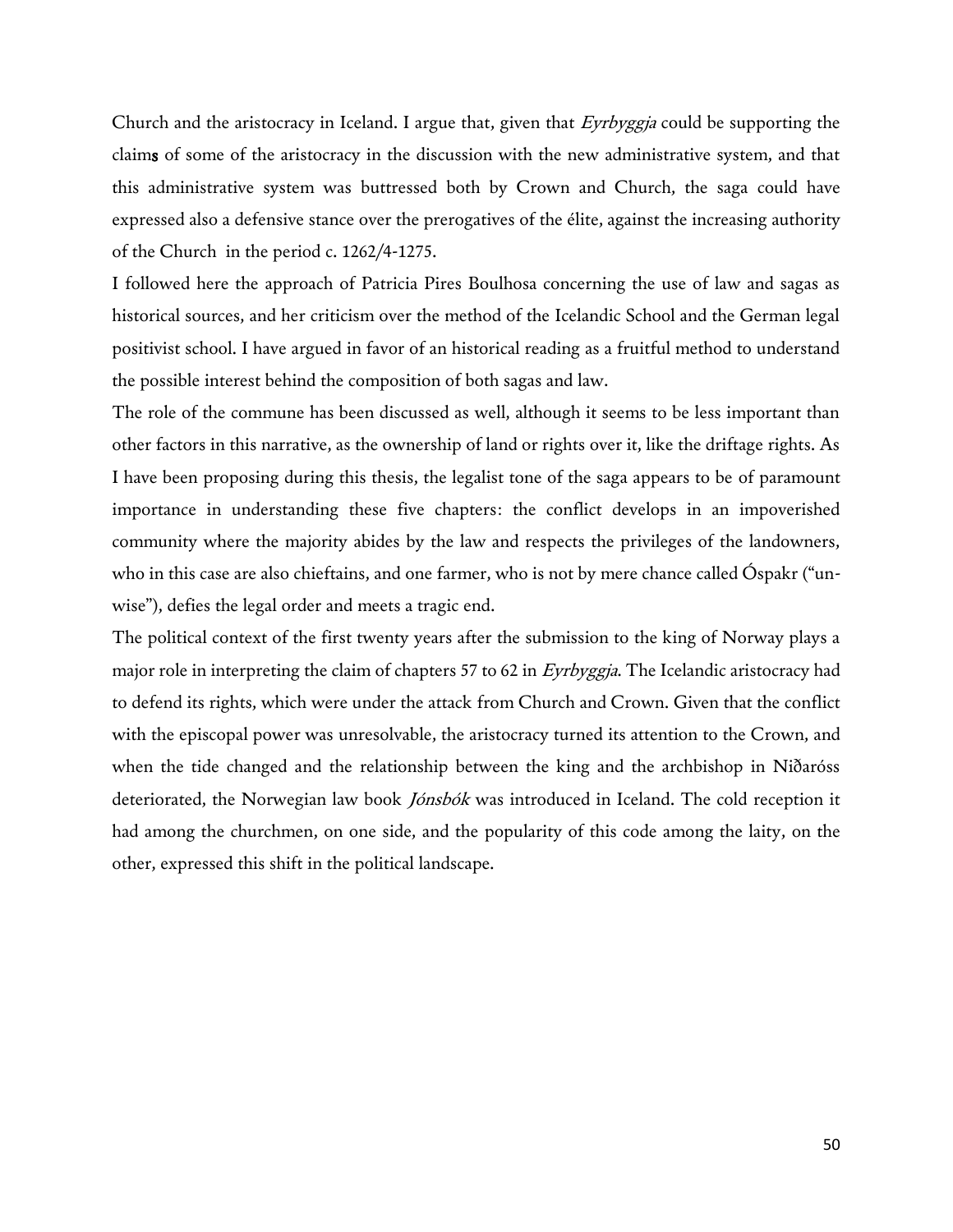Church and the aristocracy in Iceland. I argue that, given that *Eyrbyggja* could be supporting the claims of some of the aristocracy in the discussion with the new administrative system, and that this administrative system was buttressed both by Crown and Church, the saga could have expressed also a defensive stance over the prerogatives of the élite, against the increasing authority of the Church in the period c. 1262/4-1275.

I followed here the approach of Patricia Pires Boulhosa concerning the use of law and sagas as historical sources, and her criticism over the method of the Icelandic School and the German legal positivist school. I have argued in favor of an historical reading as a fruitful method to understand the possible interest behind the composition of both sagas and law.

The role of the commune has been discussed as well, although it seems to be less important than other factors in this narrative, as the ownership of land or rights over it, like the driftage rights. As I have been proposing during this thesis, the legalist tone of the saga appears to be of paramount importance in understanding these five chapters: the conflict develops in an impoverished community where the majority abides by the law and respects the privileges of the landowners, who in this case are also chieftains, and one farmer, who is not by mere chance called Óspakr ("un-wise"), defies the legal order and meets a tragic end.

The political context of the first twenty years after the submission to the king of Norway plays a major role in interpreting the claim of chapters 57 to 62 in *Eyrbyggja*. The Icelandic aristocracy had to defend its rights, which were under the attack from Church and Crown. Given that the conflict with the episcopal power was unresolvable, the aristocracy turned its attention to the Crown, and when the tide changed and the relationship between the king and the archbishop in Niðaróss deteriorated, the Norwegian law book *Jónsbók* was introduced in Iceland. The cold reception it had among the churchmen, on one side, and the popularity of this code among the laity, on the other, expressed this shift in the political landscape.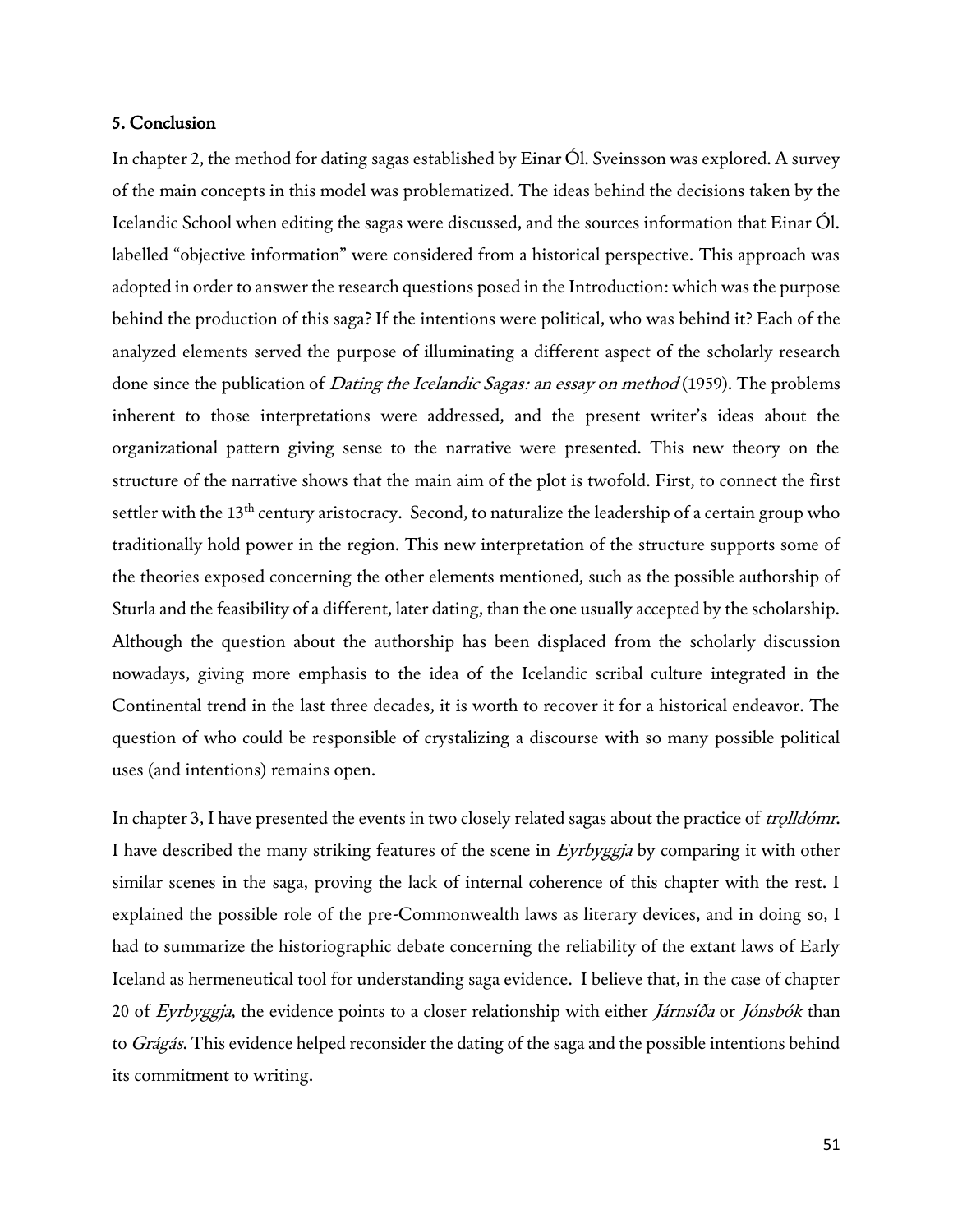## 5. Conclusion

In chapter 2, the method for dating sagas established by Einar Ól. Sveinsson was explored. A survey of the main concepts in this model was problematized. The ideas behind the decisions taken by the Icelandic School when editing the sagas were discussed, and the sources information that Einar Ól. labelled "objective information" were considered from a historical perspective. This approach was adopted in order to answer the research questions posed in the Introduction: which was the purpose behind the production of this saga? If the intentions were political, who was behind it? Each of the analyzed elements served the purpose of illuminating a different aspect of the scholarly research done since the publication of *Dating the Icelandic Sagas: an essay on method* (1959). The problems inherent to those interpretations were addressed, and the present writer's ideas about the organizational pattern giving sense to the narrative were presented. This new theory on the structure of the narrative shows that the main aim of the plot is twofold. First, to connect the first settler with the 13th century aristocracy. Second, to naturalize the leadership of a certain group who traditionally hold power in the region. This new interpretation of the structure supports some of the theories exposed concerning the other elements mentioned, such as the possible authorship of Sturla and the feasibility of a different, later dating, than the one usually accepted by the scholarship. Although the question about the authorship has been displaced from the scholarly discussion nowadays, giving more emphasis to the idea of the Icelandic scribal culture integrated in the Continental trend in the last three decades, it is worth to recover it for a historical endeavor. The question of who could be responsible of crystalizing a discourse with so many possible political uses (and intentions) remains open.

In chapter 3, I have presented the events in two closely related sagas about the practice of *trǫlldómr*. I have described the many striking features of the scene in *Eyrbyggja* by comparing it with other similar scenes in the saga, proving the lack of internal coherence of this chapter with the rest. I explained the possible role of the pre-Commonwealth laws as literary devices, and in doing so, I had to summarize the historiographic debate concerning the reliability of the extant laws of Early Iceland as hermeneutical tool for understanding saga evidence. I believe that, in the case of chapter 20 of *Eyrbyggja*, the evidence points to a closer relationship with either *Járnsíða* or *Jónsbók* than to *Grágás*. This evidence helped reconsider the dating of the saga and the possible intentions behind its commitment to writing.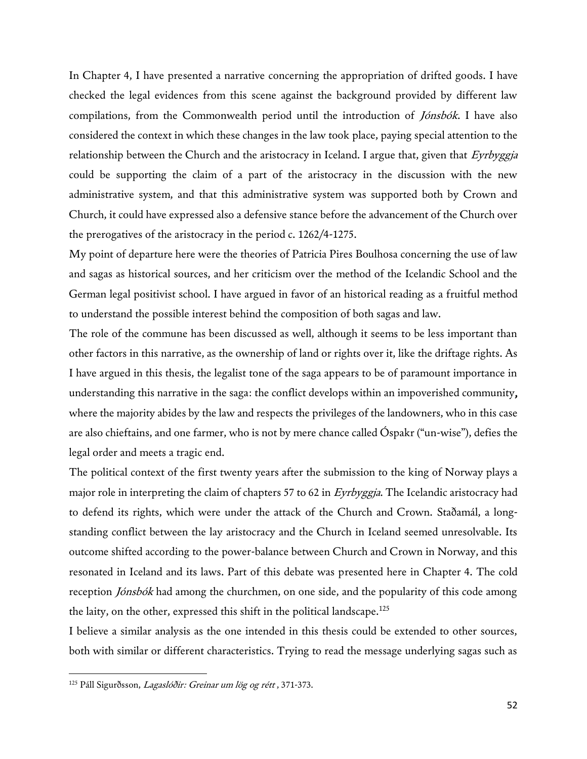In Chapter 4, I have presented a narrative concerning the appropriation of drifted goods. I have checked the legal evidences from this scene against the background provided by different law compilations, from the Commonwealth period until the introduction of *Jónsbók*. I have also considered the context in which these changes in the law took place, paying special attention to the relationship between the Church and the aristocracy in Iceland. I argue that, given that *Eyrbyggja* could be supporting the claim of a part of the aristocracy in the discussion with the new administrative system, and that this administrative system was supported both by Crown and Church, it could have expressed also a defensive stance before the advancement of the Church over the prerogatives of the aristocracy in the period c. 1262/4-1275.

My point of departure here were the theories of Patricia Pires Boulhosa concerning the use of law and sagas as historical sources, and her criticism over the method of the Icelandic School and the German legal positivist school. I have argued in favor of an historical reading as a fruitful method to understand the possible interest behind the composition of both sagas and law.

The role of the commune has been discussed as well, although it seems to be less important than other factors in this narrative, as the ownership of land or rights over it, like the driftage rights. As I have argued in this thesis, the legalist tone of the saga appears to be of paramount importance in understanding this narrative in the saga: the conflict develops within an impoverished community**,** where the majority abides by the law and respects the privileges of the landowners, who in this case are also chieftains, and one farmer, who is not by mere chance called Óspakr ("un-wise"), defies the legal order and meets a tragic end.

The political context of the first twenty years after the submission to the king of Norway plays a major role in interpreting the claim of chapters 57 to 62 in *Eyrbyggja*. The Icelandic aristocracy had to defend its rights, which were under the attack of the Church and Crown. Staðamál, a long-standing conflict between the lay aristocracy and the Church in Iceland seemed unresolvable. Its outcome shifted according to the power-balance between Church and Crown in Norway, and this resonated in Iceland and its laws. Part of this debate was presented here in Chapter 4. The cold reception *Jónsbók* had among the churchmen, on one side, and the popularity of this code among the laity, on the other, expressed this shift in the political landscape.[125]

I believe a similar analysis as the one intended in this thesis could be extended to other sources, both with similar or different characteristics. Trying to read the message underlying sagas such as

---

[125] Páll Sigurðsson, *Lagaslóðir: Greinar um lög og rétt* , 371-373.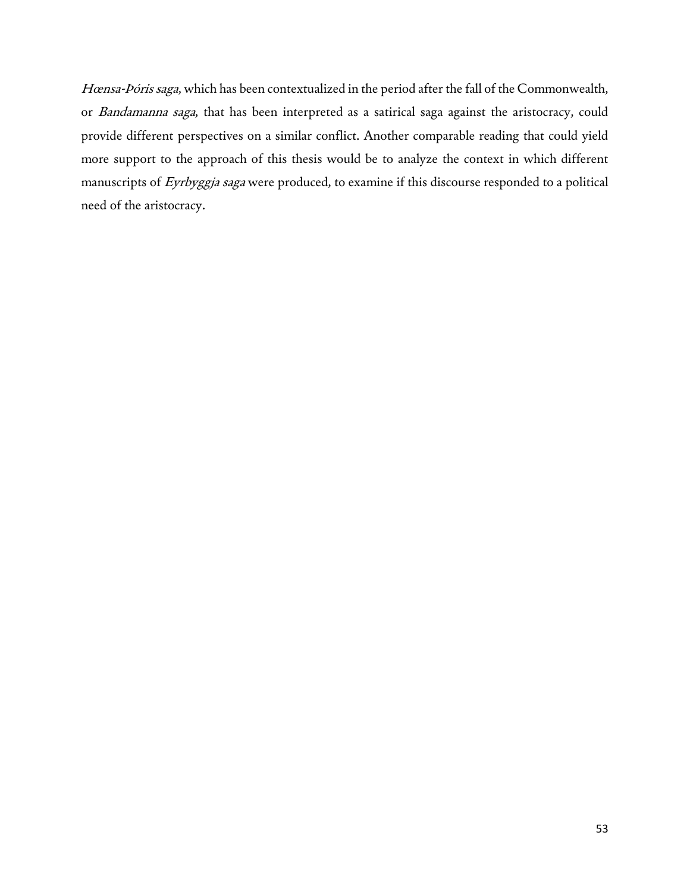*Hœnsa-Þóris saga*, which has been contextualized in the period after the fall of the Commonwealth, or *Bandamanna saga*, that has been interpreted as a satirical saga against the aristocracy, could provide different perspectives on a similar conflict. Another comparable reading that could yield more support to the approach of this thesis would be to analyze the context in which different manuscripts of *Eyrbyggja saga* were produced, to examine if this discourse responded to a political need of the aristocracy.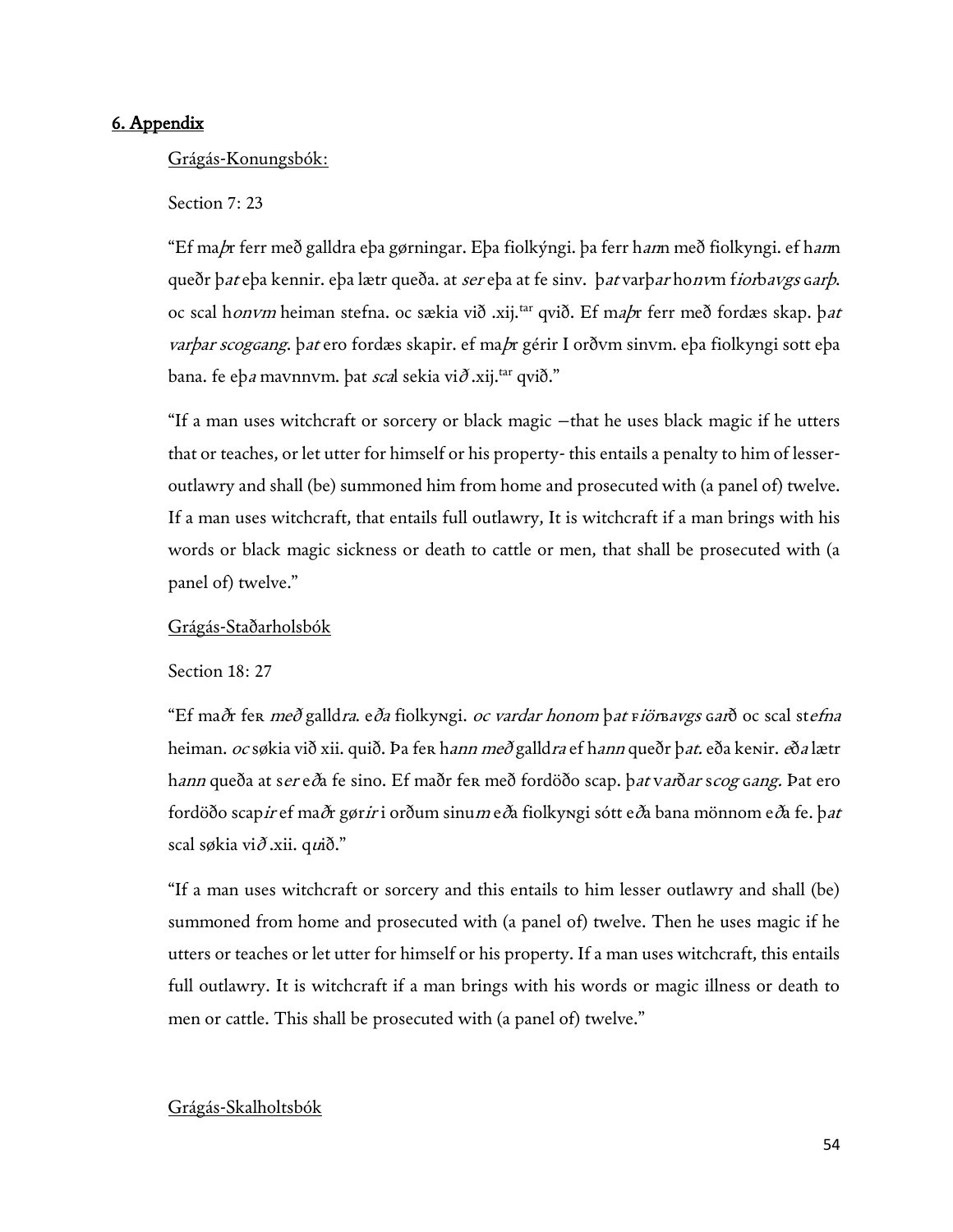## 6. Appendix

Grágás-Konungsbók:

Section 7: 23

"Ef ma*þ*r ferr með galldra eþa gørningar. Eþa fiolkýngi. þa ferr h*an*n með fiolkyngi. ef h*an*n queðr þ*at* eþa kennir. eþa lætr queða. at *ser* eþa at fe sinv. þ*at* varþ*ar* ho*nv*m f*ior*bavgs ɢ*arþ*. oc scal h*onvm* heiman stefna. oc sækia við .xij.[tar] qvið. Ef m*aþ*r ferr með fordæs skap. þ*at varþar scogɢang*. þ*at* ero fordæs skapir. ef ma*þ*r gérir I orðvm sinvm. eþa fiolkyngi sott eþa bana. fe eþ*a* mavnnvm. þat *sca*l sekia vi*ð* .xij.[tar] qvið."

"If a man uses witchcraft or sorcery or black magic –that he uses black magic if he utters that or teaches, or let utter for himself or his property- this entails a penalty to him of lesser-outlawry and shall (be) summoned him from home and prosecuted with (a panel of) twelve. If a man uses witchcraft, that entails full outlawry, It is witchcraft if a man brings with his words or black magic sickness or death to cattle or men, that shall be prosecuted with (a panel of) twelve."

Grágás-Staðarholsbók

Section 18: 27

"Ef ma*ð*r feʀ *með* galld*ra*. e*ða* fiolkyɴgi. *oc vardar honom* þat ꜰiör*ʙavgs* ɢ*ar*ð oc scal st*efna* heiman. *oc* søkia við xii. quið. Þa feʀ h*ann með* galld*ra* ef h*ann* queðr þ*at*. eða keɴir. *eða* lætr h*ann* queða at s*er* e*ða* fe sino. Ef maðr feʀ með fordöðo scap. þ*at* v*ar*ð*ar* s*cog* ɢ*ang*. Þat ero fordöðo scap*ir* ef ma*ð*r gør*ir* i orðum sinu*m* e*ð*a fiolkyɴgi sótt e*ð*a bana mönnom e*ð*a fe. þ*at* scal søkia vi*ð* .xii. q*ui*ð."

"If a man uses witchcraft or sorcery and this entails to him lesser outlawry and shall (be) summoned from home and prosecuted with (a panel of) twelve. Then he uses magic if he utters or teaches or let utter for himself or his property. If a man uses witchcraft, this entails full outlawry. It is witchcraft if a man brings with his words or magic illness or death to men or cattle. This shall be prosecuted with (a panel of) twelve."

Grágás-Skalholtsbók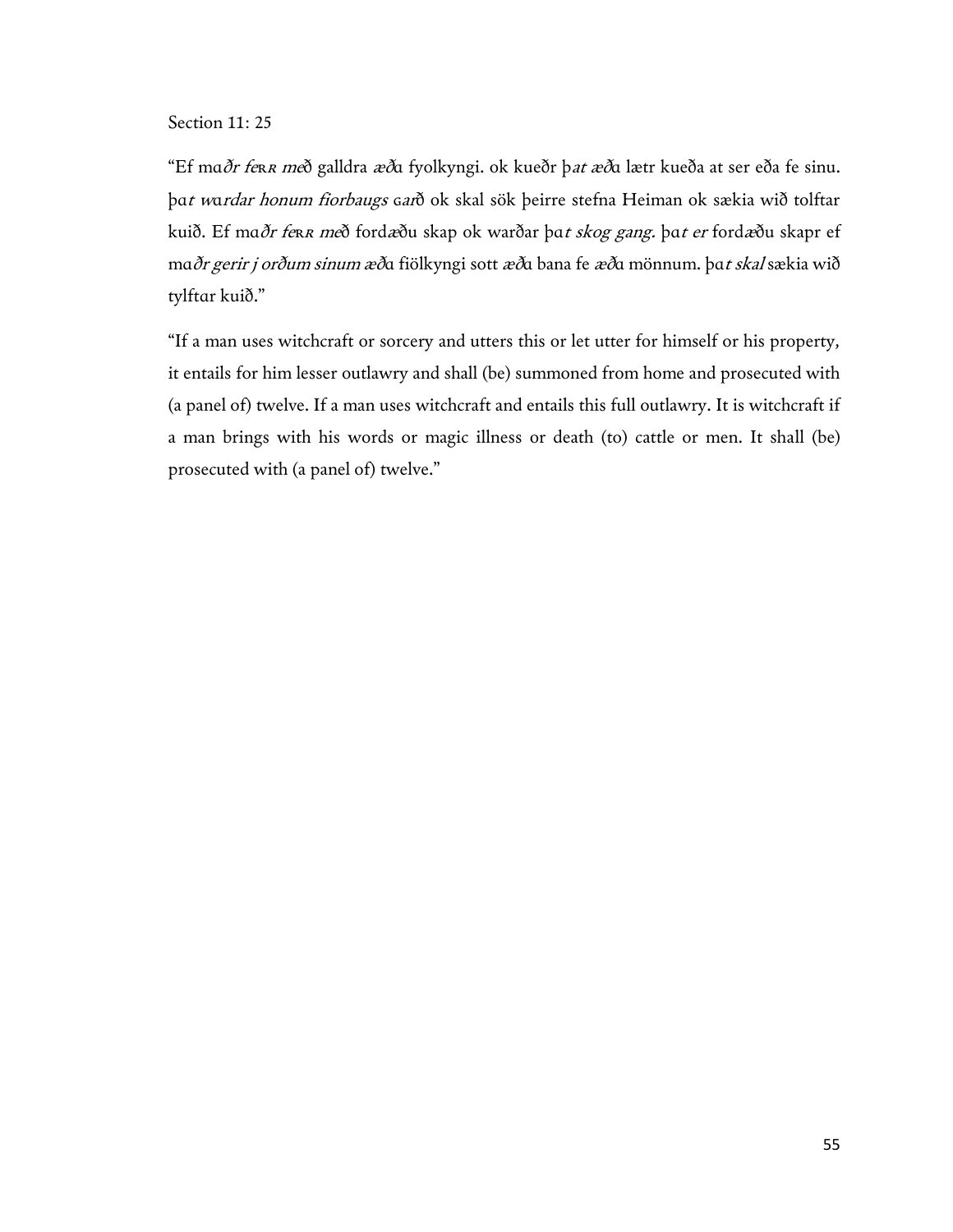Section 11: 25

"Ef ma*ðr feʀʀ me*ð galldra *æð*a fyolkyngi. ok kueðr þ*at æð*a lætr kueða at ser eða fe sinu. þa*t* w*ardar honum fiorbaugs* ɢa*r*ð ok skal sök þeirre stefna Heiman ok sækia wið tolftar kuið. Ef ma*ðr feʀʀ me*ð fordæðu skap ok warðar þa*t skog gang.* þa*t er* fordæðu skapr ef ma*ðr gerir j orðum sinum æð*a fiölkyngi sott *æð*a bana fe *æð*a mönnum. þa*t skal* sækia wið tylftar kuið."

"If a man uses witchcraft or sorcery and utters this or let utter for himself or his property, it entails for him lesser outlawry and shall (be) summoned from home and prosecuted with (a panel of) twelve. If a man uses witchcraft and entails this full outlawry. It is witchcraft if a man brings with his words or magic illness or death (to) cattle or men. It shall (be) prosecuted with (a panel of) twelve."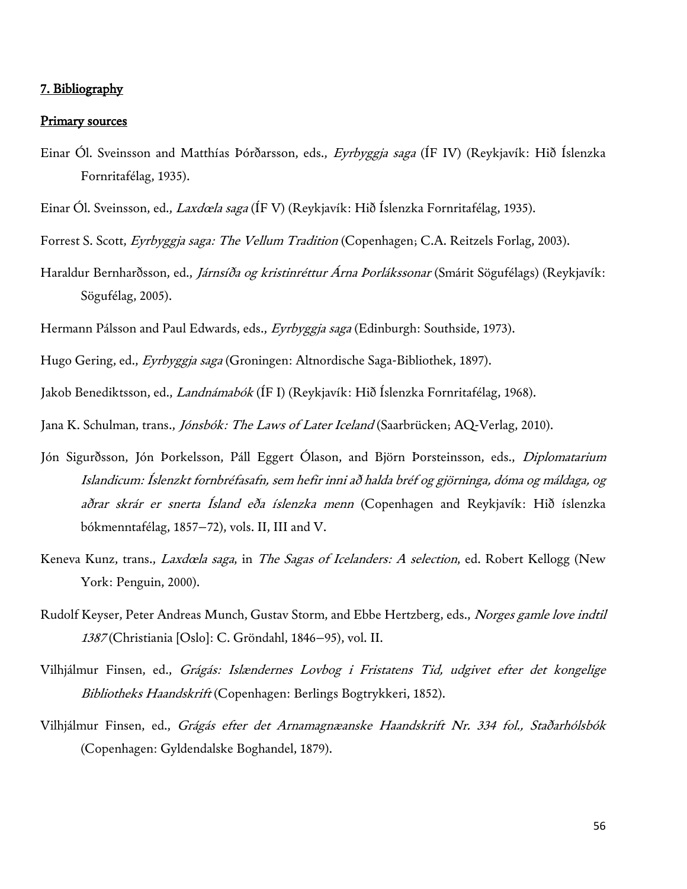## 7. Bibliography

### Primary sources

Einar Ól. Sveinsson and Matthías Þórðarsson, eds., *Eyrbyggja saga* (ÍF IV) (Reykjavík: Hið Íslenzka Fornritafélag, 1935).

Einar Ól. Sveinsson, ed., *Laxdœla saga* (ÍF V) (Reykjavík: Hið Íslenzka Fornritafélag, 1935).

Forrest S. Scott, *Eyrbyggja saga: The Vellum Tradition* (Copenhagen; C.A. Reitzels Forlag, 2003).

Haraldur Bernharðsson, ed., *Járnsíða og kristinréttur Árna Þorlákssonar* (Smárit Sögufélags) (Reykjavík: Sögufélag, 2005).

Hermann Pálsson and Paul Edwards, eds., *Eyrbyggja saga* (Edinburgh: Southside, 1973).

Hugo Gering, ed., *Eyrbyggja saga* (Groningen: Altnordische Saga-Bibliothek, 1897).

Jakob Benediktsson, ed., *Landnámabók* (ÍF I) (Reykjavík: Hið Íslenzka Fornritafélag, 1968).

Jana K. Schulman, trans., *Jónsbók: The Laws of Later Iceland* (Saarbrücken; AQ-Verlag, 2010).

Jón Sigurðsson, Jón Þorkelsson, Páll Eggert Ólason, and Björn Þorsteinsson, eds., *Diplomatarium Islandicum: Íslenzkt fornbréfasafn, sem hefir inni að halda bréf og gjörninga, dóma og máldaga, og aðrar skrár er snerta Ísland eða íslenzka menn* (Copenhagen and Reykjavík: Hið íslenzka bókmenntafélag, 1857–72), vols. II, III and V.

Keneva Kunz, trans., *Laxdœla saga*, in *The Sagas of Icelanders: A selection*, ed. Robert Kellogg (New York: Penguin, 2000).

Rudolf Keyser, Peter Andreas Munch, Gustav Storm, and Ebbe Hertzberg, eds., *Norges gamle love indtil 1387* (Christiania [Oslo]: C. Gröndahl, 1846–95), vol. II.

Vilhjálmur Finsen, ed., *Grágás: Islændernes Lovbog i Fristatens Tid, udgivet efter det kongelige Bibliotheks Haandskrift* (Copenhagen: Berlings Bogtrykkeri, 1852).

Vilhjálmur Finsen, ed., *Grágás efter det Arnamagnæanske Haandskrift Nr. 334 fol., Staðarhólsbók* (Copenhagen: Gyldendalske Boghandel, 1879).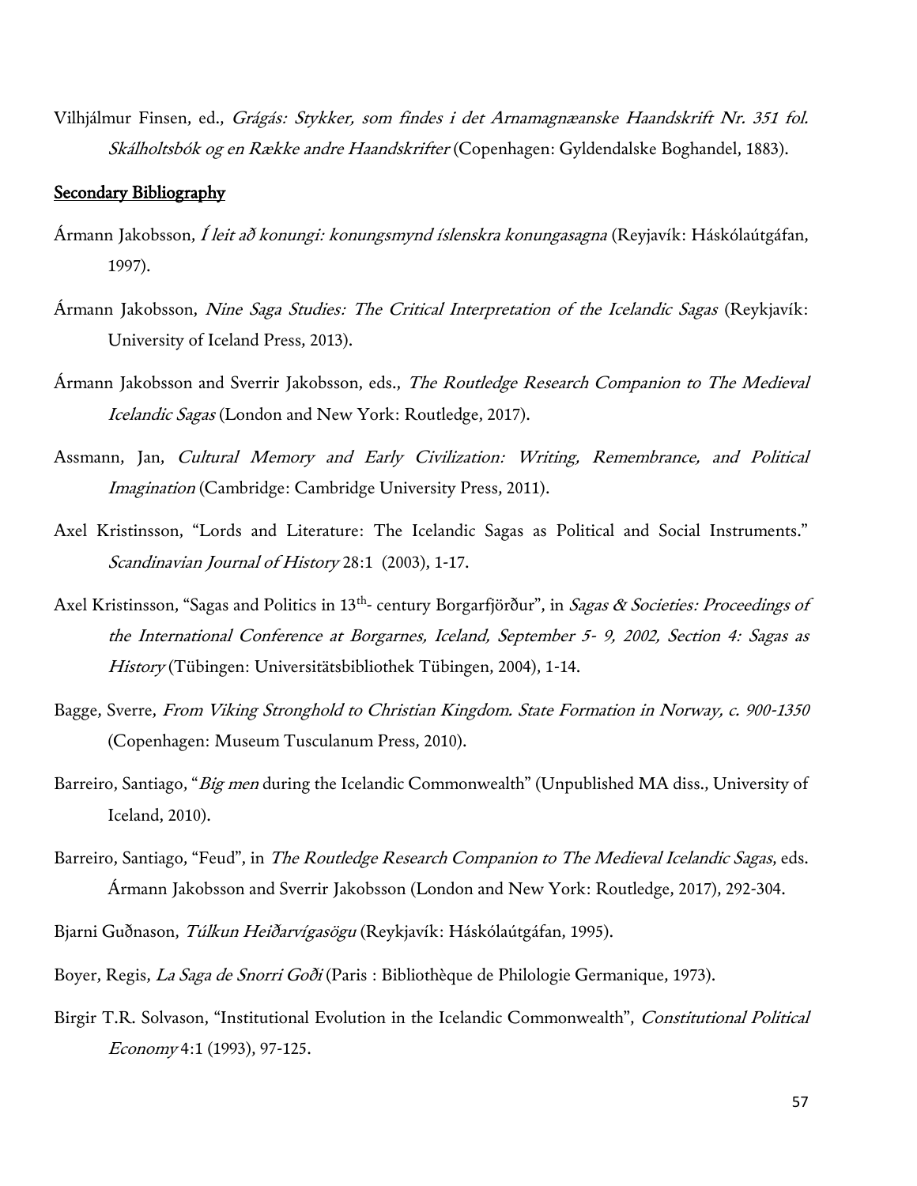Vilhjálmur Finsen, ed., *Grágás: Stykker, som findes i det Arnamagnæanske Haandskrift Nr. 351 fol. Skálholtsbók og en Række andre Haandskrifter* (Copenhagen: Gyldendalske Boghandel, 1883).

## Secondary Bibliography

Ármann Jakobsson, *Í leit að konungi: konungsmynd íslenskra konungasagna* (Reyjavík: Háskólaútgáfan, 1997).

Ármann Jakobsson, *Nine Saga Studies: The Critical Interpretation of the Icelandic Sagas* (Reykjavík: University of Iceland Press, 2013).

Ármann Jakobsson and Sverrir Jakobsson, eds., *The Routledge Research Companion to The Medieval Icelandic Sagas* (London and New York: Routledge, 2017).

Assmann, Jan, *Cultural Memory and Early Civilization: Writing, Remembrance, and Political Imagination* (Cambridge: Cambridge University Press, 2011).

Axel Kristinsson, "Lords and Literature: The Icelandic Sagas as Political and Social Instruments." *Scandinavian Journal of History* 28:1 (2003), 1-17.

Axel Kristinsson, "Sagas and Politics in 13th- century Borgarfjörður", in *Sagas & Societies: Proceedings of the International Conference at Borgarnes, Iceland, September 5- 9, 2002, Section 4: Sagas as History* (Tübingen: Universitätsbibliothek Tübingen, 2004), 1-14.

Bagge, Sverre, *From Viking Stronghold to Christian Kingdom. State Formation in Norway, c. 900-1350* (Copenhagen: Museum Tusculanum Press, 2010).

Barreiro, Santiago, "*Big men* during the Icelandic Commonwealth" (Unpublished MA diss., University of Iceland, 2010).

Barreiro, Santiago, "Feud", in *The Routledge Research Companion to The Medieval Icelandic Sagas*, eds. Ármann Jakobsson and Sverrir Jakobsson (London and New York: Routledge, 2017), 292-304.

Bjarni Guðnason, *Túlkun Heiðarvígasögu* (Reykjavík: Háskólaútgáfan, 1995).

Boyer, Regis, *La Saga de Snorri Goði* (Paris : Bibliothèque de Philologie Germanique, 1973).

Birgir T.R. Solvason, "Institutional Evolution in the Icelandic Commonwealth", *Constitutional Political Economy* 4:1 (1993), 97-125.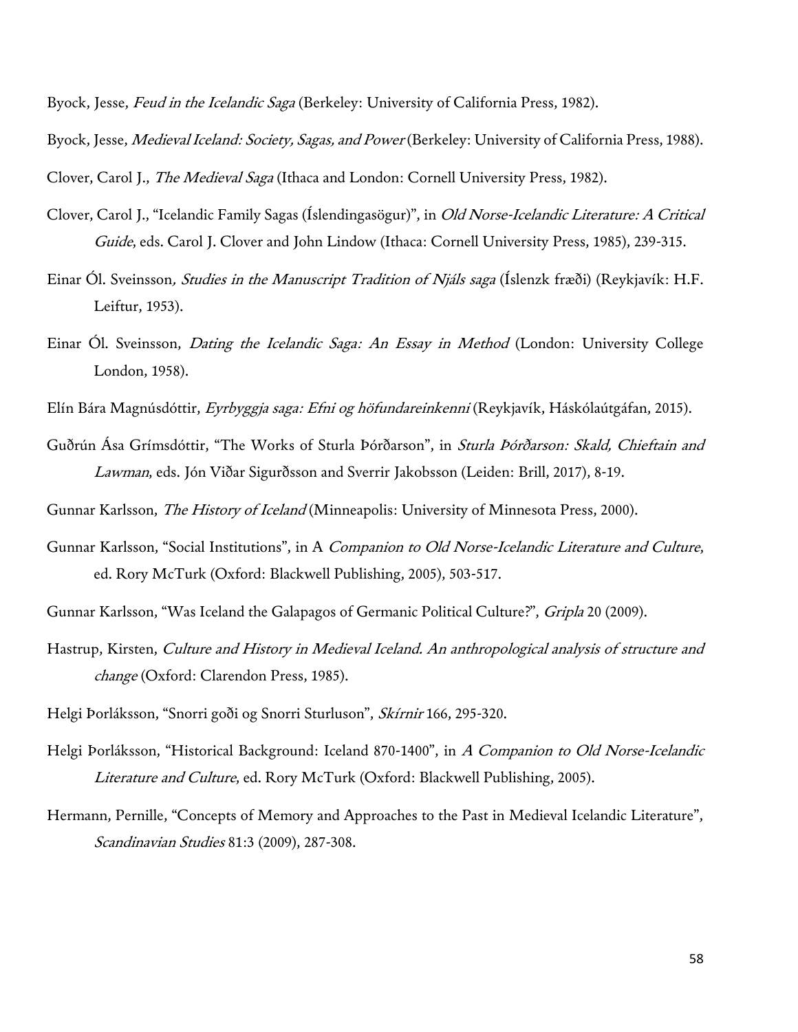Byock, Jesse, *Feud in the Icelandic Saga* (Berkeley: University of California Press, 1982).

Byock, Jesse, *Medieval Iceland: Society, Sagas, and Power* (Berkeley: University of California Press, 1988).

Clover, Carol J., *The Medieval Saga* (Ithaca and London: Cornell University Press, 1982).

Clover, Carol J., "Icelandic Family Sagas (Íslendingasögur)", in *Old Norse-Icelandic Literature: A Critical Guide*, eds. Carol J. Clover and John Lindow (Ithaca: Cornell University Press, 1985), 239-315.

Einar Ól. Sveinsson*, Studies in the Manuscript Tradition of Njáls saga* (Íslenzk fræði) (Reykjavík: H.F. Leiftur, 1953).

Einar Ól. Sveinsson, *Dating the Icelandic Saga: An Essay in Method* (London: University College London, 1958).

Elín Bára Magnúsdóttir, *Eyrbyggja saga: Efni og höfundareinkenni* (Reykjavík, Háskólaútgáfan, 2015).

Guðrún Ása Grímsdóttir, "The Works of Sturla Þórðarson", in *Sturla Þórðarson: Skald, Chieftain and Lawman*, eds. Jón Viðar Sigurðsson and Sverrir Jakobsson (Leiden: Brill, 2017), 8-19.

Gunnar Karlsson, *The History of Iceland* (Minneapolis: University of Minnesota Press, 2000).

Gunnar Karlsson, "Social Institutions", in A *Companion to Old Norse-Icelandic Literature and Culture*, ed. Rory McTurk (Oxford: Blackwell Publishing, 2005), 503-517.

Gunnar Karlsson, "Was Iceland the Galapagos of Germanic Political Culture?", *Gripla* 20 (2009).

Hastrup, Kirsten, *Culture and History in Medieval Iceland. An anthropological analysis of structure and change* (Oxford: Clarendon Press, 1985).

Helgi Þorláksson, "Snorri goði og Snorri Sturluson", *Skírnir* 166, 295-320.

Helgi Þorláksson, "Historical Background: Iceland 870-1400", in *A Companion to Old Norse-Icelandic Literature and Culture*, ed. Rory McTurk (Oxford: Blackwell Publishing, 2005).

Hermann, Pernille, "Concepts of Memory and Approaches to the Past in Medieval Icelandic Literature", *Scandinavian Studies* 81:3 (2009), 287-308.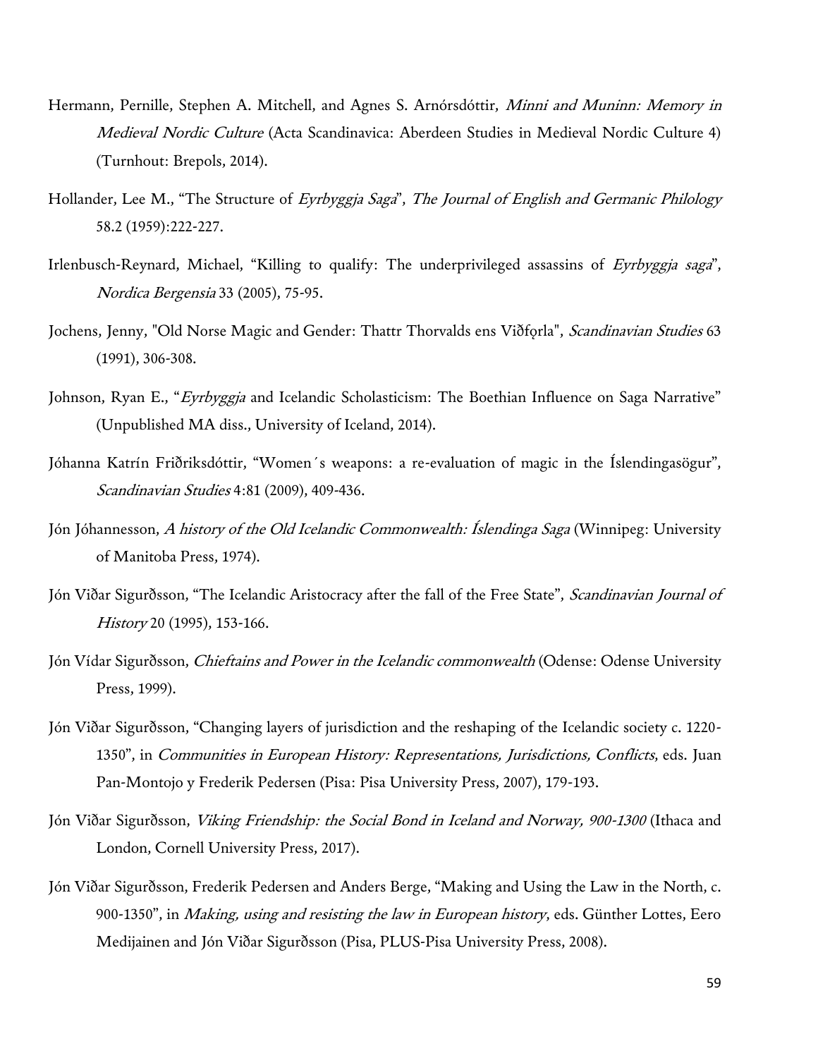Hermann, Pernille, Stephen A. Mitchell, and Agnes S. Arnórsdóttir, *Minni and Muninn: Memory in Medieval Nordic Culture* (Acta Scandinavica: Aberdeen Studies in Medieval Nordic Culture 4) (Turnhout: Brepols, 2014).

Hollander, Lee M., "The Structure of *Eyrbyggja Saga*", *The Journal of English and Germanic Philology* 58.2 (1959):222-227.

Irlenbusch-Reynard, Michael, "Killing to qualify: The underprivileged assassins of *Eyrbyggja saga*", *Nordica Bergensia* 33 (2005), 75-95.

Jochens, Jenny, "Old Norse Magic and Gender: Thattr Thorvalds ens Viðfǫrla", *Scandinavian Studies* 63 (1991), 306-308.

Johnson, Ryan E., "*Eyrbyggja* and Icelandic Scholasticism: The Boethian Influence on Saga Narrative" (Unpublished MA diss., University of Iceland, 2014).

Jóhanna Katrín Friðriksdóttir, "Women´s weapons: a re-evaluation of magic in the Íslendingasögur", *Scandinavian Studies* 4:81 (2009), 409-436.

Jón Jóhannesson, *A history of the Old Icelandic Commonwealth: Íslendinga Saga* (Winnipeg: University of Manitoba Press, 1974).

Jón Viðar Sigurðsson, "The Icelandic Aristocracy after the fall of the Free State", *Scandinavian Journal of History* 20 (1995), 153-166.

Jón Vídar Sigurðsson, *Chieftains and Power in the Icelandic commonwealth* (Odense: Odense University Press, 1999).

Jón Viðar Sigurðsson, "Changing layers of jurisdiction and the reshaping of the Icelandic society c. 1220-1350", in *Communities in European History: Representations, Jurisdictions, Conflicts*, eds. Juan Pan-Montojo y Frederik Pedersen (Pisa: Pisa University Press, 2007), 179-193.

Jón Viðar Sigurðsson, *Viking Friendship: the Social Bond in Iceland and Norway, 900-1300* (Ithaca and London, Cornell University Press, 2017).

Jón Viðar Sigurðsson, Frederik Pedersen and Anders Berge, "Making and Using the Law in the North, c. 900-1350", in *Making, using and resisting the law in European history*, eds. Günther Lottes, Eero Medijainen and Jón Viðar Sigurðsson (Pisa, PLUS-Pisa University Press, 2008).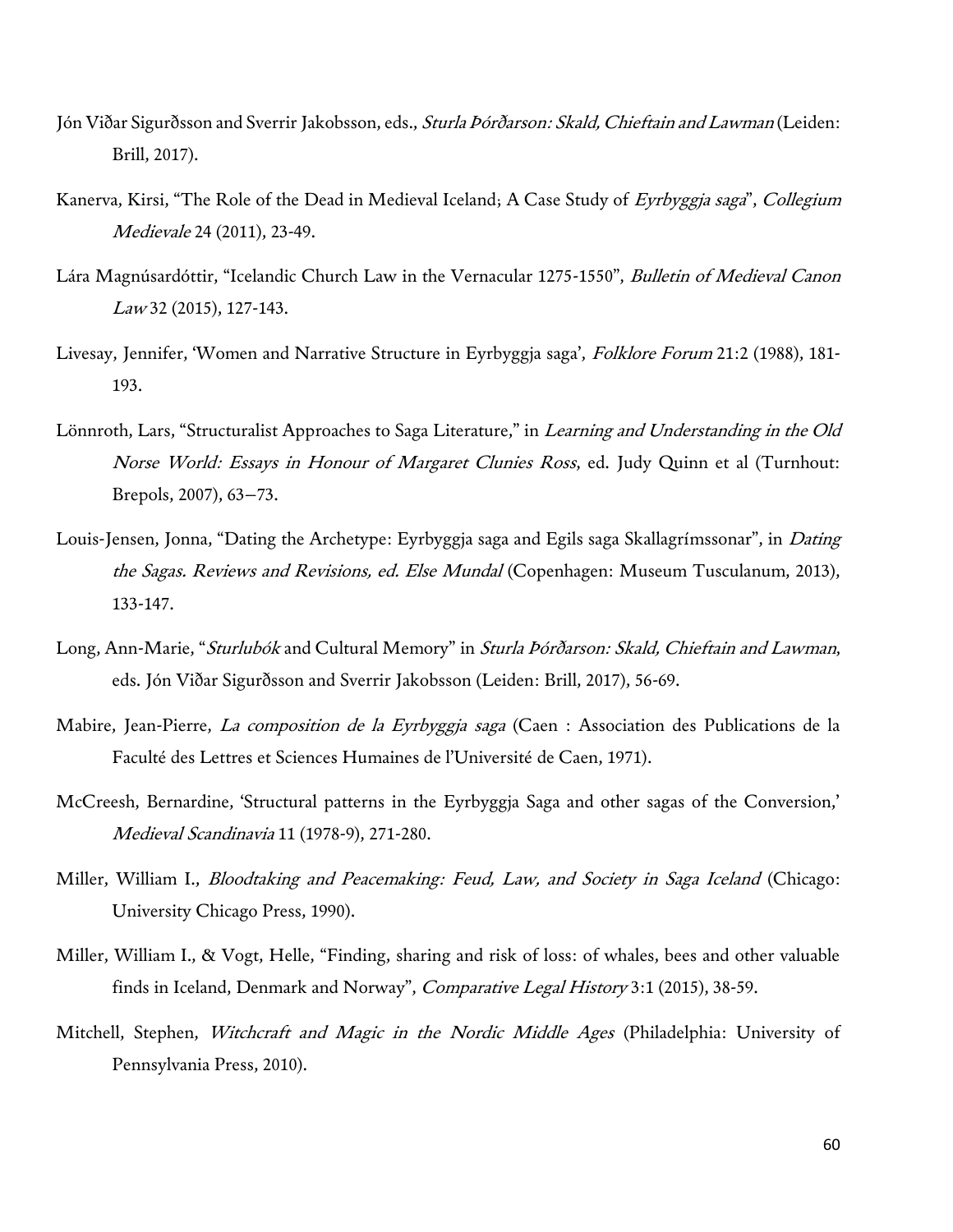Jón Viðar Sigurðsson and Sverrir Jakobsson, eds., *Sturla Þórðarson: Skald, Chieftain and Lawman* (Leiden: Brill, 2017).

Kanerva, Kirsi, "The Role of the Dead in Medieval Iceland; A Case Study of *Eyrbyggja saga*", *Collegium Medievale* 24 (2011), 23-49.

Lára Magnúsardóttir, "Icelandic Church Law in the Vernacular 1275-1550", *Bulletin of Medieval Canon Law* 32 (2015), 127-143.

Livesay, Jennifer, 'Women and Narrative Structure in Eyrbyggja saga', *Folklore Forum* 21:2 (1988), 181-193.

Lönnroth, Lars, "Structuralist Approaches to Saga Literature," in *Learning and Understanding in the Old Norse World: Essays in Honour of Margaret Clunies Ross*, ed. Judy Quinn et al (Turnhout: Brepols, 2007), 63–73.

Louis-Jensen, Jonna, "Dating the Archetype: Eyrbyggja saga and Egils saga Skallagrímssonar", in *Dating the Sagas. Reviews and Revisions, ed. Else Mundal* (Copenhagen: Museum Tusculanum, 2013), 133-147.

Long, Ann-Marie, "*Sturlubók* and Cultural Memory" in *Sturla Þórðarson: Skald, Chieftain and Lawman*, eds. Jón Viðar Sigurðsson and Sverrir Jakobsson (Leiden: Brill, 2017), 56-69.

Mabire, Jean-Pierre, *La composition de la Eyrbyggja saga* (Caen : Association des Publications de la Faculté des Lettres et Sciences Humaines de l'Université de Caen, 1971).

McCreesh, Bernardine, 'Structural patterns in the Eyrbyggja Saga and other sagas of the Conversion,' *Medieval Scandinavia* 11 (1978-9), 271-280.

Miller, William I., *Bloodtaking and Peacemaking: Feud, Law, and Society in Saga Iceland* (Chicago: University Chicago Press, 1990).

Miller, William I., & Vogt, Helle, "Finding, sharing and risk of loss: of whales, bees and other valuable finds in Iceland, Denmark and Norway", *Comparative Legal History* 3:1 (2015), 38-59.

Mitchell, Stephen, *Witchcraft and Magic in the Nordic Middle Ages* (Philadelphia: University of Pennsylvania Press, 2010).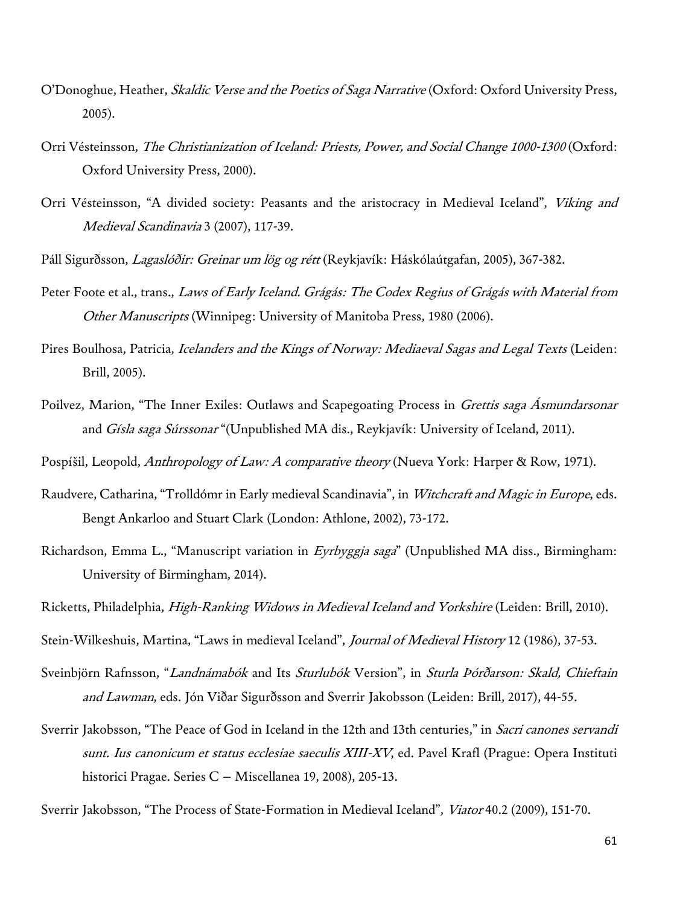O'Donoghue, Heather, *Skaldic Verse and the Poetics of Saga Narrative* (Oxford: Oxford University Press, 2005).

Orri Vésteinsson, *The Christianization of Iceland: Priests, Power, and Social Change 1000-1300* (Oxford: Oxford University Press, 2000).

Orri Vésteinsson, "A divided society: Peasants and the aristocracy in Medieval Iceland", *Viking and Medieval Scandinavia* 3 (2007), 117-39.

Páll Sigurðsson, *Lagaslóðir: Greinar um lög og rétt* (Reykjavík: Háskólaútgafan, 2005), 367-382.

Peter Foote et al., trans., *Laws of Early Iceland. Grágás: The Codex Regius of Grágás with Material from Other Manuscripts* (Winnipeg: University of Manitoba Press, 1980 (2006).

Pires Boulhosa, Patricia, *Icelanders and the Kings of Norway: Mediaeval Sagas and Legal Texts* (Leiden: Brill, 2005).

Poilvez, Marion, "The Inner Exiles: Outlaws and Scapegoating Process in *Grettis saga Ásmundarsonar* and *Gísla saga Súrssonar* "(Unpublished MA dis., Reykjavík: University of Iceland, 2011).

Pospíšil, Leopold, *Anthropology of Law: A comparative theory* (Nueva York: Harper & Row, 1971).

Raudvere, Catharina, "Trolldómr in Early medieval Scandinavia", in *Witchcraft and Magic in Europe*, eds. Bengt Ankarloo and Stuart Clark (London: Athlone, 2002), 73-172.

Richardson, Emma L., "Manuscript variation in *Eyrbyggja saga*" (Unpublished MA diss., Birmingham: University of Birmingham, 2014).

Ricketts, Philadelphia, *High-Ranking Widows in Medieval Iceland and Yorkshire* (Leiden: Brill, 2010).

Stein-Wilkeshuis, Martina, "Laws in medieval Iceland", *Journal of Medieval History* 12 (1986), 37-53.

Sveinbjörn Rafnsson, "*Landnámabók* and Its *Sturlubók* Version", in *Sturla Þórðarson: Skald, Chieftain and Lawman*, eds. Jón Viðar Sigurðsson and Sverrir Jakobsson (Leiden: Brill, 2017), 44-55.

Sverrir Jakobsson, "The Peace of God in Iceland in the 12th and 13th centuries," in *Sacri canones servandi sunt. Ius canonicum et status ecclesiae saeculis XIII-XV*, ed. Pavel Krafl (Prague: Opera Instituti historici Pragae. Series C – Miscellanea 19, 2008), 205-13.

Sverrir Jakobsson, "The Process of State-Formation in Medieval Iceland", *Viator* 40.2 (2009), 151-70.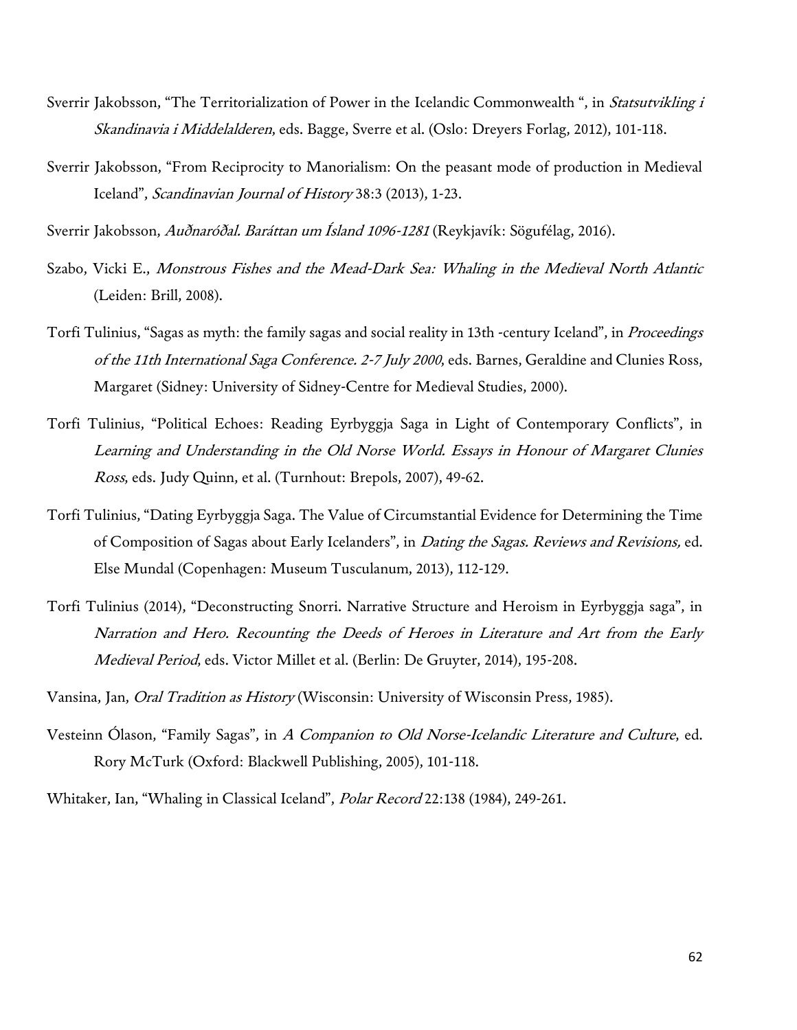Sverrir Jakobsson, "The Territorialization of Power in the Icelandic Commonwealth ", in *Statsutvikling i Skandinavia i Middelalderen*, eds. Bagge, Sverre et al. (Oslo: Dreyers Forlag, 2012), 101-118.

Sverrir Jakobsson, "From Reciprocity to Manorialism: On the peasant mode of production in Medieval Iceland", *Scandinavian Journal of History* 38:3 (2013), 1-23.

Sverrir Jakobsson, *Auðnaróðal. Baráttan um Ísland 1096-1281* (Reykjavík: Sögufélag, 2016).

Szabo, Vicki E., *Monstrous Fishes and the Mead-Dark Sea: Whaling in the Medieval North Atlantic* (Leiden: Brill, 2008).

Torfi Tulinius, "Sagas as myth: the family sagas and social reality in 13th -century Iceland", in *Proceedings of the 11th International Saga Conference. 2-7 July 2000*, eds. Barnes, Geraldine and Clunies Ross, Margaret (Sidney: University of Sidney-Centre for Medieval Studies, 2000).

Torfi Tulinius, "Political Echoes: Reading Eyrbyggja Saga in Light of Contemporary Conflicts", in *Learning and Understanding in the Old Norse World. Essays in Honour of Margaret Clunies Ross*, eds. Judy Quinn, et al. (Turnhout: Brepols, 2007), 49-62.

Torfi Tulinius, "Dating Eyrbyggja Saga. The Value of Circumstantial Evidence for Determining the Time of Composition of Sagas about Early Icelanders", in *Dating the Sagas. Reviews and Revisions,* ed. Else Mundal (Copenhagen: Museum Tusculanum, 2013), 112-129.

Torfi Tulinius (2014), "Deconstructing Snorri. Narrative Structure and Heroism in Eyrbyggja saga", in *Narration and Hero. Recounting the Deeds of Heroes in Literature and Art from the Early Medieval Period*, eds. Victor Millet et al. (Berlin: De Gruyter, 2014), 195-208.

Vansina, Jan, *Oral Tradition as History* (Wisconsin: University of Wisconsin Press, 1985).

Vesteinn Ólason, "Family Sagas", in *A Companion to Old Norse-Icelandic Literature and Culture*, ed. Rory McTurk (Oxford: Blackwell Publishing, 2005), 101-118.

Whitaker, Ian, "Whaling in Classical Iceland", *Polar Record* 22:138 (1984), 249-261.